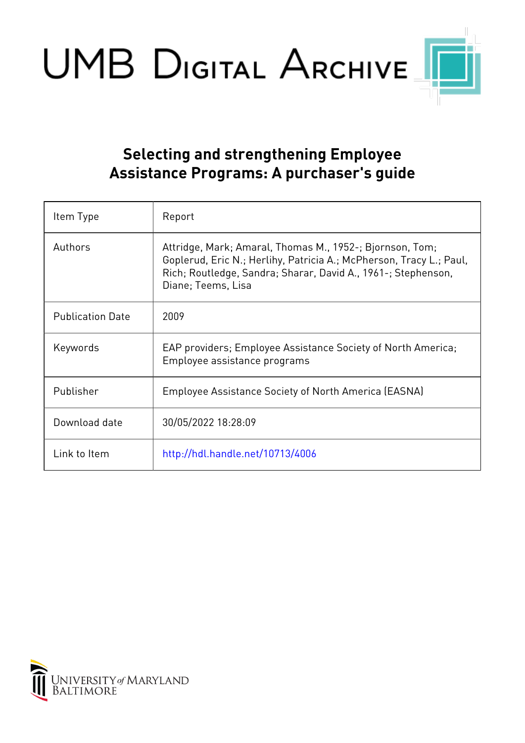UMB Digital Archive

# Selecting and strengthening Employee Assistance Programs: A purchaser's guide

| Item Type | Report |
|---|---|
| Authors | Attridge, Mark; Amaral, Thomas M., 1952-; Bjornson, Tom; Goplerud, Eric N.; Herlihy, Patricia A.; McPherson, Tracy L.; Paul, Rich; Routledge, Sandra; Sharar, David A., 1961-; Stephenson, Diane; Teems, Lisa |
| Publication Date | 2009 |
| Keywords | EAP providers; Employee Assistance Society of North America; Employee assistance programs |
| Publisher | Employee Assistance Society of North America (EASNA) |
| Download date | 30/05/2022 18:28:09 |
| Link to Item | http://hdl.handle.net/10713/4006 |

University of Maryland Baltimore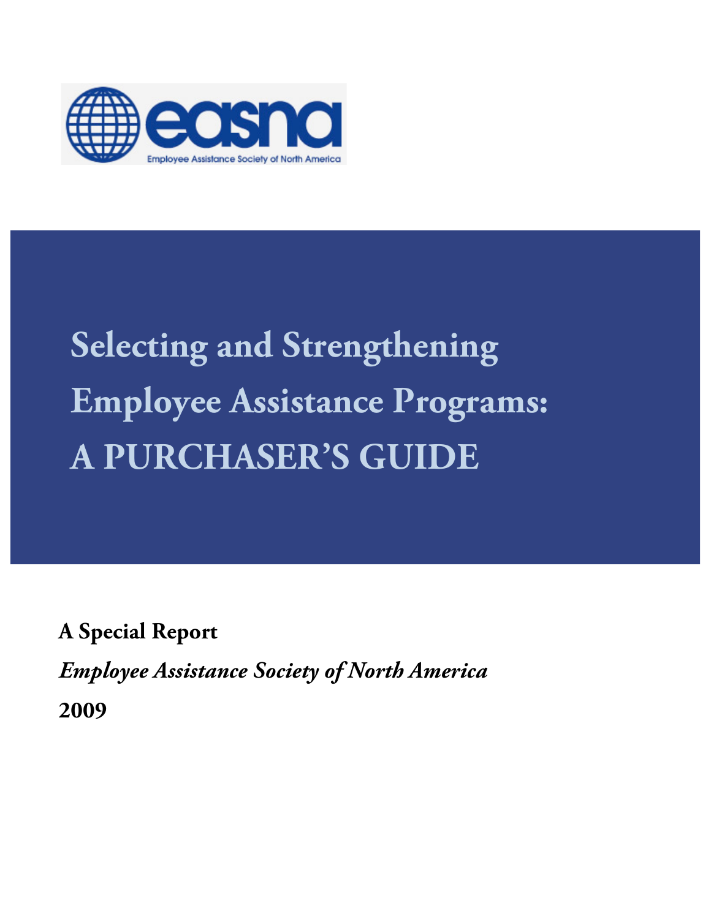easna

Employee Assistance Society of North America

# Selecting and Strengthening Employee Assistance Programs: A PURCHASER'S GUIDE

**A Special Report**

***Employee Assistance Society of North America***

**2009**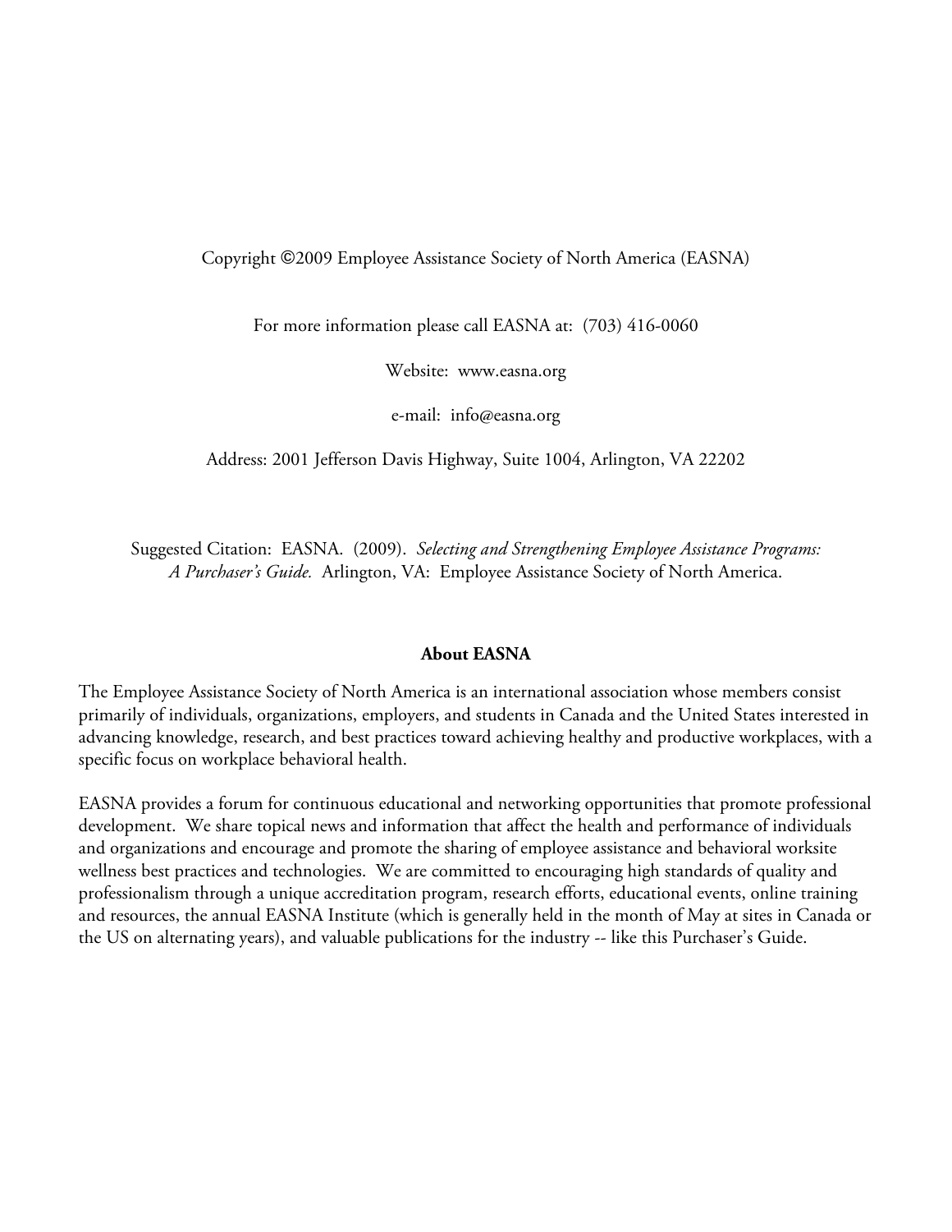Copyright ©2009 Employee Assistance Society of North America (EASNA)

For more information please call EASNA at: (703) 416-0060

Website: www.easna.org

e-mail: info@easna.org

Address: 2001 Jefferson Davis Highway, Suite 1004, Arlington, VA 22202

Suggested Citation: EASNA. (2009). *Selecting and Strengthening Employee Assistance Programs: A Purchaser's Guide.* Arlington, VA: Employee Assistance Society of North America.

**About EASNA**

The Employee Assistance Society of North America is an international association whose members consist primarily of individuals, organizations, employers, and students in Canada and the United States interested in advancing knowledge, research, and best practices toward achieving healthy and productive workplaces, with a specific focus on workplace behavioral health.

EASNA provides a forum for continuous educational and networking opportunities that promote professional development. We share topical news and information that affect the health and performance of individuals and organizations and encourage and promote the sharing of employee assistance and behavioral worksite wellness best practices and technologies. We are committed to encouraging high standards of quality and professionalism through a unique accreditation program, research efforts, educational events, online training and resources, the annual EASNA Institute (which is generally held in the month of May at sites in Canada or the US on alternating years), and valuable publications for the industry -- like this Purchaser's Guide.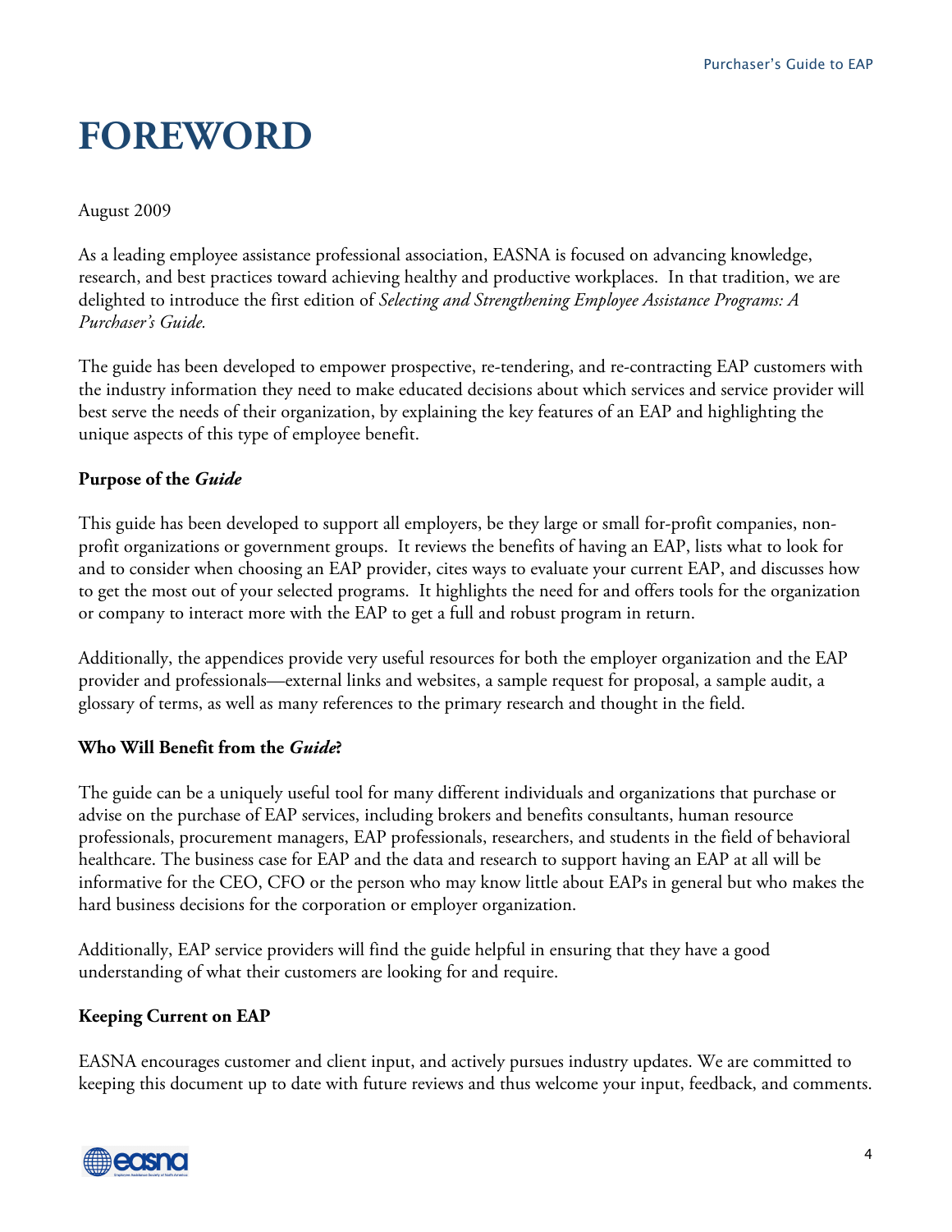# FOREWORD

August 2009

As a leading employee assistance professional association, EASNA is focused on advancing knowledge, research, and best practices toward achieving healthy and productive workplaces. In that tradition, we are delighted to introduce the first edition of *Selecting and Strengthening Employee Assistance Programs: A Purchaser's Guide.*

The guide has been developed to empower prospective, re-tendering, and re-contracting EAP customers with the industry information they need to make educated decisions about which services and service provider will best serve the needs of their organization, by explaining the key features of an EAP and highlighting the unique aspects of this type of employee benefit.

### Purpose of the *Guide*

This guide has been developed to support all employers, be they large or small for-profit companies, non-profit organizations or government groups. It reviews the benefits of having an EAP, lists what to look for and to consider when choosing an EAP provider, cites ways to evaluate your current EAP, and discusses how to get the most out of your selected programs. It highlights the need for and offers tools for the organization or company to interact more with the EAP to get a full and robust program in return.

Additionally, the appendices provide very useful resources for both the employer organization and the EAP provider and professionals—external links and websites, a sample request for proposal, a sample audit, a glossary of terms, as well as many references to the primary research and thought in the field.

### Who Will Benefit from the *Guide*?

The guide can be a uniquely useful tool for many different individuals and organizations that purchase or advise on the purchase of EAP services, including brokers and benefits consultants, human resource professionals, procurement managers, EAP professionals, researchers, and students in the field of behavioral healthcare. The business case for EAP and the data and research to support having an EAP at all will be informative for the CEO, CFO or the person who may know little about EAPs in general but who makes the hard business decisions for the corporation or employer organization.

Additionally, EAP service providers will find the guide helpful in ensuring that they have a good understanding of what their customers are looking for and require.

### Keeping Current on EAP

EASNA encourages customer and client input, and actively pursues industry updates. We are committed to keeping this document up to date with future reviews and thus welcome your input, feedback, and comments.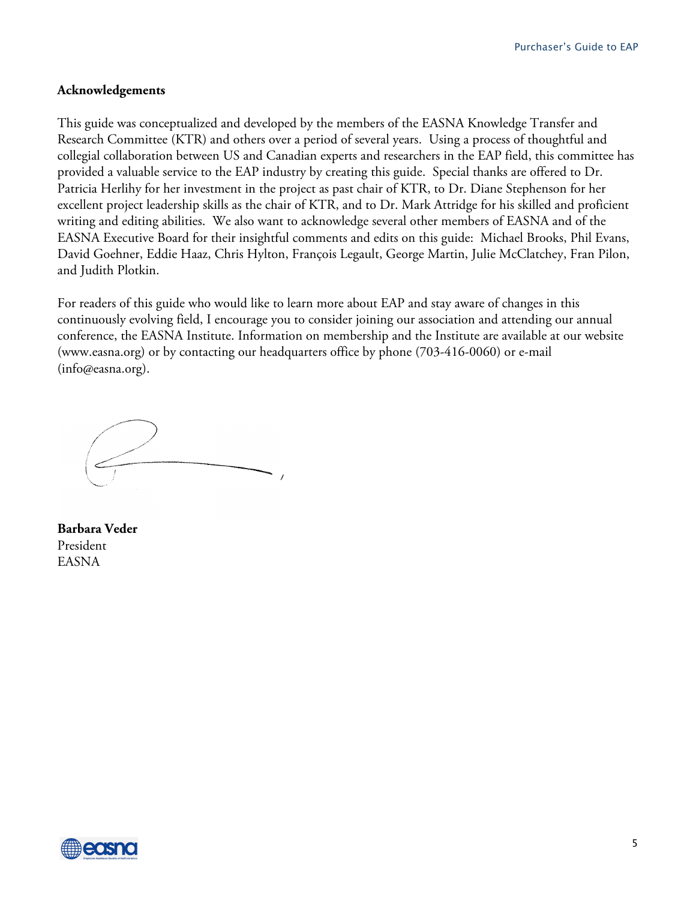**Acknowledgements**

This guide was conceptualized and developed by the members of the EASNA Knowledge Transfer and Research Committee (KTR) and others over a period of several years. Using a process of thoughtful and collegial collaboration between US and Canadian experts and researchers in the EAP field, this committee has provided a valuable service to the EAP industry by creating this guide. Special thanks are offered to Dr. Patricia Herlihy for her investment in the project as past chair of KTR, to Dr. Diane Stephenson for her excellent project leadership skills as the chair of KTR, and to Dr. Mark Attridge for his skilled and proficient writing and editing abilities. We also want to acknowledge several other members of EASNA and of the EASNA Executive Board for their insightful comments and edits on this guide: Michael Brooks, Phil Evans, David Goehner, Eddie Haaz, Chris Hylton, François Legault, George Martin, Julie McClatchey, Fran Pilon, and Judith Plotkin.

For readers of this guide who would like to learn more about EAP and stay aware of changes in this continuously evolving field, I encourage you to consider joining our association and attending our annual conference, the EASNA Institute. Information on membership and the Institute are available at our website (www.easna.org) or by contacting our headquarters office by phone (703-416-0060) or e-mail (info@easna.org).

**Barbara Veder**
President
EASNA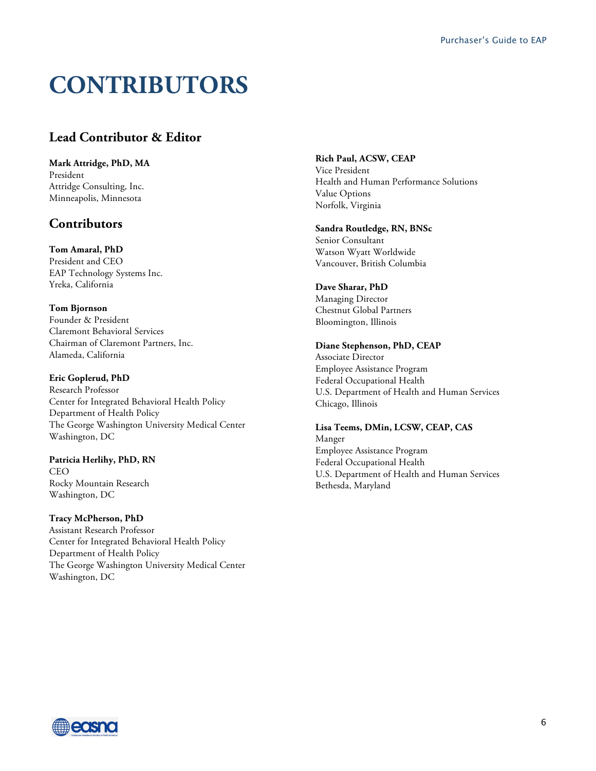# CONTRIBUTORS

## Lead Contributor & Editor

**Mark Attridge, PhD, MA**
President
Attridge Consulting, Inc.
Minneapolis, Minnesota

## Contributors

**Tom Amaral, PhD**
President and CEO
EAP Technology Systems Inc.
Yreka, California

**Tom Bjornson**
Founder & President
Claremont Behavioral Services
Chairman of Claremont Partners, Inc.
Alameda, California

**Eric Goplerud, PhD**
Research Professor
Center for Integrated Behavioral Health Policy
Department of Health Policy
The George Washington University Medical Center
Washington, DC

**Patricia Herlihy, PhD, RN**
CEO
Rocky Mountain Research
Washington, DC

**Tracy McPherson, PhD**
Assistant Research Professor
Center for Integrated Behavioral Health Policy
Department of Health Policy
The George Washington University Medical Center
Washington, DC

**Rich Paul, ACSW, CEAP**
Vice President
Health and Human Performance Solutions
Value Options
Norfolk, Virginia

**Sandra Routledge, RN, BNSc**
Senior Consultant
Watson Wyatt Worldwide
Vancouver, British Columbia

**Dave Sharar, PhD**
Managing Director
Chestnut Global Partners
Bloomington, Illinois

**Diane Stephenson, PhD, CEAP**
Associate Director
Employee Assistance Program
Federal Occupational Health
U.S. Department of Health and Human Services
Chicago, Illinois

**Lisa Teems, DMin, LCSW, CEAP, CAS**
Manger
Employee Assistance Program
Federal Occupational Health
U.S. Department of Health and Human Services
Bethesda, Maryland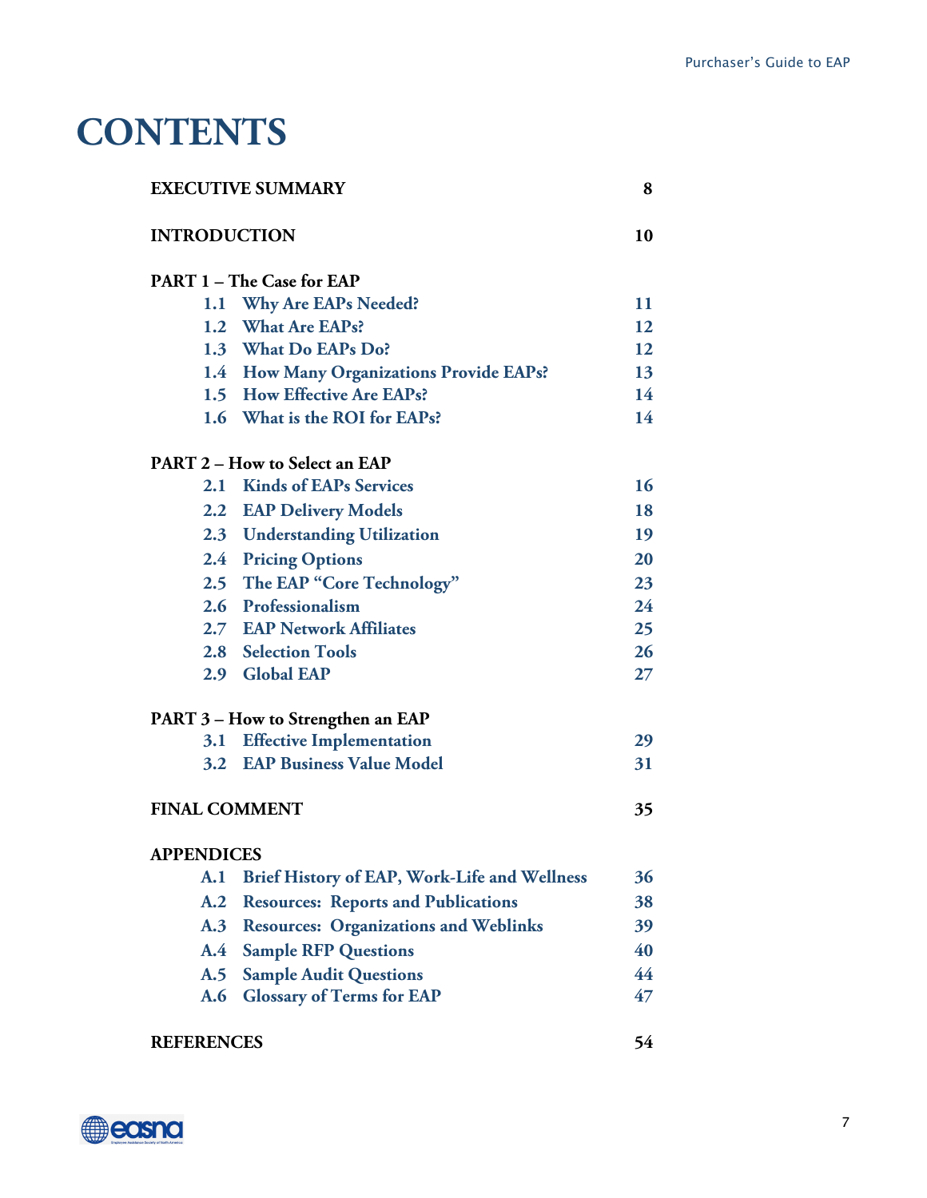# CONTENTS

| | |
|---|---|
| **EXECUTIVE SUMMARY** | **8** |
| **INTRODUCTION** | **10** |
| **PART 1 – The Case for EAP** | |
| **1.1 Why Are EAPs Needed?** | **11** |
| **1.2 What Are EAPs?** | **12** |
| **1.3 What Do EAPs Do?** | **12** |
| **1.4 How Many Organizations Provide EAPs?** | **13** |
| **1.5 How Effective Are EAPs?** | **14** |
| **1.6 What is the ROI for EAPs?** | **14** |
| **PART 2 – How to Select an EAP** | |
| **2.1 Kinds of EAPs Services** | **16** |
| **2.2 EAP Delivery Models** | **18** |
| **2.3 Understanding Utilization** | **19** |
| **2.4 Pricing Options** | **20** |
| **2.5 The EAP "Core Technology"** | **23** |
| **2.6 Professionalism** | **24** |
| **2.7 EAP Network Affiliates** | **25** |
| **2.8 Selection Tools** | **26** |
| **2.9 Global EAP** | **27** |
| **PART 3 – How to Strengthen an EAP** | |
| **3.1 Effective Implementation** | **29** |
| **3.2 EAP Business Value Model** | **31** |
| **FINAL COMMENT** | **35** |
| **APPENDICES** | |
| **A.1 Brief History of EAP, Work-Life and Wellness** | **36** |
| **A.2 Resources: Reports and Publications** | **38** |
| **A.3 Resources: Organizations and Weblinks** | **39** |
| **A.4 Sample RFP Questions** | **40** |
| **A.5 Sample Audit Questions** | **44** |
| **A.6 Glossary of Terms for EAP** | **47** |
| **REFERENCES** | **54** |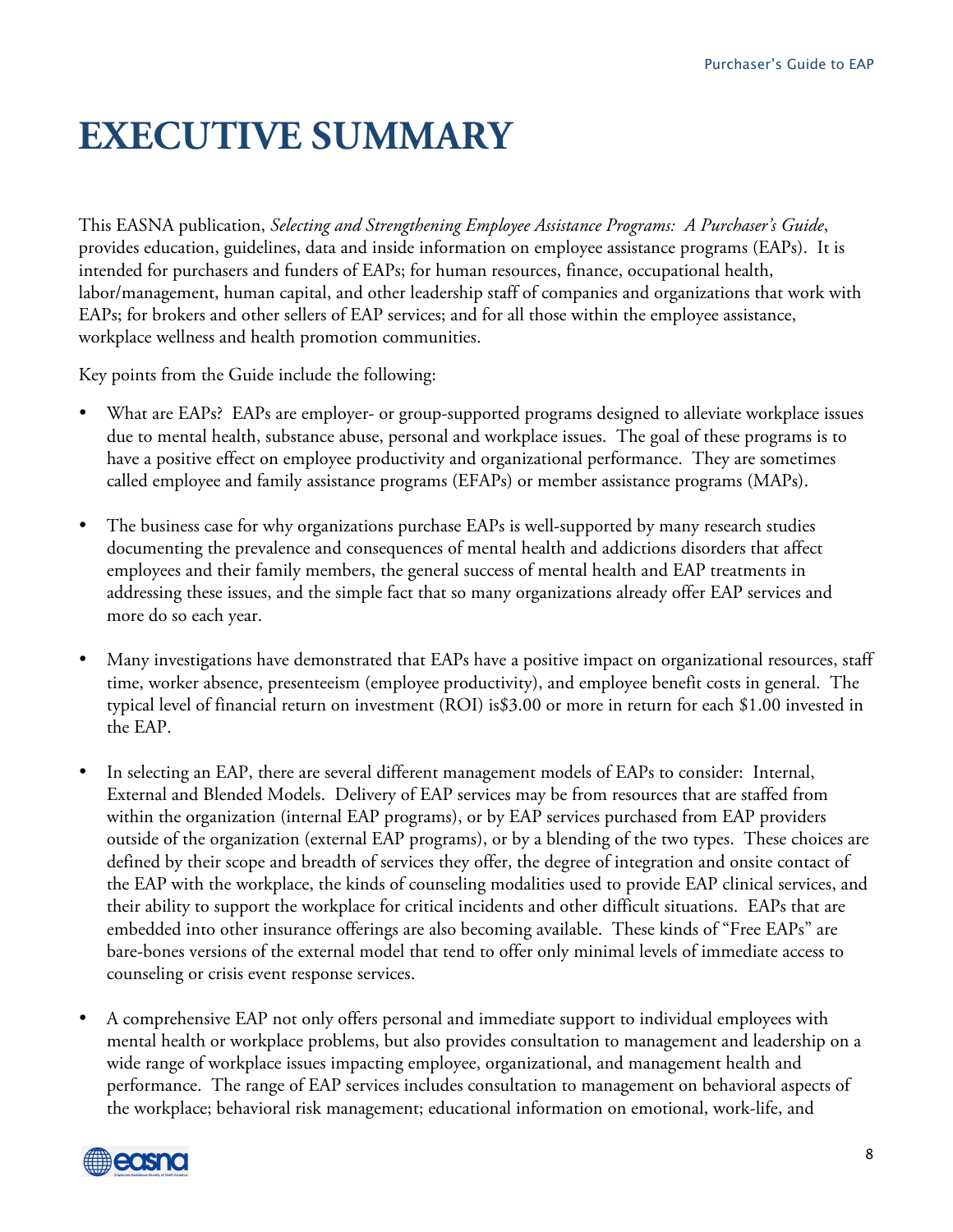# EXECUTIVE SUMMARY

This EASNA publication, *Selecting and Strengthening Employee Assistance Programs: A Purchaser's Guide*, provides education, guidelines, data and inside information on employee assistance programs (EAPs). It is intended for purchasers and funders of EAPs; for human resources, finance, occupational health, labor/management, human capital, and other leadership staff of companies and organizations that work with EAPs; for brokers and other sellers of EAP services; and for all those within the employee assistance, workplace wellness and health promotion communities.

Key points from the Guide include the following:

- What are EAPs? EAPs are employer- or group-supported programs designed to alleviate workplace issues due to mental health, substance abuse, personal and workplace issues. The goal of these programs is to have a positive effect on employee productivity and organizational performance. They are sometimes called employee and family assistance programs (EFAPs) or member assistance programs (MAPs).

- The business case for why organizations purchase EAPs is well-supported by many research studies documenting the prevalence and consequences of mental health and addictions disorders that affect employees and their family members, the general success of mental health and EAP treatments in addressing these issues, and the simple fact that so many organizations already offer EAP services and more do so each year.

- Many investigations have demonstrated that EAPs have a positive impact on organizational resources, staff time, worker absence, presenteeism (employee productivity), and employee benefit costs in general. The typical level of financial return on investment (ROI) is$3.00 or more in return for each $1.00 invested in the EAP.

- In selecting an EAP, there are several different management models of EAPs to consider: Internal, External and Blended Models. Delivery of EAP services may be from resources that are staffed from within the organization (internal EAP programs), or by EAP services purchased from EAP providers outside of the organization (external EAP programs), or by a blending of the two types. These choices are defined by their scope and breadth of services they offer, the degree of integration and onsite contact of the EAP with the workplace, the kinds of counseling modalities used to provide EAP clinical services, and their ability to support the workplace for critical incidents and other difficult situations. EAPs that are embedded into other insurance offerings are also becoming available. These kinds of "Free EAPs" are bare-bones versions of the external model that tend to offer only minimal levels of immediate access to counseling or crisis event response services.

- A comprehensive EAP not only offers personal and immediate support to individual employees with mental health or workplace problems, but also provides consultation to management and leadership on a wide range of workplace issues impacting employee, organizational, and management health and performance. The range of EAP services includes consultation to management on behavioral aspects of the workplace; behavioral risk management; educational information on emotional, work-life, and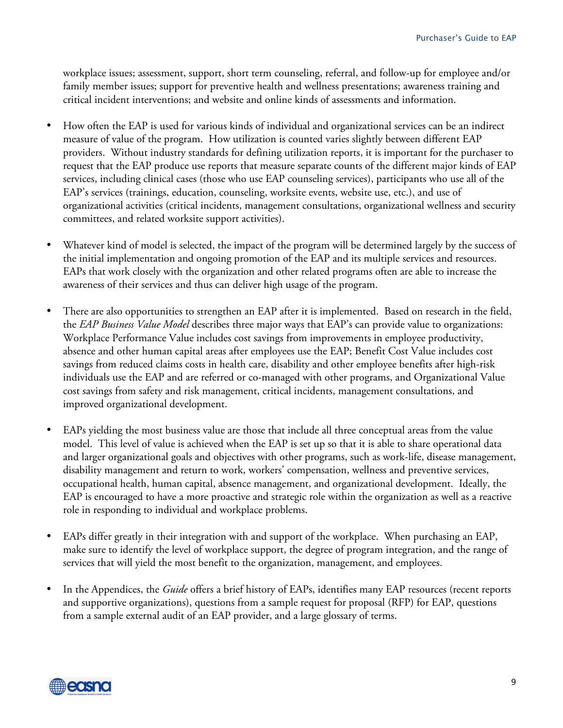workplace issues; assessment, support, short term counseling, referral, and follow-up for employee and/or family member issues; support for preventive health and wellness presentations; awareness training and critical incident interventions; and website and online kinds of assessments and information.

- How often the EAP is used for various kinds of individual and organizational services can be an indirect measure of value of the program. How utilization is counted varies slightly between different EAP providers. Without industry standards for defining utilization reports, it is important for the purchaser to request that the EAP produce use reports that measure separate counts of the different major kinds of EAP services, including clinical cases (those who use EAP counseling services), participants who use all of the EAP's services (trainings, education, counseling, worksite events, website use, etc.), and use of organizational activities (critical incidents, management consultations, organizational wellness and security committees, and related worksite support activities).

- Whatever kind of model is selected, the impact of the program will be determined largely by the success of the initial implementation and ongoing promotion of the EAP and its multiple services and resources. EAPs that work closely with the organization and other related programs often are able to increase the awareness of their services and thus can deliver high usage of the program.

- There are also opportunities to strengthen an EAP after it is implemented. Based on research in the field, the *EAP Business Value Model* describes three major ways that EAP's can provide value to organizations: Workplace Performance Value includes cost savings from improvements in employee productivity, absence and other human capital areas after employees use the EAP; Benefit Cost Value includes cost savings from reduced claims costs in health care, disability and other employee benefits after high-risk individuals use the EAP and are referred or co-managed with other programs, and Organizational Value cost savings from safety and risk management, critical incidents, management consultations, and improved organizational development.

- EAPs yielding the most business value are those that include all three conceptual areas from the value model. This level of value is achieved when the EAP is set up so that it is able to share operational data and larger organizational goals and objectives with other programs, such as work-life, disease management, disability management and return to work, workers' compensation, wellness and preventive services, occupational health, human capital, absence management, and organizational development. Ideally, the EAP is encouraged to have a more proactive and strategic role within the organization as well as a reactive role in responding to individual and workplace problems.

- EAPs differ greatly in their integration with and support of the workplace. When purchasing an EAP, make sure to identify the level of workplace support, the degree of program integration, and the range of services that will yield the most benefit to the organization, management, and employees.

- In the Appendices, the *Guide* offers a brief history of EAPs, identifies many EAP resources (recent reports and supportive organizations), questions from a sample request for proposal (RFP) for EAP, questions from a sample external audit of an EAP provider, and a large glossary of terms.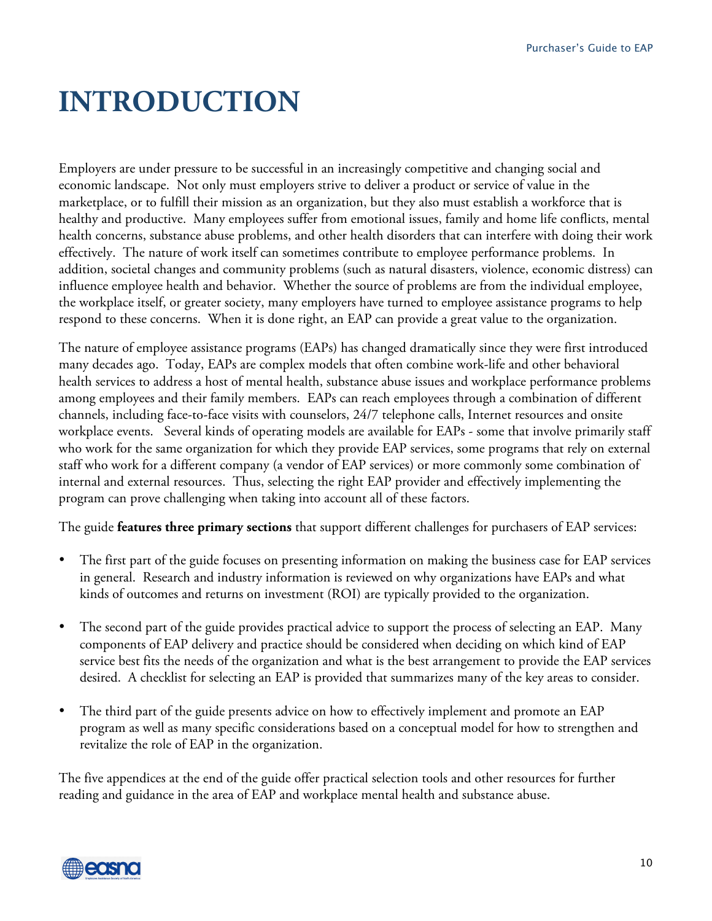# INTRODUCTION

Employers are under pressure to be successful in an increasingly competitive and changing social and economic landscape. Not only must employers strive to deliver a product or service of value in the marketplace, or to fulfill their mission as an organization, but they also must establish a workforce that is healthy and productive. Many employees suffer from emotional issues, family and home life conflicts, mental health concerns, substance abuse problems, and other health disorders that can interfere with doing their work effectively. The nature of work itself can sometimes contribute to employee performance problems. In addition, societal changes and community problems (such as natural disasters, violence, economic distress) can influence employee health and behavior. Whether the source of problems are from the individual employee, the workplace itself, or greater society, many employers have turned to employee assistance programs to help respond to these concerns. When it is done right, an EAP can provide a great value to the organization.

The nature of employee assistance programs (EAPs) has changed dramatically since they were first introduced many decades ago. Today, EAPs are complex models that often combine work-life and other behavioral health services to address a host of mental health, substance abuse issues and workplace performance problems among employees and their family members. EAPs can reach employees through a combination of different channels, including face-to-face visits with counselors, 24/7 telephone calls, Internet resources and onsite workplace events. Several kinds of operating models are available for EAPs - some that involve primarily staff who work for the same organization for which they provide EAP services, some programs that rely on external staff who work for a different company (a vendor of EAP services) or more commonly some combination of internal and external resources. Thus, selecting the right EAP provider and effectively implementing the program can prove challenging when taking into account all of these factors.

The guide **features three primary sections** that support different challenges for purchasers of EAP services:

- The first part of the guide focuses on presenting information on making the business case for EAP services in general. Research and industry information is reviewed on why organizations have EAPs and what kinds of outcomes and returns on investment (ROI) are typically provided to the organization.
- The second part of the guide provides practical advice to support the process of selecting an EAP. Many components of EAP delivery and practice should be considered when deciding on which kind of EAP service best fits the needs of the organization and what is the best arrangement to provide the EAP services desired. A checklist for selecting an EAP is provided that summarizes many of the key areas to consider.
- The third part of the guide presents advice on how to effectively implement and promote an EAP program as well as many specific considerations based on a conceptual model for how to strengthen and revitalize the role of EAP in the organization.

The five appendices at the end of the guide offer practical selection tools and other resources for further reading and guidance in the area of EAP and workplace mental health and substance abuse.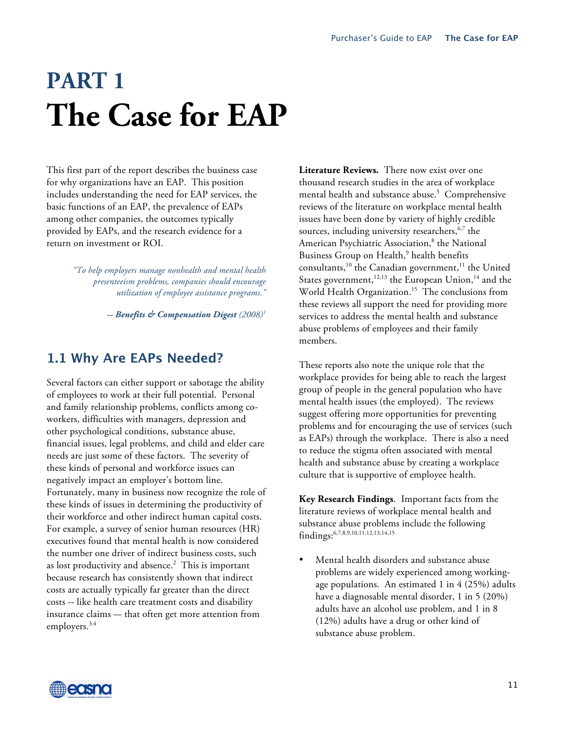# PART 1

# The Case for EAP

This first part of the report describes the business case for why organizations have an EAP. This position includes understanding the need for EAP services, the basic functions of an EAP, the prevalence of EAPs among other companies, the outcomes typically provided by EAPs, and the research evidence for a return on investment or ROI.

> *"To help employers manage nonhealth and mental health presenteeism problems, companies should encourage utilization of employee assistance programs."*
>
> *-- **Benefits & Compensation Digest** (2008)*[1]

## 1.1 Why Are EAPs Needed?

Several factors can either support or sabotage the ability of employees to work at their full potential. Personal and family relationship problems, conflicts among co-workers, difficulties with managers, depression and other psychological conditions, substance abuse, financial issues, legal problems, and child and elder care needs are just some of these factors. The severity of these kinds of personal and workforce issues can negatively impact an employer's bottom line. Fortunately, many in business now recognize the role of these kinds of issues in determining the productivity of their workforce and other indirect human capital costs. For example, a survey of senior human resources (HR) executives found that mental health is now considered the number one driver of indirect business costs, such as lost productivity and absence.[2] This is important because research has consistently shown that indirect costs are actually typically far greater than the direct costs -- like health care treatment costs and disability insurance claims –- that often get more attention from employers.[3,4]

**Literature Reviews.** There now exist over one thousand research studies in the area of workplace mental health and substance abuse.[5] Comprehensive reviews of the literature on workplace mental health issues have been done by variety of highly credible sources, including university researchers,[6,7] the American Psychiatric Association,[8] the National Business Group on Health,[9] health benefits consultants,[10] the Canadian government,[11] the United States government,[12,13] the European Union,[14] and the World Health Organization.[15] The conclusions from these reviews all support the need for providing more services to address the mental health and substance abuse problems of employees and their family members.

These reports also note the unique role that the workplace provides for being able to reach the largest group of people in the general population who have mental health issues (the employed). The reviews suggest offering more opportunities for preventing problems and for encouraging the use of services (such as EAPs) through the workplace. There is also a need to reduce the stigma often associated with mental health and substance abuse by creating a workplace culture that is supportive of employee health.

**Key Research Findings**. Important facts from the literature reviews of workplace mental health and substance abuse problems include the following findings:[6,7,8,9,10,11,12,13,14,15]

- Mental health disorders and substance abuse problems are widely experienced among working-age populations. An estimated 1 in 4 (25%) adults have a diagnosable mental disorder, 1 in 5 (20%) adults have an alcohol use problem, and 1 in 8 (12%) adults have a drug or other kind of substance abuse problem.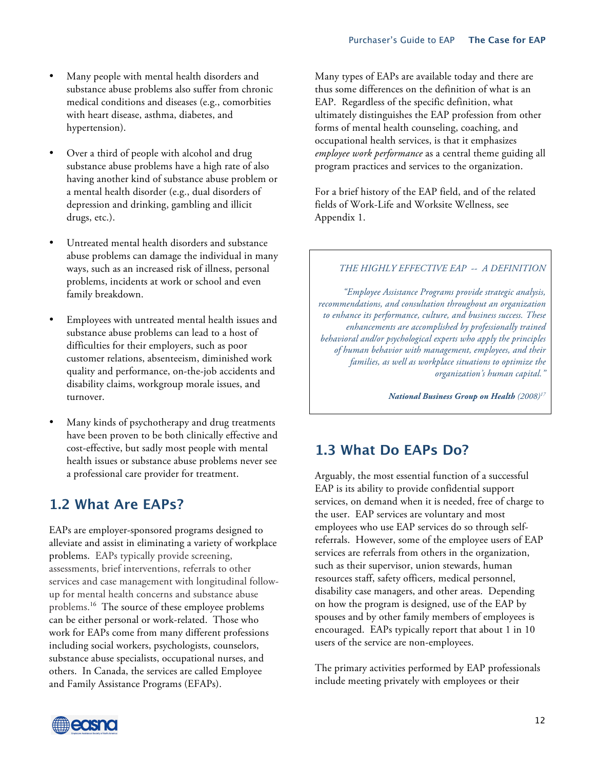- Many people with mental health disorders and substance abuse problems also suffer from chronic medical conditions and diseases (e.g., comorbities with heart disease, asthma, diabetes, and hypertension).

- Over a third of people with alcohol and drug substance abuse problems have a high rate of also having another kind of substance abuse problem or a mental health disorder (e.g., dual disorders of depression and drinking, gambling and illicit drugs, etc.).

- Untreated mental health disorders and substance abuse problems can damage the individual in many ways, such as an increased risk of illness, personal problems, incidents at work or school and even family breakdown.

- Employees with untreated mental health issues and substance abuse problems can lead to a host of difficulties for their employers, such as poor customer relations, absenteeism, diminished work quality and performance, on-the-job accidents and disability claims, workgroup morale issues, and turnover.

- Many kinds of psychotherapy and drug treatments have been proven to be both clinically effective and cost-effective, but sadly most people with mental health issues or substance abuse problems never see a professional care provider for treatment.

## 1.2 What Are EAPs?

EAPs are employer-sponsored programs designed to alleviate and assist in eliminating a variety of workplace problems. EAPs typically provide screening, assessments, brief interventions, referrals to other services and case management with longitudinal follow-up for mental health concerns and substance abuse problems.[16] The source of these employee problems can be either personal or work-related. Those who work for EAPs come from many different professions including social workers, psychologists, counselors, substance abuse specialists, occupational nurses, and others. In Canada, the services are called Employee and Family Assistance Programs (EFAPs).

Many types of EAPs are available today and there are thus some differences on the definition of what is an EAP. Regardless of the specific definition, what ultimately distinguishes the EAP profession from other forms of mental health counseling, coaching, and occupational health services, is that it emphasizes *employee work performance* as a central theme guiding all program practices and services to the organization.

For a brief history of the EAP field, and of the related fields of Work-Life and Worksite Wellness, see Appendix 1.

> *THE HIGHLY EFFECTIVE EAP -- A DEFINITION*
>
> *"Employee Assistance Programs provide strategic analysis, recommendations, and consultation throughout an organization to enhance its performance, culture, and business success. These enhancements are accomplished by professionally trained behavioral and/or psychological experts who apply the principles of human behavior with management, employees, and their families, as well as workplace situations to optimize the organization's human capital."*
>
> ***National Business Group on Health*** *(2008)*[17]

## 1.3 What Do EAPs Do?

Arguably, the most essential function of a successful EAP is its ability to provide confidential support services, on demand when it is needed, free of charge to the user. EAP services are voluntary and most employees who use EAP services do so through self-referrals. However, some of the employee users of EAP services are referrals from others in the organization, such as their supervisor, union stewards, human resources staff, safety officers, medical personnel, disability case managers, and other areas. Depending on how the program is designed, use of the EAP by spouses and by other family members of employees is encouraged. EAPs typically report that about 1 in 10 users of the service are non-employees.

The primary activities performed by EAP professionals include meeting privately with employees or their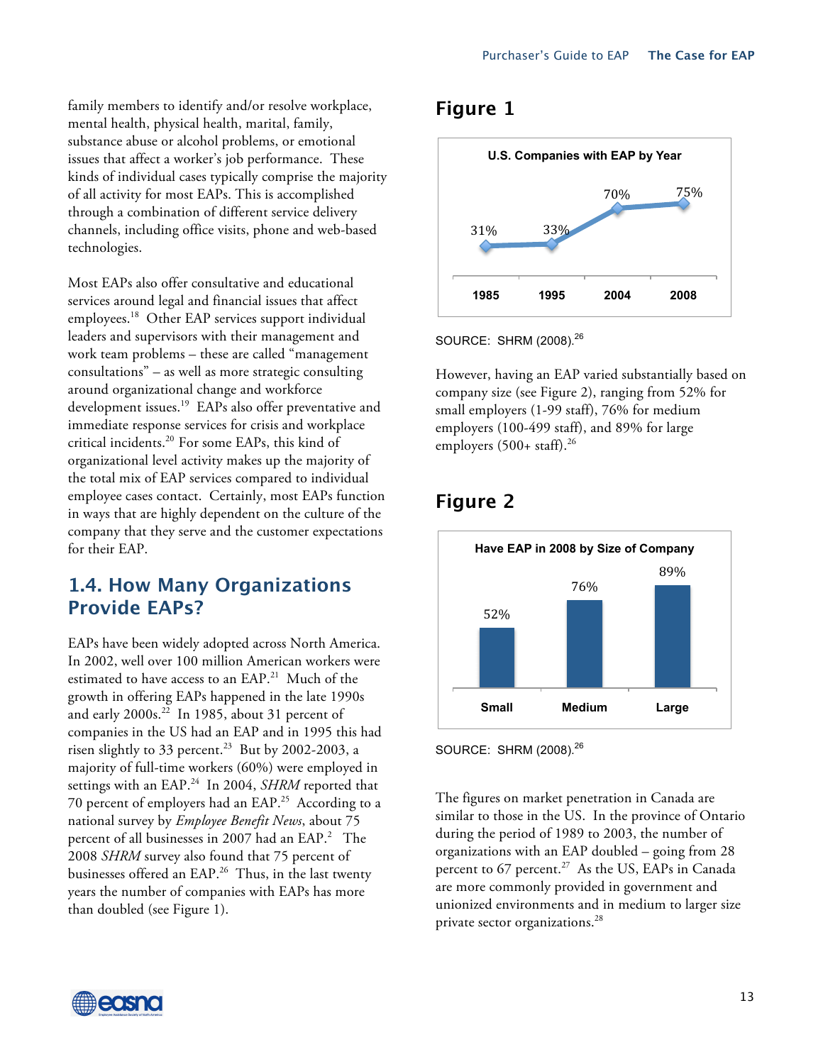family members to identify and/or resolve workplace, mental health, physical health, marital, family, substance abuse or alcohol problems, or emotional issues that affect a worker's job performance. These kinds of individual cases typically comprise the majority of all activity for most EAPs. This is accomplished through a combination of different service delivery channels, including office visits, phone and web-based technologies.

Most EAPs also offer consultative and educational services around legal and financial issues that affect employees.[18] Other EAP services support individual leaders and supervisors with their management and work team problems – these are called "management consultations" – as well as more strategic consulting around organizational change and workforce development issues.[19] EAPs also offer preventative and immediate response services for crisis and workplace critical incidents.[20] For some EAPs, this kind of organizational level activity makes up the majority of the total mix of EAP services compared to individual employee cases contact. Certainly, most EAPs function in ways that are highly dependent on the culture of the company that they serve and the customer expectations for their EAP.

## 1.4. How Many Organizations Provide EAPs?

EAPs have been widely adopted across North America. In 2002, well over 100 million American workers were estimated to have access to an EAP.[21] Much of the growth in offering EAPs happened in the late 1990s and early 2000s.[22] In 1985, about 31 percent of companies in the US had an EAP and in 1995 this had risen slightly to 33 percent.[23] But by 2002-2003, a majority of full-time workers (60%) were employed in settings with an EAP.[24] In 2004, *SHRM* reported that 70 percent of employers had an EAP.[25] According to a national survey by *Employee Benefit News*, about 75 percent of all businesses in 2007 had an EAP.[2] The 2008 *SHRM* survey also found that 75 percent of businesses offered an EAP.[26] Thus, in the last twenty years the number of companies with EAPs has more than doubled (see Figure 1).

## Figure 1

**U.S. Companies with EAP by Year**

| 1985 | 1995 | 2004 | 2008 |
|---|---|---|---|
| 31% | 33% | 70% | 75% |

SOURCE: SHRM (2008).[26]

However, having an EAP varied substantially based on company size (see Figure 2), ranging from 52% for small employers (1-99 staff), 76% for medium employers (100-499 staff), and 89% for large employers (500+ staff).[26]

## Figure 2

**Have EAP in 2008 by Size of Company**

| Small | Medium | Large |
|---|---|---|
| 52% | 76% | 89% |

SOURCE: SHRM (2008).[26]

The figures on market penetration in Canada are similar to those in the US. In the province of Ontario during the period of 1989 to 2003, the number of organizations with an EAP doubled – going from 28 percent to 67 percent.[27] As the US, EAPs in Canada are more commonly provided in government and unionized environments and in medium to larger size private sector organizations.[28]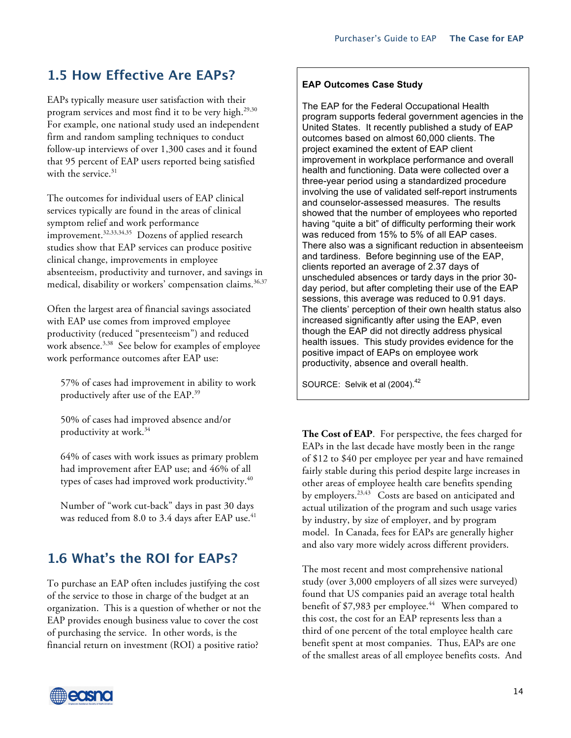## 1.5 How Effective Are EAPs?

EAPs typically measure user satisfaction with their program services and most find it to be very high.[29,30] For example, one national study used an independent firm and random sampling techniques to conduct follow-up interviews of over 1,300 cases and it found that 95 percent of EAP users reported being satisfied with the service.[31]

The outcomes for individual users of EAP clinical services typically are found in the areas of clinical symptom relief and work performance improvement.[32,33,34,35] Dozens of applied research studies show that EAP services can produce positive clinical change, improvements in employee absenteeism, productivity and turnover, and savings in medical, disability or workers' compensation claims.[36,37]

Often the largest area of financial savings associated with EAP use comes from improved employee productivity (reduced "presenteeism") and reduced work absence.[3,38] See below for examples of employee work performance outcomes after EAP use:

> 57% of cases had improvement in ability to work productively after use of the EAP.[39]
>
> 50% of cases had improved absence and/or productivity at work.[34]
>
> 64% of cases with work issues as primary problem had improvement after EAP use; and 46% of all types of cases had improved work productivity.[40]
>
> Number of "work cut-back" days in past 30 days was reduced from 8.0 to 3.4 days after EAP use.[41]

## 1.6 What's the ROI for EAPs?

To purchase an EAP often includes justifying the cost of the service to those in charge of the budget at an organization. This is a question of whether or not the EAP provides enough business value to cover the cost of purchasing the service. In other words, is the financial return on investment (ROI) a positive ratio?

**EAP Outcomes Case Study**

The EAP for the Federal Occupational Health program supports federal government agencies in the United States. It recently published a study of EAP outcomes based on almost 60,000 clients. The project examined the extent of EAP client improvement in workplace performance and overall health and functioning. Data were collected over a three-year period using a standardized procedure involving the use of validated self-report instruments and counselor-assessed measures. The results showed that the number of employees who reported having "quite a bit" of difficulty performing their work was reduced from 15% to 5% of all EAP cases. There also was a significant reduction in absenteeism and tardiness. Before beginning use of the EAP, clients reported an average of 2.37 days of unscheduled absences or tardy days in the prior 30-day period, but after completing their use of the EAP sessions, this average was reduced to 0.91 days. The clients' perception of their own health status also increased significantly after using the EAP, even though the EAP did not directly address physical health issues. This study provides evidence for the positive impact of EAPs on employee work productivity, absence and overall health.

SOURCE: Selvik et al (2004).[42]

**The Cost of EAP**. For perspective, the fees charged for EAPs in the last decade have mostly been in the range of $12 to $40 per employee per year and have remained fairly stable during this period despite large increases in other areas of employee health care benefits spending by employers.[23,43] Costs are based on anticipated and actual utilization of the program and such usage varies by industry, by size of employer, and by program model. In Canada, fees for EAPs are generally higher and also vary more widely across different providers.

The most recent and most comprehensive national study (over 3,000 employers of all sizes were surveyed) found that US companies paid an average total health benefit of $7,983 per employee.[44] When compared to this cost, the cost for an EAP represents less than a third of one percent of the total employee health care benefit spent at most companies. Thus, EAPs are one of the smallest areas of all employee benefits costs. And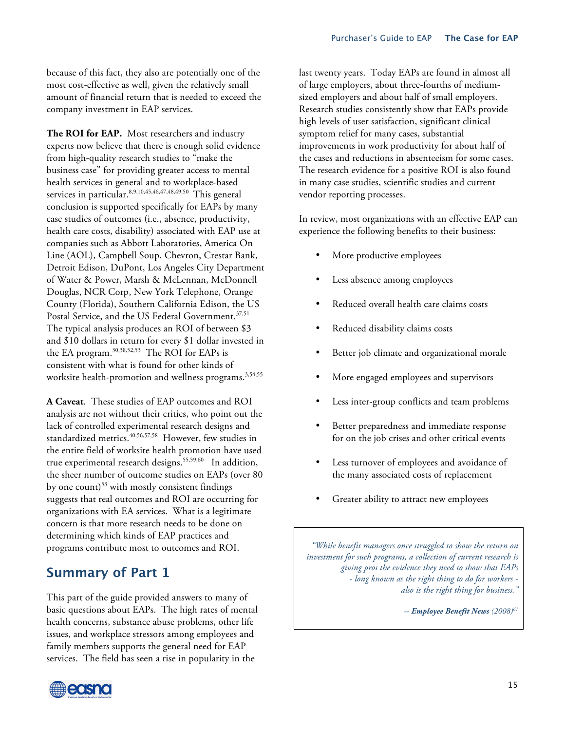because of this fact, they also are potentially one of the most cost-effective as well, given the relatively small amount of financial return that is needed to exceed the company investment in EAP services.

**The ROI for EAP.** Most researchers and industry experts now believe that there is enough solid evidence from high-quality research studies to "make the business case" for providing greater access to mental health services in general and to workplace-based services in particular.[8,9,10,45,46,47,48,49,50] This general conclusion is supported specifically for EAPs by many case studies of outcomes (i.e., absence, productivity, health care costs, disability) associated with EAP use at companies such as Abbott Laboratories, America On Line (AOL), Campbell Soup, Chevron, Crestar Bank, Detroit Edison, DuPont, Los Angeles City Department of Water & Power, Marsh & McLennan, McDonnell Douglas, NCR Corp, New York Telephone, Orange County (Florida), Southern California Edison, the US Postal Service, and the US Federal Government.[37,51] The typical analysis produces an ROI of between $3 and $10 dollars in return for every $1 dollar invested in the EA program.[30,38,52,53] The ROI for EAPs is consistent with what is found for other kinds of worksite health-promotion and wellness programs.[3,54,55]

**A Caveat**. These studies of EAP outcomes and ROI analysis are not without their critics, who point out the lack of controlled experimental research designs and standardized metrics.[40,56,57,58] However, few studies in the entire field of worksite health promotion have used true experimental research designs.[55,59,60] In addition, the sheer number of outcome studies on EAPs (over 80 by one count)[53] with mostly consistent findings suggests that real outcomes and ROI are occurring for organizations with EA services. What is a legitimate concern is that more research needs to be done on determining which kinds of EAP practices and programs contribute most to outcomes and ROI.

## Summary of Part 1

This part of the guide provided answers to many of basic questions about EAPs. The high rates of mental health concerns, substance abuse problems, other life issues, and workplace stressors among employees and family members supports the general need for EAP services. The field has seen a rise in popularity in the last twenty years. Today EAPs are found in almost all of large employers, about three-fourths of medium-sized employers and about half of small employers. Research studies consistently show that EAPs provide high levels of user satisfaction, significant clinical symptom relief for many cases, substantial improvements in work productivity for about half of the cases and reductions in absenteeism for some cases. The research evidence for a positive ROI is also found in many case studies, scientific studies and current vendor reporting processes.

In review, most organizations with an effective EAP can experience the following benefits to their business:

- More productive employees
- Less absence among employees
- Reduced overall health care claims costs
- Reduced disability claims costs
- Better job climate and organizational morale
- More engaged employees and supervisors
- Less inter-group conflicts and team problems
- Better preparedness and immediate response for on the job crises and other critical events
- Less turnover of employees and avoidance of the many associated costs of replacement
- Greater ability to attract new employees

> *"While benefit managers once struggled to show the return on investment for such programs, a collection of current research is giving pros the evidence they need to show that EAPs - long known as the right thing to do for workers - also is the right thing for business."*
>
> *-- **Employee Benefit News** (2008)[61]*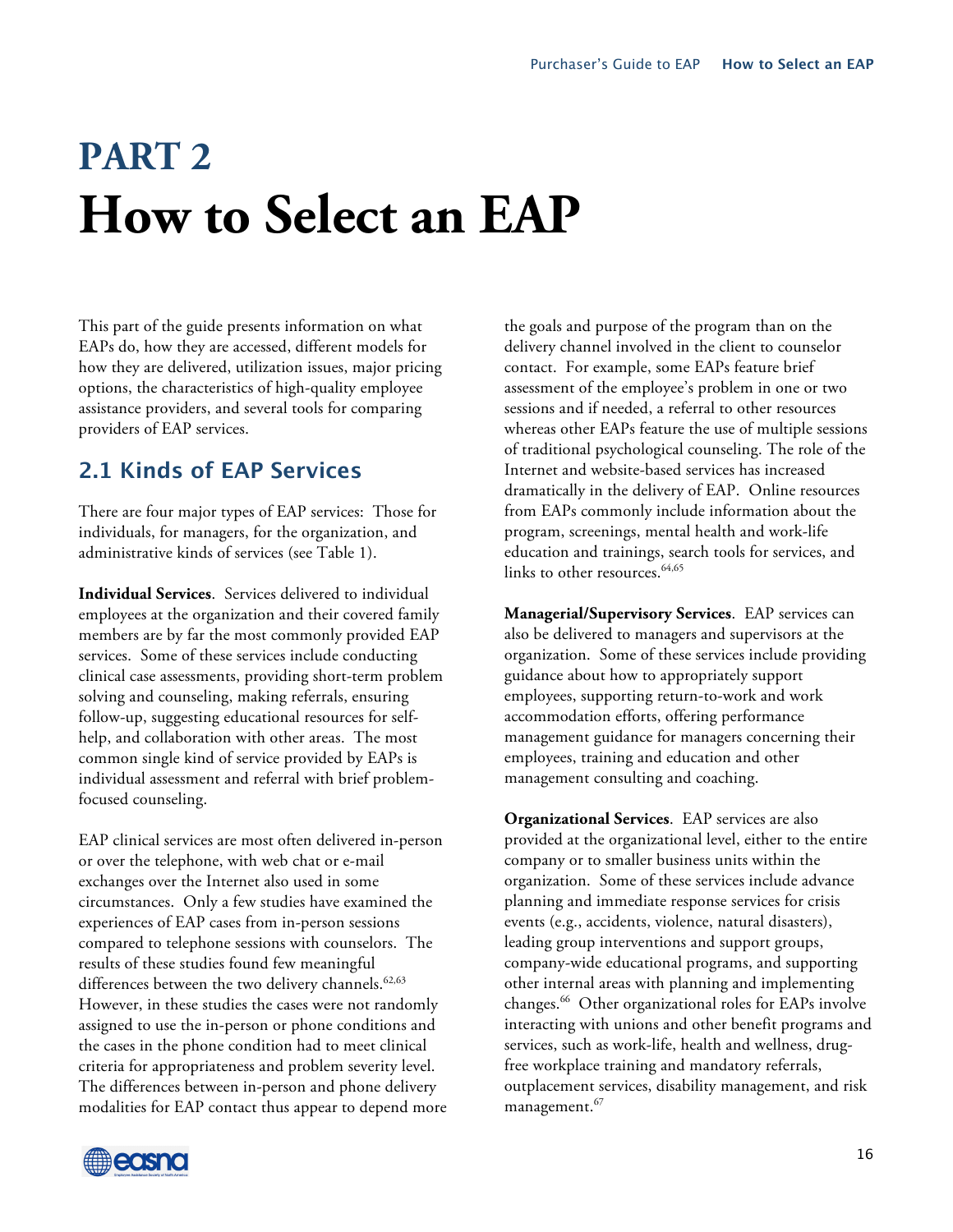# PART 2

# How to Select an EAP

This part of the guide presents information on what EAPs do, how they are accessed, different models for how they are delivered, utilization issues, major pricing options, the characteristics of high-quality employee assistance providers, and several tools for comparing providers of EAP services.

## 2.1 Kinds of EAP Services

There are four major types of EAP services: Those for individuals, for managers, for the organization, and administrative kinds of services (see Table 1).

**Individual Services**. Services delivered to individual employees at the organization and their covered family members are by far the most commonly provided EAP services. Some of these services include conducting clinical case assessments, providing short-term problem solving and counseling, making referrals, ensuring follow-up, suggesting educational resources for self-help, and collaboration with other areas. The most common single kind of service provided by EAPs is individual assessment and referral with brief problem-focused counseling.

EAP clinical services are most often delivered in-person or over the telephone, with web chat or e-mail exchanges over the Internet also used in some circumstances. Only a few studies have examined the experiences of EAP cases from in-person sessions compared to telephone sessions with counselors. The results of these studies found few meaningful differences between the two delivery channels.[62,63] However, in these studies the cases were not randomly assigned to use the in-person or phone conditions and the cases in the phone condition had to meet clinical criteria for appropriateness and problem severity level. The differences between in-person and phone delivery modalities for EAP contact thus appear to depend more the goals and purpose of the program than on the delivery channel involved in the client to counselor contact. For example, some EAPs feature brief assessment of the employee's problem in one or two sessions and if needed, a referral to other resources whereas other EAPs feature the use of multiple sessions of traditional psychological counseling. The role of the Internet and website-based services has increased dramatically in the delivery of EAP. Online resources from EAPs commonly include information about the program, screenings, mental health and work-life education and trainings, search tools for services, and links to other resources.[64,65]

**Managerial/Supervisory Services**. EAP services can also be delivered to managers and supervisors at the organization. Some of these services include providing guidance about how to appropriately support employees, supporting return-to-work and work accommodation efforts, offering performance management guidance for managers concerning their employees, training and education and other management consulting and coaching.

**Organizational Services**. EAP services are also provided at the organizational level, either to the entire company or to smaller business units within the organization. Some of these services include advance planning and immediate response services for crisis events (e.g., accidents, violence, natural disasters), leading group interventions and support groups, company-wide educational programs, and supporting other internal areas with planning and implementing changes.[66] Other organizational roles for EAPs involve interacting with unions and other benefit programs and services, such as work-life, health and wellness, drug-free workplace training and mandatory referrals, outplacement services, disability management, and risk management.[67]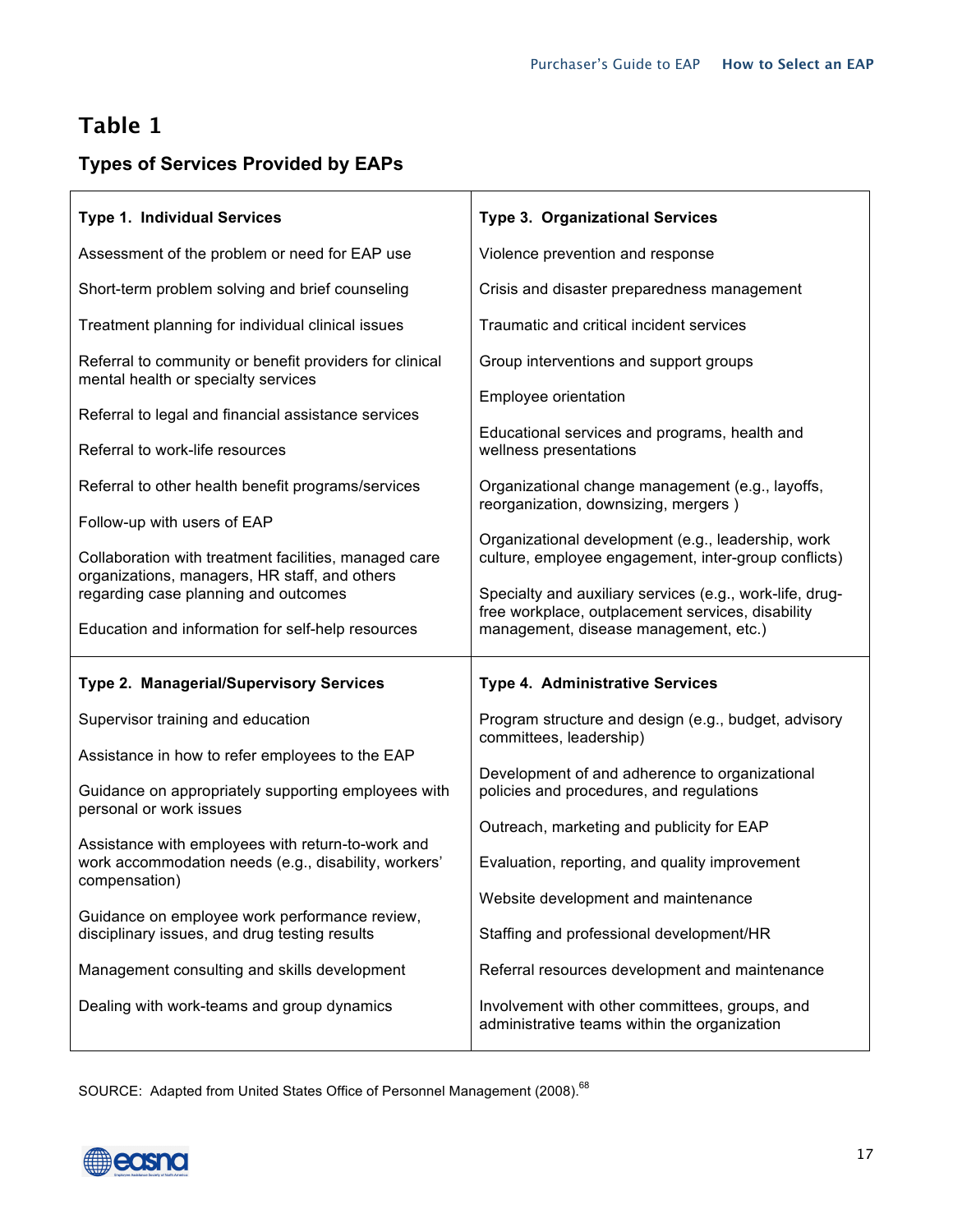## Table 1

### Types of Services Provided by EAPs

| Type 1. Individual Services | Type 3. Organizational Services |
|---|---|
| Assessment of the problem or need for EAP use | Violence prevention and response |
| Short-term problem solving and brief counseling | Crisis and disaster preparedness management |
| Treatment planning for individual clinical issues | Traumatic and critical incident services |
| Referral to community or benefit providers for clinical mental health or specialty services | Group interventions and support groups |
| Referral to legal and financial assistance services | Employee orientation |
| Referral to work-life resources | Educational services and programs, health and wellness presentations |
| Referral to other health benefit programs/services | Organizational change management (e.g., layoffs, reorganization, downsizing, mergers ) |
| Follow-up with users of EAP | Organizational development (e.g., leadership, work culture, employee engagement, inter-group conflicts) |
| Collaboration with treatment facilities, managed care organizations, managers, HR staff, and others regarding case planning and outcomes | Specialty and auxiliary services (e.g., work-life, drug-free workplace, outplacement services, disability management, disease management, etc.) |
| Education and information for self-help resources | |
| **Type 2. Managerial/Supervisory Services** | **Type 4. Administrative Services** |
| Supervisor training and education | Program structure and design (e.g., budget, advisory committees, leadership) |
| Assistance in how to refer employees to the EAP | Development of and adherence to organizational policies and procedures, and regulations |
| Guidance on appropriately supporting employees with personal or work issues | Outreach, marketing and publicity for EAP |
| Assistance with employees with return-to-work and work accommodation needs (e.g., disability, workers' compensation) | Evaluation, reporting, and quality improvement |
| Guidance on employee work performance review, disciplinary issues, and drug testing results | Website development and maintenance |
| Management consulting and skills development | Staffing and professional development/HR |
| Dealing with work-teams and group dynamics | Referral resources development and maintenance |
| | Involvement with other committees, groups, and administrative teams within the organization |

SOURCE: Adapted from United States Office of Personnel Management (2008).[68]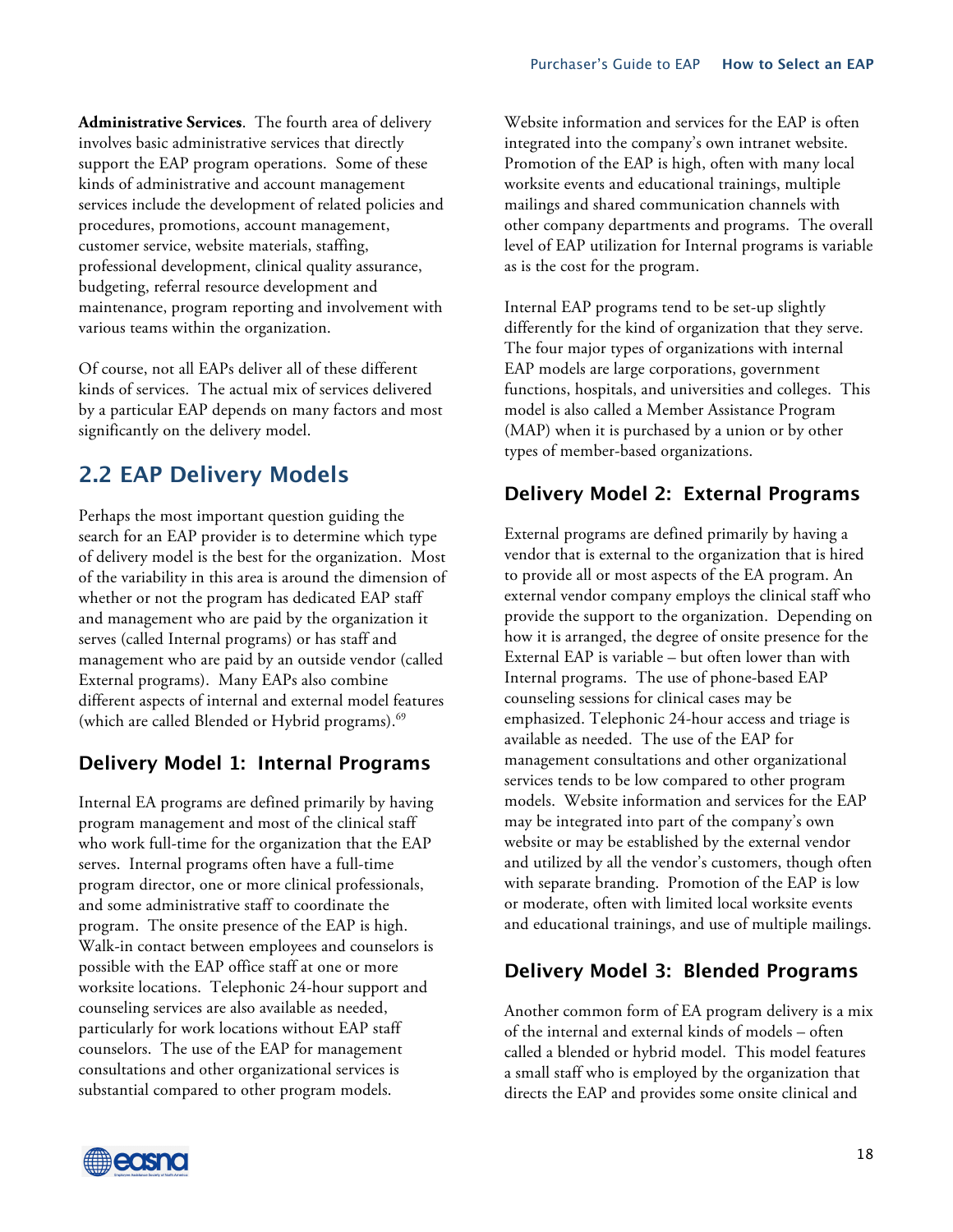**Administrative Services**. The fourth area of delivery involves basic administrative services that directly support the EAP program operations. Some of these kinds of administrative and account management services include the development of related policies and procedures, promotions, account management, customer service, website materials, staffing, professional development, clinical quality assurance, budgeting, referral resource development and maintenance, program reporting and involvement with various teams within the organization.

Of course, not all EAPs deliver all of these different kinds of services. The actual mix of services delivered by a particular EAP depends on many factors and most significantly on the delivery model.

## 2.2 EAP Delivery Models

Perhaps the most important question guiding the search for an EAP provider is to determine which type of delivery model is the best for the organization. Most of the variability in this area is around the dimension of whether or not the program has dedicated EAP staff and management who are paid by the organization it serves (called Internal programs) or has staff and management who are paid by an outside vendor (called External programs). Many EAPs also combine different aspects of internal and external model features (which are called Blended or Hybrid programs).[69]

### Delivery Model 1: Internal Programs

Internal EA programs are defined primarily by having program management and most of the clinical staff who work full-time for the organization that the EAP serves. Internal programs often have a full-time program director, one or more clinical professionals, and some administrative staff to coordinate the program. The onsite presence of the EAP is high. Walk-in contact between employees and counselors is possible with the EAP office staff at one or more worksite locations. Telephonic 24-hour support and counseling services are also available as needed, particularly for work locations without EAP staff counselors. The use of the EAP for management consultations and other organizational services is substantial compared to other program models.

Website information and services for the EAP is often integrated into the company's own intranet website. Promotion of the EAP is high, often with many local worksite events and educational trainings, multiple mailings and shared communication channels with other company departments and programs. The overall level of EAP utilization for Internal programs is variable as is the cost for the program.

Internal EAP programs tend to be set-up slightly differently for the kind of organization that they serve. The four major types of organizations with internal EAP models are large corporations, government functions, hospitals, and universities and colleges. This model is also called a Member Assistance Program (MAP) when it is purchased by a union or by other types of member-based organizations.

### Delivery Model 2: External Programs

External programs are defined primarily by having a vendor that is external to the organization that is hired to provide all or most aspects of the EA program. An external vendor company employs the clinical staff who provide the support to the organization. Depending on how it is arranged, the degree of onsite presence for the External EAP is variable – but often lower than with Internal programs. The use of phone-based EAP counseling sessions for clinical cases may be emphasized. Telephonic 24-hour access and triage is available as needed. The use of the EAP for management consultations and other organizational services tends to be low compared to other program models. Website information and services for the EAP may be integrated into part of the company's own website or may be established by the external vendor and utilized by all the vendor's customers, though often with separate branding. Promotion of the EAP is low or moderate, often with limited local worksite events and educational trainings, and use of multiple mailings.

### Delivery Model 3: Blended Programs

Another common form of EA program delivery is a mix of the internal and external kinds of models – often called a blended or hybrid model. This model features a small staff who is employed by the organization that directs the EAP and provides some onsite clinical and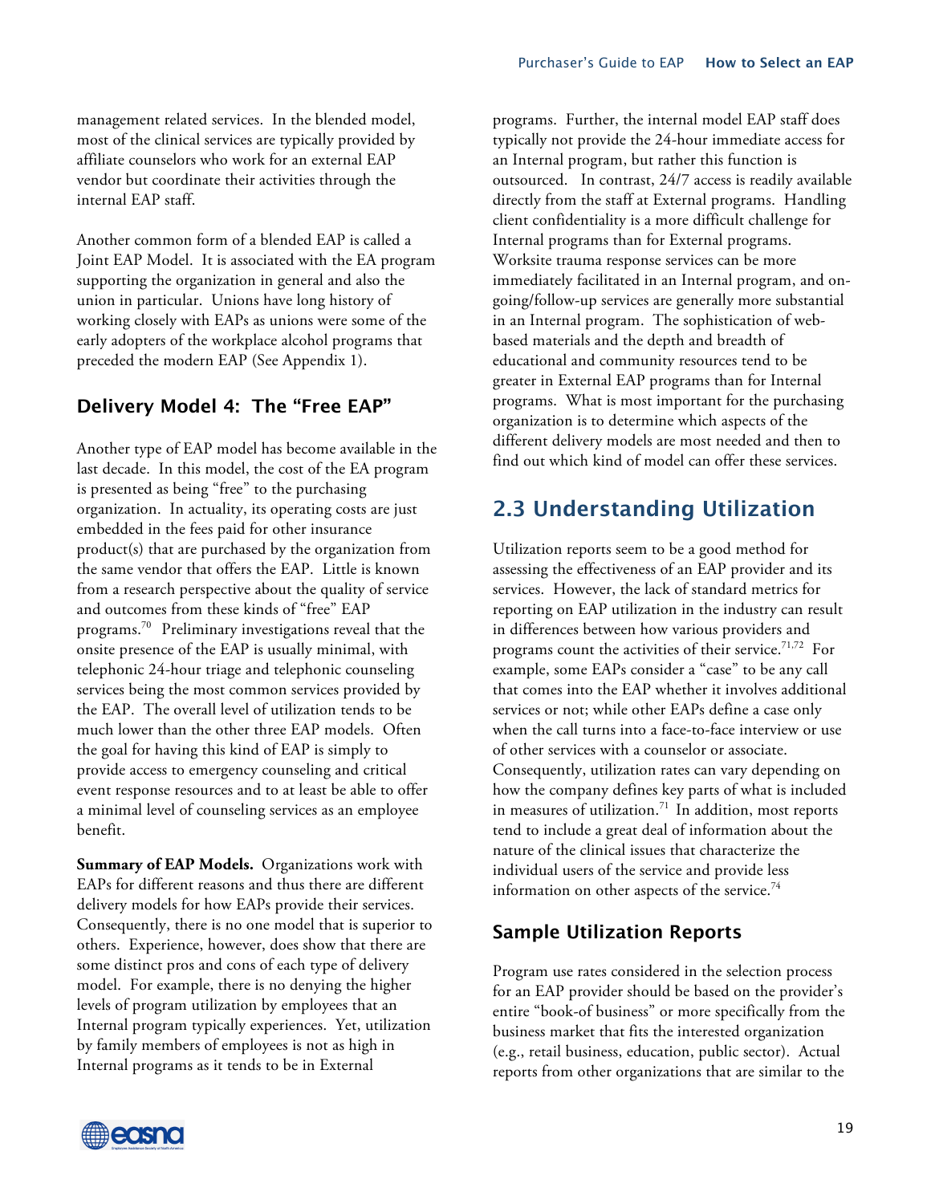management related services. In the blended model, most of the clinical services are typically provided by affiliate counselors who work for an external EAP vendor but coordinate their activities through the internal EAP staff.

Another common form of a blended EAP is called a Joint EAP Model. It is associated with the EA program supporting the organization in general and also the union in particular. Unions have long history of working closely with EAPs as unions were some of the early adopters of the workplace alcohol programs that preceded the modern EAP (See Appendix 1).

### Delivery Model 4: The "Free EAP"

Another type of EAP model has become available in the last decade. In this model, the cost of the EA program is presented as being "free" to the purchasing organization. In actuality, its operating costs are just embedded in the fees paid for other insurance product(s) that are purchased by the organization from the same vendor that offers the EAP. Little is known from a research perspective about the quality of service and outcomes from these kinds of "free" EAP programs.[70] Preliminary investigations reveal that the onsite presence of the EAP is usually minimal, with telephonic 24-hour triage and telephonic counseling services being the most common services provided by the EAP. The overall level of utilization tends to be much lower than the other three EAP models. Often the goal for having this kind of EAP is simply to provide access to emergency counseling and critical event response resources and to at least be able to offer a minimal level of counseling services as an employee benefit.

**Summary of EAP Models.** Organizations work with EAPs for different reasons and thus there are different delivery models for how EAPs provide their services. Consequently, there is no one model that is superior to others. Experience, however, does show that there are some distinct pros and cons of each type of delivery model. For example, there is no denying the higher levels of program utilization by employees that an Internal program typically experiences. Yet, utilization by family members of employees is not as high in Internal programs as it tends to be in External programs. Further, the internal model EAP staff does typically not provide the 24-hour immediate access for an Internal program, but rather this function is outsourced. In contrast, 24/7 access is readily available directly from the staff at External programs. Handling client confidentiality is a more difficult challenge for Internal programs than for External programs. Worksite trauma response services can be more immediately facilitated in an Internal program, and on-going/follow-up services are generally more substantial in an Internal program. The sophistication of web-based materials and the depth and breadth of educational and community resources tend to be greater in External EAP programs than for Internal programs. What is most important for the purchasing organization is to determine which aspects of the different delivery models are most needed and then to find out which kind of model can offer these services.

## 2.3 Understanding Utilization

Utilization reports seem to be a good method for assessing the effectiveness of an EAP provider and its services. However, the lack of standard metrics for reporting on EAP utilization in the industry can result in differences between how various providers and programs count the activities of their service.[71,72] For example, some EAPs consider a "case" to be any call that comes into the EAP whether it involves additional services or not; while other EAPs define a case only when the call turns into a face-to-face interview or use of other services with a counselor or associate. Consequently, utilization rates can vary depending on how the company defines key parts of what is included in measures of utilization.[71] In addition, most reports tend to include a great deal of information about the nature of the clinical issues that characterize the individual users of the service and provide less information on other aspects of the service.[74]

### Sample Utilization Reports

Program use rates considered in the selection process for an EAP provider should be based on the provider's entire "book-of business" or more specifically from the business market that fits the interested organization (e.g., retail business, education, public sector). Actual reports from other organizations that are similar to the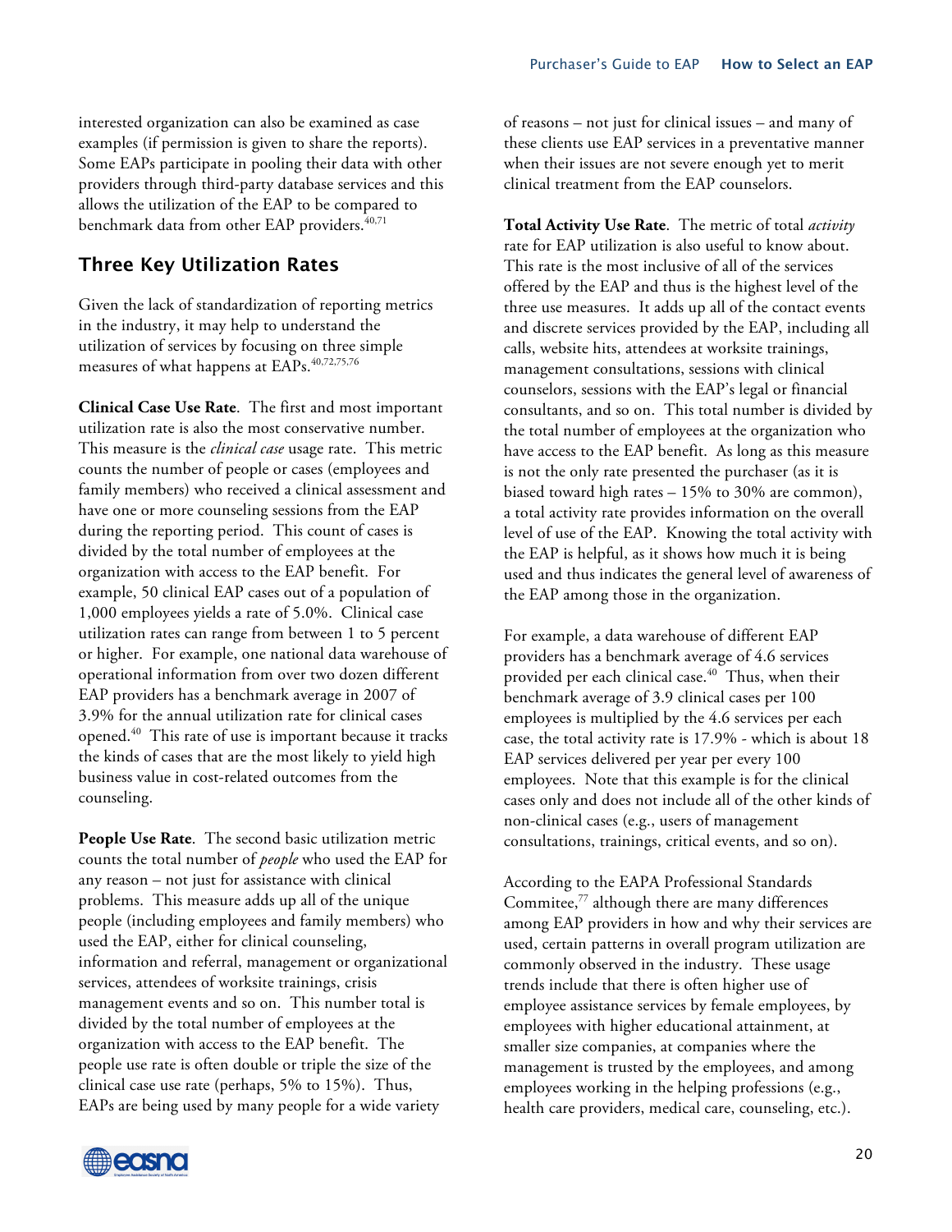interested organization can also be examined as case examples (if permission is given to share the reports). Some EAPs participate in pooling their data with other providers through third-party database services and this allows the utilization of the EAP to be compared to benchmark data from other EAP providers.[40,71]

## Three Key Utilization Rates

Given the lack of standardization of reporting metrics in the industry, it may help to understand the utilization of services by focusing on three simple measures of what happens at EAPs.[40,72,75,76]

**Clinical Case Use Rate**. The first and most important utilization rate is also the most conservative number. This measure is the *clinical case* usage rate. This metric counts the number of people or cases (employees and family members) who received a clinical assessment and have one or more counseling sessions from the EAP during the reporting period. This count of cases is divided by the total number of employees at the organization with access to the EAP benefit. For example, 50 clinical EAP cases out of a population of 1,000 employees yields a rate of 5.0%. Clinical case utilization rates can range from between 1 to 5 percent or higher. For example, one national data warehouse of operational information from over two dozen different EAP providers has a benchmark average in 2007 of 3.9% for the annual utilization rate for clinical cases opened.[40] This rate of use is important because it tracks the kinds of cases that are the most likely to yield high business value in cost-related outcomes from the counseling.

**People Use Rate**. The second basic utilization metric counts the total number of *people* who used the EAP for any reason – not just for assistance with clinical problems. This measure adds up all of the unique people (including employees and family members) who used the EAP, either for clinical counseling, information and referral, management or organizational services, attendees of worksite trainings, crisis management events and so on. This number total is divided by the total number of employees at the organization with access to the EAP benefit. The people use rate is often double or triple the size of the clinical case use rate (perhaps, 5% to 15%). Thus, EAPs are being used by many people for a wide variety of reasons – not just for clinical issues – and many of these clients use EAP services in a preventative manner when their issues are not severe enough yet to merit clinical treatment from the EAP counselors.

**Total Activity Use Rate**. The metric of total *activity* rate for EAP utilization is also useful to know about. This rate is the most inclusive of all of the services offered by the EAP and thus is the highest level of the three use measures. It adds up all of the contact events and discrete services provided by the EAP, including all calls, website hits, attendees at worksite trainings, management consultations, sessions with clinical counselors, sessions with the EAP's legal or financial consultants, and so on. This total number is divided by the total number of employees at the organization who have access to the EAP benefit. As long as this measure is not the only rate presented the purchaser (as it is biased toward high rates – 15% to 30% are common), a total activity rate provides information on the overall level of use of the EAP. Knowing the total activity with the EAP is helpful, as it shows how much it is being used and thus indicates the general level of awareness of the EAP among those in the organization.

For example, a data warehouse of different EAP providers has a benchmark average of 4.6 services provided per each clinical case.[40] Thus, when their benchmark average of 3.9 clinical cases per 100 employees is multiplied by the 4.6 services per each case, the total activity rate is 17.9% - which is about 18 EAP services delivered per year per every 100 employees. Note that this example is for the clinical cases only and does not include all of the other kinds of non-clinical cases (e.g., users of management consultations, trainings, critical events, and so on).

According to the EAPA Professional Standards Commitee,[77] although there are many differences among EAP providers in how and why their services are used, certain patterns in overall program utilization are commonly observed in the industry. These usage trends include that there is often higher use of employee assistance services by female employees, by employees with higher educational attainment, at smaller size companies, at companies where the management is trusted by the employees, and among employees working in the helping professions (e.g., health care providers, medical care, counseling, etc.).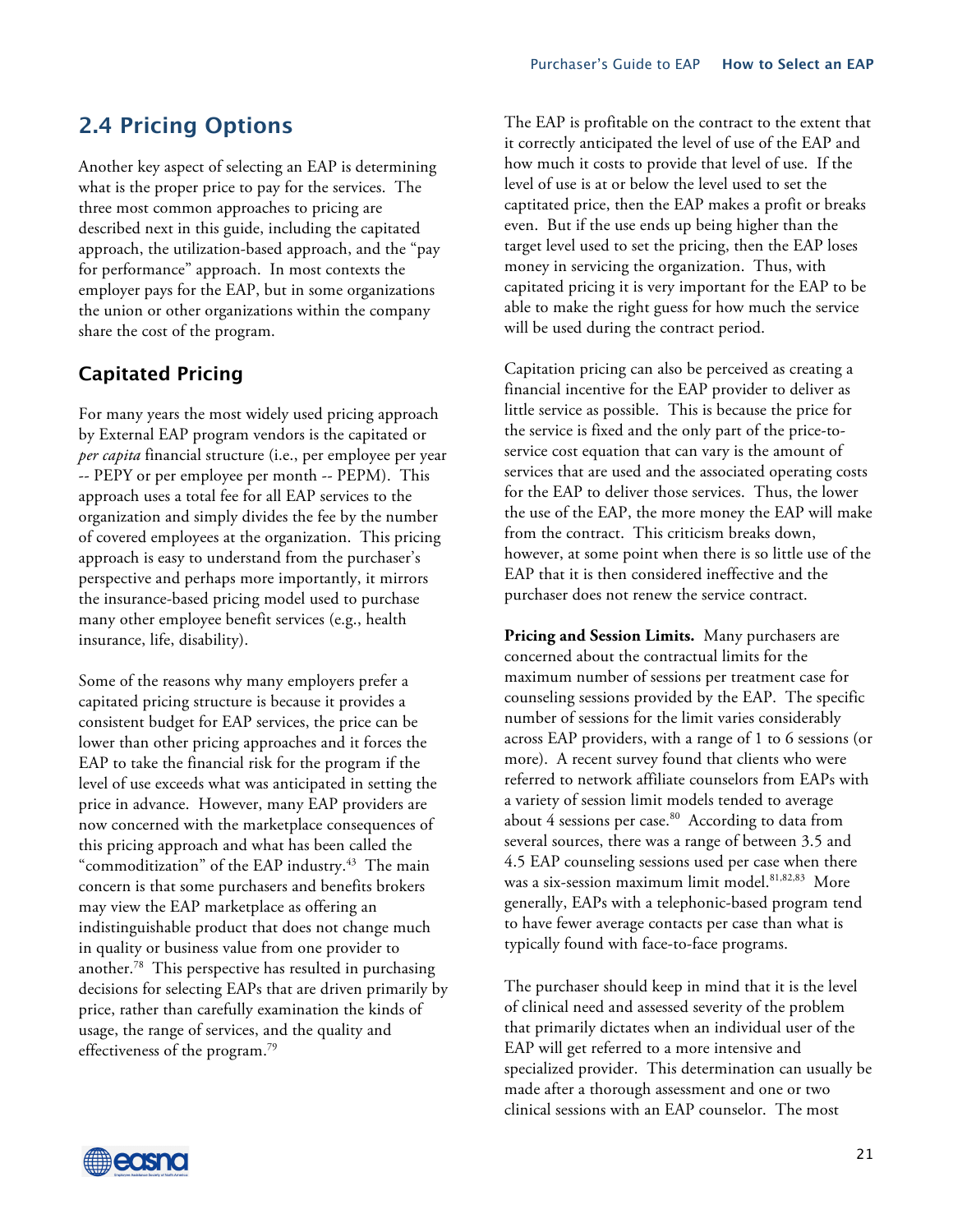## 2.4 Pricing Options

Another key aspect of selecting an EAP is determining what is the proper price to pay for the services. The three most common approaches to pricing are described next in this guide, including the capitated approach, the utilization-based approach, and the "pay for performance" approach. In most contexts the employer pays for the EAP, but in some organizations the union or other organizations within the company share the cost of the program.

### Capitated Pricing

For many years the most widely used pricing approach by External EAP program vendors is the capitated or *per capita* financial structure (i.e., per employee per year -- PEPY or per employee per month -- PEPM). This approach uses a total fee for all EAP services to the organization and simply divides the fee by the number of covered employees at the organization. This pricing approach is easy to understand from the purchaser's perspective and perhaps more importantly, it mirrors the insurance-based pricing model used to purchase many other employee benefit services (e.g., health insurance, life, disability).

Some of the reasons why many employers prefer a capitated pricing structure is because it provides a consistent budget for EAP services, the price can be lower than other pricing approaches and it forces the EAP to take the financial risk for the program if the level of use exceeds what was anticipated in setting the price in advance. However, many EAP providers are now concerned with the marketplace consequences of this pricing approach and what has been called the "commoditization" of the EAP industry.[43] The main concern is that some purchasers and benefits brokers may view the EAP marketplace as offering an indistinguishable product that does not change much in quality or business value from one provider to another.[78] This perspective has resulted in purchasing decisions for selecting EAPs that are driven primarily by price, rather than carefully examination the kinds of usage, the range of services, and the quality and effectiveness of the program.[79]

The EAP is profitable on the contract to the extent that it correctly anticipated the level of use of the EAP and how much it costs to provide that level of use. If the level of use is at or below the level used to set the captitated price, then the EAP makes a profit or breaks even. But if the use ends up being higher than the target level used to set the pricing, then the EAP loses money in servicing the organization. Thus, with capitated pricing it is very important for the EAP to be able to make the right guess for how much the service will be used during the contract period.

Capitation pricing can also be perceived as creating a financial incentive for the EAP provider to deliver as little service as possible. This is because the price for the service is fixed and the only part of the price-to-service cost equation that can vary is the amount of services that are used and the associated operating costs for the EAP to deliver those services. Thus, the lower the use of the EAP, the more money the EAP will make from the contract. This criticism breaks down, however, at some point when there is so little use of the EAP that it is then considered ineffective and the purchaser does not renew the service contract.

**Pricing and Session Limits.** Many purchasers are concerned about the contractual limits for the maximum number of sessions per treatment case for counseling sessions provided by the EAP. The specific number of sessions for the limit varies considerably across EAP providers, with a range of 1 to 6 sessions (or more). A recent survey found that clients who were referred to network affiliate counselors from EAPs with a variety of session limit models tended to average about 4 sessions per case.[80] According to data from several sources, there was a range of between 3.5 and 4.5 EAP counseling sessions used per case when there was a six-session maximum limit model.[81,82,83] More generally, EAPs with a telephonic-based program tend to have fewer average contacts per case than what is typically found with face-to-face programs.

The purchaser should keep in mind that it is the level of clinical need and assessed severity of the problem that primarily dictates when an individual user of the EAP will get referred to a more intensive and specialized provider. This determination can usually be made after a thorough assessment and one or two clinical sessions with an EAP counselor. The most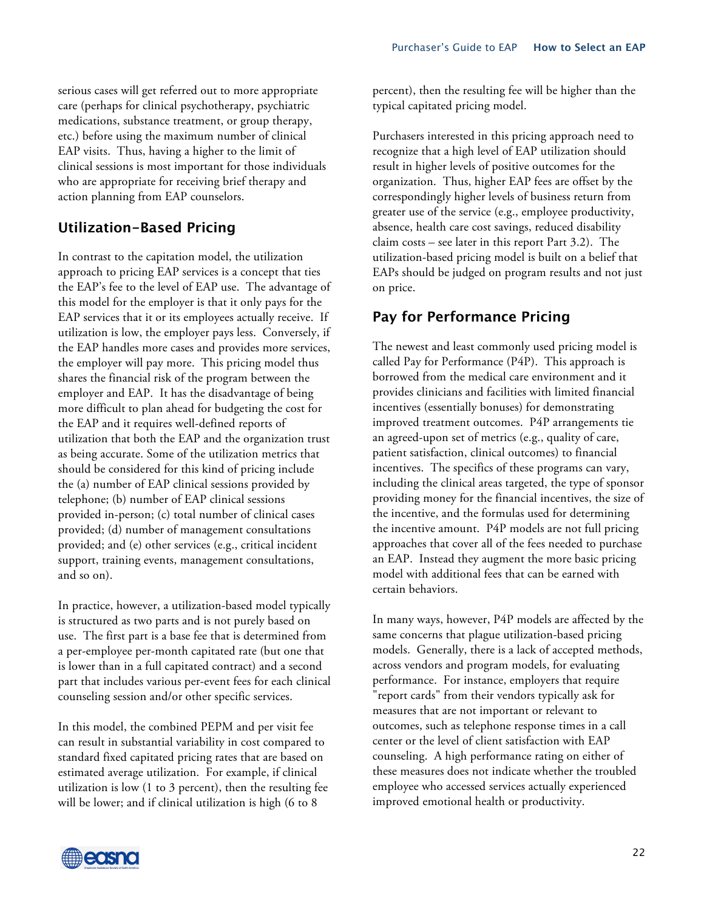serious cases will get referred out to more appropriate care (perhaps for clinical psychotherapy, psychiatric medications, substance treatment, or group therapy, etc.) before using the maximum number of clinical EAP visits. Thus, having a higher to the limit of clinical sessions is most important for those individuals who are appropriate for receiving brief therapy and action planning from EAP counselors.

## Utilization-Based Pricing

In contrast to the capitation model, the utilization approach to pricing EAP services is a concept that ties the EAP's fee to the level of EAP use. The advantage of this model for the employer is that it only pays for the EAP services that it or its employees actually receive. If utilization is low, the employer pays less. Conversely, if the EAP handles more cases and provides more services, the employer will pay more. This pricing model thus shares the financial risk of the program between the employer and EAP. It has the disadvantage of being more difficult to plan ahead for budgeting the cost for the EAP and it requires well-defined reports of utilization that both the EAP and the organization trust as being accurate. Some of the utilization metrics that should be considered for this kind of pricing include the (a) number of EAP clinical sessions provided by telephone; (b) number of EAP clinical sessions provided in-person; (c) total number of clinical cases provided; (d) number of management consultations provided; and (e) other services (e.g., critical incident support, training events, management consultations, and so on).

In practice, however, a utilization-based model typically is structured as two parts and is not purely based on use. The first part is a base fee that is determined from a per-employee per-month capitated rate (but one that is lower than in a full capitated contract) and a second part that includes various per-event fees for each clinical counseling session and/or other specific services.

In this model, the combined PEPM and per visit fee can result in substantial variability in cost compared to standard fixed capitated pricing rates that are based on estimated average utilization. For example, if clinical utilization is low (1 to 3 percent), then the resulting fee will be lower; and if clinical utilization is high (6 to 8 percent), then the resulting fee will be higher than the typical capitated pricing model.

Purchasers interested in this pricing approach need to recognize that a high level of EAP utilization should result in higher levels of positive outcomes for the organization. Thus, higher EAP fees are offset by the correspondingly higher levels of business return from greater use of the service (e.g., employee productivity, absence, health care cost savings, reduced disability claim costs – see later in this report Part 3.2). The utilization-based pricing model is built on a belief that EAPs should be judged on program results and not just on price.

## Pay for Performance Pricing

The newest and least commonly used pricing model is called Pay for Performance (P4P). This approach is borrowed from the medical care environment and it provides clinicians and facilities with limited financial incentives (essentially bonuses) for demonstrating improved treatment outcomes. P4P arrangements tie an agreed-upon set of metrics (e.g., quality of care, patient satisfaction, clinical outcomes) to financial incentives. The specifics of these programs can vary, including the clinical areas targeted, the type of sponsor providing money for the financial incentives, the size of the incentive, and the formulas used for determining the incentive amount. P4P models are not full pricing approaches that cover all of the fees needed to purchase an EAP. Instead they augment the more basic pricing model with additional fees that can be earned with certain behaviors.

In many ways, however, P4P models are affected by the same concerns that plague utilization-based pricing models. Generally, there is a lack of accepted methods, across vendors and program models, for evaluating performance. For instance, employers that require "report cards" from their vendors typically ask for measures that are not important or relevant to outcomes, such as telephone response times in a call center or the level of client satisfaction with EAP counseling. A high performance rating on either of these measures does not indicate whether the troubled employee who accessed services actually experienced improved emotional health or productivity.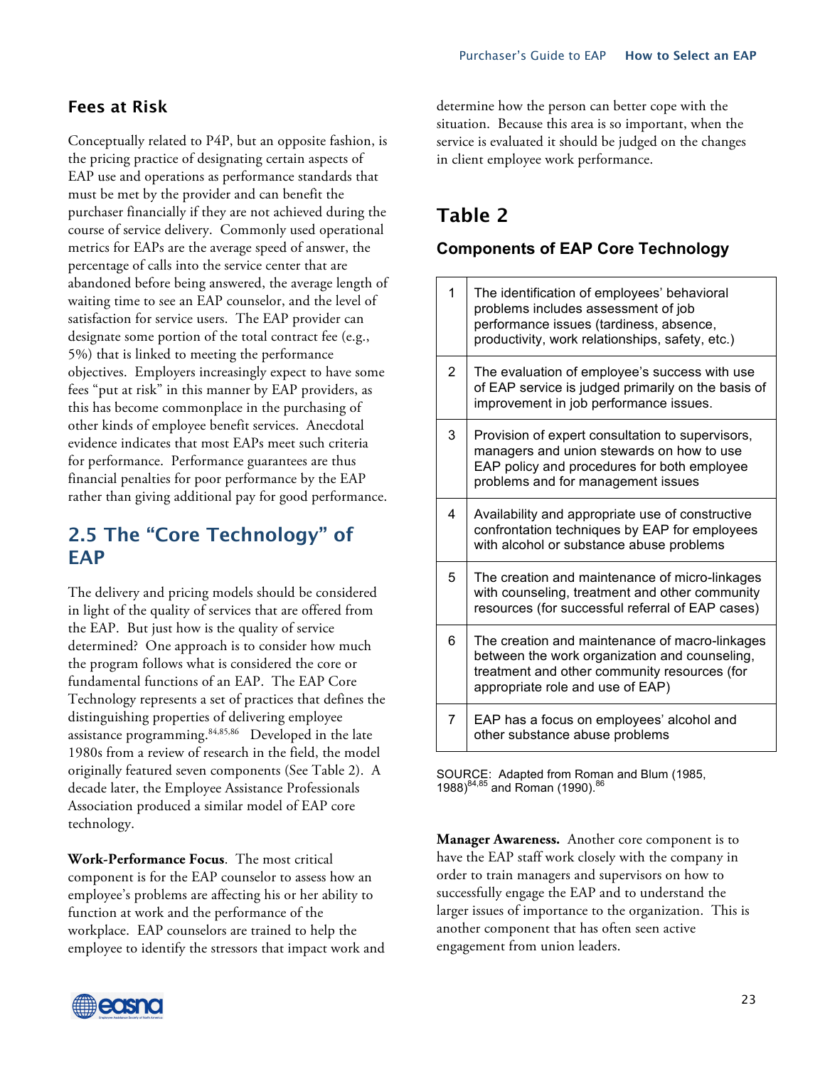## Fees at Risk

Conceptually related to P4P, but an opposite fashion, is the pricing practice of designating certain aspects of EAP use and operations as performance standards that must be met by the provider and can benefit the purchaser financially if they are not achieved during the course of service delivery. Commonly used operational metrics for EAPs are the average speed of answer, the percentage of calls into the service center that are abandoned before being answered, the average length of waiting time to see an EAP counselor, and the level of satisfaction for service users. The EAP provider can designate some portion of the total contract fee (e.g., 5%) that is linked to meeting the performance objectives. Employers increasingly expect to have some fees "put at risk" in this manner by EAP providers, as this has become commonplace in the purchasing of other kinds of employee benefit services. Anecdotal evidence indicates that most EAPs meet such criteria for performance. Performance guarantees are thus financial penalties for poor performance by the EAP rather than giving additional pay for good performance.

## 2.5 The "Core Technology" of EAP

The delivery and pricing models should be considered in light of the quality of services that are offered from the EAP. But just how is the quality of service determined? One approach is to consider how much the program follows what is considered the core or fundamental functions of an EAP. The EAP Core Technology represents a set of practices that defines the distinguishing properties of delivering employee assistance programming.[84,85,86] Developed in the late 1980s from a review of research in the field, the model originally featured seven components (See Table 2). A decade later, the Employee Assistance Professionals Association produced a similar model of EAP core technology.

**Work-Performance Focus**. The most critical component is for the EAP counselor to assess how an employee's problems are affecting his or her ability to function at work and the performance of the workplace. EAP counselors are trained to help the employee to identify the stressors that impact work and determine how the person can better cope with the situation. Because this area is so important, when the service is evaluated it should be judged on the changes in client employee work performance.

## Table 2

### Components of EAP Core Technology

| | |
|---|---|
| 1 | The identification of employees' behavioral problems includes assessment of job performance issues (tardiness, absence, productivity, work relationships, safety, etc.) |
| 2 | The evaluation of employee's success with use of EAP service is judged primarily on the basis of improvement in job performance issues. |
| 3 | Provision of expert consultation to supervisors, managers and union stewards on how to use EAP policy and procedures for both employee problems and for management issues |
| 4 | Availability and appropriate use of constructive confrontation techniques by EAP for employees with alcohol or substance abuse problems |
| 5 | The creation and maintenance of micro-linkages with counseling, treatment and other community resources (for successful referral of EAP cases) |
| 6 | The creation and maintenance of macro-linkages between the work organization and counseling, treatment and other community resources (for appropriate role and use of EAP) |
| 7 | EAP has a focus on employees' alcohol and other substance abuse problems |

SOURCE: Adapted from Roman and Blum (1985, 1988)[84,85] and Roman (1990).[86]

**Manager Awareness.** Another core component is to have the EAP staff work closely with the company in order to train managers and supervisors on how to successfully engage the EAP and to understand the larger issues of importance to the organization. This is another component that has often seen active engagement from union leaders.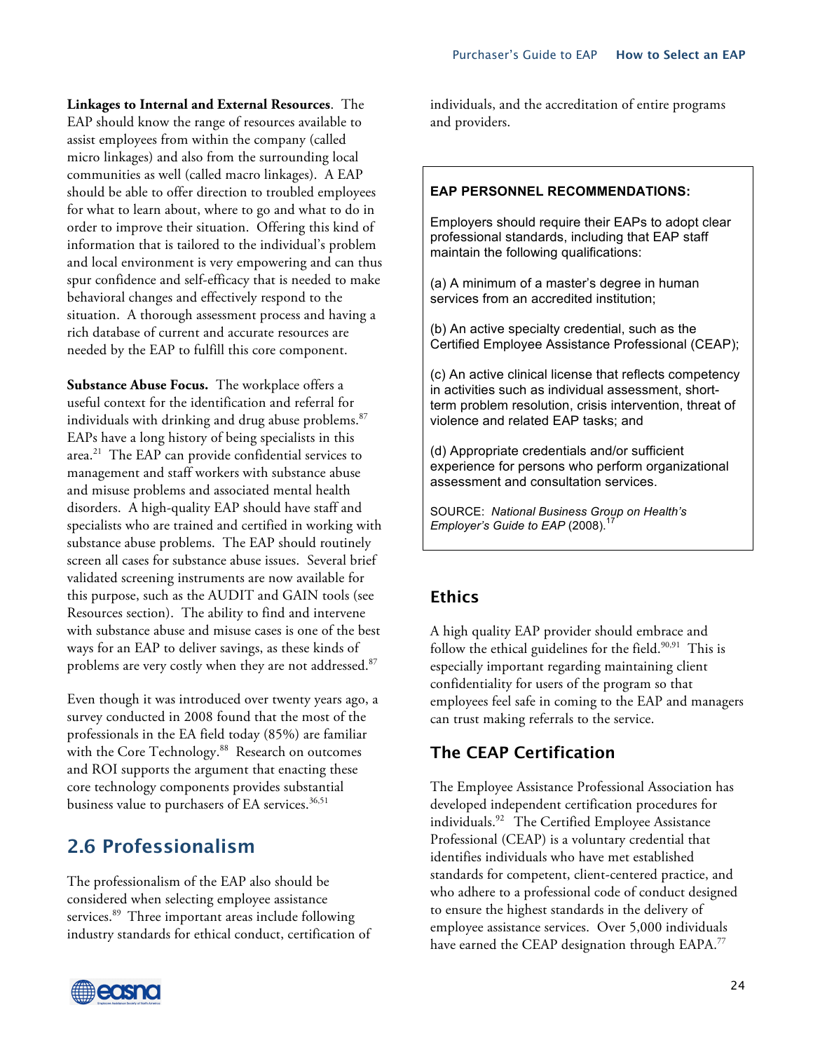**Linkages to Internal and External Resources**. The EAP should know the range of resources available to assist employees from within the company (called micro linkages) and also from the surrounding local communities as well (called macro linkages). A EAP should be able to offer direction to troubled employees for what to learn about, where to go and what to do in order to improve their situation. Offering this kind of information that is tailored to the individual's problem and local environment is very empowering and can thus spur confidence and self-efficacy that is needed to make behavioral changes and effectively respond to the situation. A thorough assessment process and having a rich database of current and accurate resources are needed by the EAP to fulfill this core component.

**Substance Abuse Focus.** The workplace offers a useful context for the identification and referral for individuals with drinking and drug abuse problems.[87] EAPs have a long history of being specialists in this area.[21] The EAP can provide confidential services to management and staff workers with substance abuse and misuse problems and associated mental health disorders. A high-quality EAP should have staff and specialists who are trained and certified in working with substance abuse problems. The EAP should routinely screen all cases for substance abuse issues. Several brief validated screening instruments are now available for this purpose, such as the AUDIT and GAIN tools (see Resources section). The ability to find and intervene with substance abuse and misuse cases is one of the best ways for an EAP to deliver savings, as these kinds of problems are very costly when they are not addressed.[87]

Even though it was introduced over twenty years ago, a survey conducted in 2008 found that the most of the professionals in the EA field today (85%) are familiar with the Core Technology.[88] Research on outcomes and ROI supports the argument that enacting these core technology components provides substantial business value to purchasers of EA services.[36,51]

## 2.6 Professionalism

The professionalism of the EAP also should be considered when selecting employee assistance services.[89] Three important areas include following industry standards for ethical conduct, certification of individuals, and the accreditation of entire programs and providers.

> **EAP PERSONNEL RECOMMENDATIONS:**
>
> Employers should require their EAPs to adopt clear professional standards, including that EAP staff maintain the following qualifications:
>
> (a) A minimum of a master's degree in human services from an accredited institution;
>
> (b) An active specialty credential, such as the Certified Employee Assistance Professional (CEAP);
>
> (c) An active clinical license that reflects competency in activities such as individual assessment, short-term problem resolution, crisis intervention, threat of violence and related EAP tasks; and
>
> (d) Appropriate credentials and/or sufficient experience for persons who perform organizational assessment and consultation services.
>
> SOURCE: *National Business Group on Health's Employer's Guide to EAP* (2008).[17]

### Ethics

A high quality EAP provider should embrace and follow the ethical guidelines for the field.[90,91] This is especially important regarding maintaining client confidentiality for users of the program so that employees feel safe in coming to the EAP and managers can trust making referrals to the service.

### The CEAP Certification

The Employee Assistance Professional Association has developed independent certification procedures for individuals.[92] The Certified Employee Assistance Professional (CEAP) is a voluntary credential that identifies individuals who have met established standards for competent, client-centered practice, and who adhere to a professional code of conduct designed to ensure the highest standards in the delivery of employee assistance services. Over 5,000 individuals have earned the CEAP designation through EAPA.[77]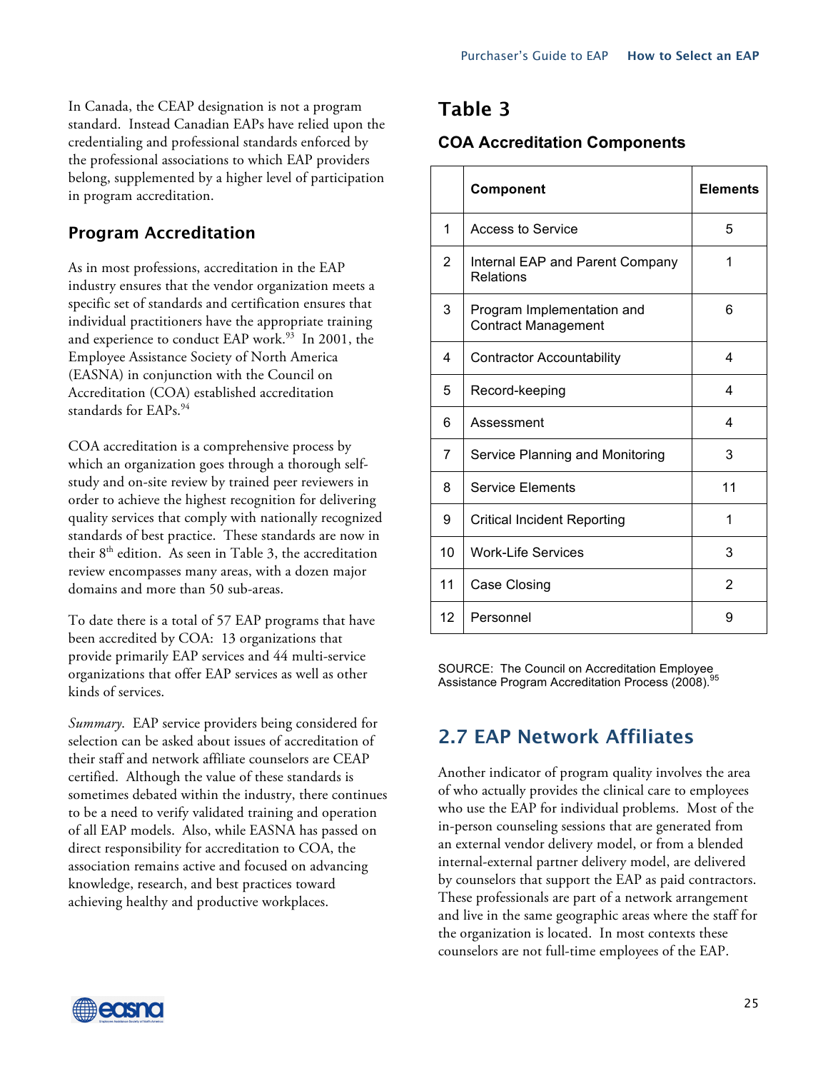In Canada, the CEAP designation is not a program standard. Instead Canadian EAPs have relied upon the credentialing and professional standards enforced by the professional associations to which EAP providers belong, supplemented by a higher level of participation in program accreditation.

## Program Accreditation

As in most professions, accreditation in the EAP industry ensures that the vendor organization meets a specific set of standards and certification ensures that individual practitioners have the appropriate training and experience to conduct EAP work.[93] In 2001, the Employee Assistance Society of North America (EASNA) in conjunction with the Council on Accreditation (COA) established accreditation standards for EAPs.[94]

COA accreditation is a comprehensive process by which an organization goes through a thorough self-study and on-site review by trained peer reviewers in order to achieve the highest recognition for delivering quality services that comply with nationally recognized standards of best practice. These standards are now in their 8th edition. As seen in Table 3, the accreditation review encompasses many areas, with a dozen major domains and more than 50 sub-areas.

To date there is a total of 57 EAP programs that have been accredited by COA: 13 organizations that provide primarily EAP services and 44 multi-service organizations that offer EAP services as well as other kinds of services.

*Summary*. EAP service providers being considered for selection can be asked about issues of accreditation of their staff and network affiliate counselors are CEAP certified. Although the value of these standards is sometimes debated within the industry, there continues to be a need to verify validated training and operation of all EAP models. Also, while EASNA has passed on direct responsibility for accreditation to COA, the association remains active and focused on advancing knowledge, research, and best practices toward achieving healthy and productive workplaces.

## Table 3

### COA Accreditation Components

| | Component | Elements |
|---|---|---|
| 1 | Access to Service | 5 |
| 2 | Internal EAP and Parent Company Relations | 1 |
| 3 | Program Implementation and Contract Management | 6 |
| 4 | Contractor Accountability | 4 |
| 5 | Record-keeping | 4 |
| 6 | Assessment | 4 |
| 7 | Service Planning and Monitoring | 3 |
| 8 | Service Elements | 11 |
| 9 | Critical Incident Reporting | 1 |
| 10 | Work-Life Services | 3 |
| 11 | Case Closing | 2 |
| 12 | Personnel | 9 |

SOURCE: The Council on Accreditation Employee Assistance Program Accreditation Process (2008).[95]

## 2.7 EAP Network Affiliates

Another indicator of program quality involves the area of who actually provides the clinical care to employees who use the EAP for individual problems. Most of the in-person counseling sessions that are generated from an external vendor delivery model, or from a blended internal-external partner delivery model, are delivered by counselors that support the EAP as paid contractors. These professionals are part of a network arrangement and live in the same geographic areas where the staff for the organization is located. In most contexts these counselors are not full-time employees of the EAP.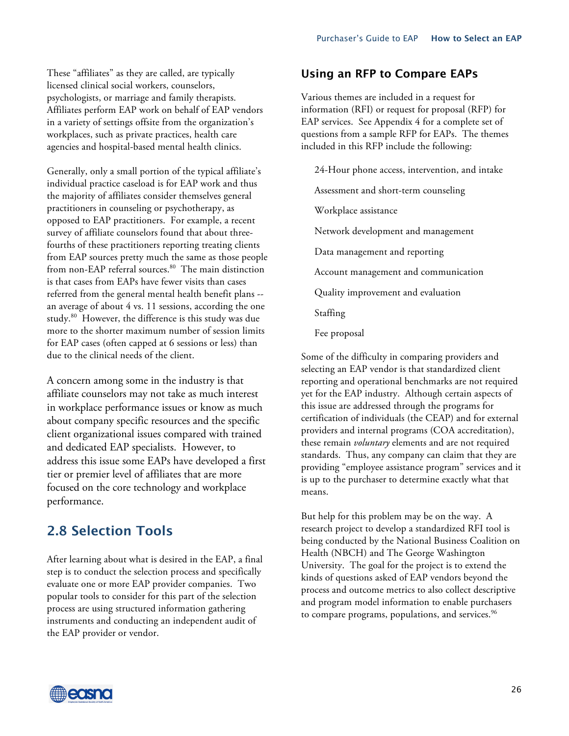These "affiliates" as they are called, are typically licensed clinical social workers, counselors, psychologists, or marriage and family therapists. Affiliates perform EAP work on behalf of EAP vendors in a variety of settings offsite from the organization's workplaces, such as private practices, health care agencies and hospital-based mental health clinics.

Generally, only a small portion of the typical affiliate's individual practice caseload is for EAP work and thus the majority of affiliates consider themselves general practitioners in counseling or psychotherapy, as opposed to EAP practitioners. For example, a recent survey of affiliate counselors found that about three-fourths of these practitioners reporting treating clients from EAP sources pretty much the same as those people from non-EAP referral sources.[80] The main distinction is that cases from EAPs have fewer visits than cases referred from the general mental health benefit plans -- an average of about 4 vs. 11 sessions, according the one study.[80] However, the difference is this study was due more to the shorter maximum number of session limits for EAP cases (often capped at 6 sessions or less) than due to the clinical needs of the client.

A concern among some in the industry is that affiliate counselors may not take as much interest in workplace performance issues or know as much about company specific resources and the specific client organizational issues compared with trained and dedicated EAP specialists. However, to address this issue some EAPs have developed a first tier or premier level of affiliates that are more focused on the core technology and workplace performance.

## 2.8 Selection Tools

After learning about what is desired in the EAP, a final step is to conduct the selection process and specifically evaluate one or more EAP provider companies. Two popular tools to consider for this part of the selection process are using structured information gathering instruments and conducting an independent audit of the EAP provider or vendor.

### Using an RFP to Compare EAPs

Various themes are included in a request for information (RFI) or request for proposal (RFP) for EAP services. See Appendix 4 for a complete set of questions from a sample RFP for EAPs. The themes included in this RFP include the following:

- 24-Hour phone access, intervention, and intake
- Assessment and short-term counseling
- Workplace assistance
- Network development and management
- Data management and reporting
- Account management and communication
- Quality improvement and evaluation
- Staffing
- Fee proposal

Some of the difficulty in comparing providers and selecting an EAP vendor is that standardized client reporting and operational benchmarks are not required yet for the EAP industry. Although certain aspects of this issue are addressed through the programs for certification of individuals (the CEAP) and for external providers and internal programs (COA accreditation), these remain *voluntary* elements and are not required standards. Thus, any company can claim that they are providing "employee assistance program" services and it is up to the purchaser to determine exactly what that means.

But help for this problem may be on the way. A research project to develop a standardized RFI tool is being conducted by the National Business Coalition on Health (NBCH) and The George Washington University. The goal for the project is to extend the kinds of questions asked of EAP vendors beyond the process and outcome metrics to also collect descriptive and program model information to enable purchasers to compare programs, populations, and services.[96]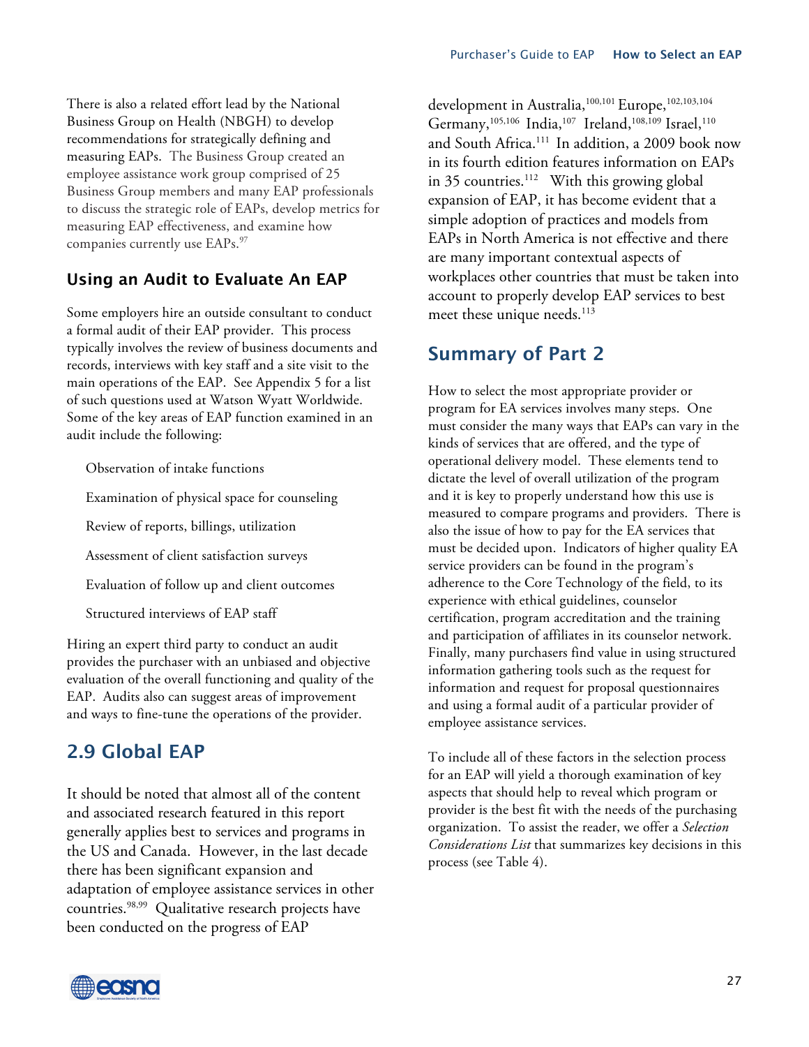There is also a related effort lead by the National Business Group on Health (NBGH) to develop recommendations for strategically defining and measuring EAPs. The Business Group created an employee assistance work group comprised of 25 Business Group members and many EAP professionals to discuss the strategic role of EAPs, develop metrics for measuring EAP effectiveness, and examine how companies currently use EAPs.[97]

### Using an Audit to Evaluate An EAP

Some employers hire an outside consultant to conduct a formal audit of their EAP provider. This process typically involves the review of business documents and records, interviews with key staff and a site visit to the main operations of the EAP. See Appendix 5 for a list of such questions used at Watson Wyatt Worldwide. Some of the key areas of EAP function examined in an audit include the following:

- Observation of intake functions
- Examination of physical space for counseling
- Review of reports, billings, utilization
- Assessment of client satisfaction surveys
- Evaluation of follow up and client outcomes
- Structured interviews of EAP staff

Hiring an expert third party to conduct an audit provides the purchaser with an unbiased and objective evaluation of the overall functioning and quality of the EAP. Audits also can suggest areas of improvement and ways to fine-tune the operations of the provider.

## 2.9 Global EAP

It should be noted that almost all of the content and associated research featured in this report generally applies best to services and programs in the US and Canada. However, in the last decade there has been significant expansion and adaptation of employee assistance services in other countries.[98,99] Qualitative research projects have been conducted on the progress of EAP development in Australia,[100,101] Europe,[102,103,104] Germany,[105,106] India,[107] Ireland,[108,109] Israel,[110] and South Africa.[111] In addition, a 2009 book now in its fourth edition features information on EAPs in 35 countries.[112] With this growing global expansion of EAP, it has become evident that a simple adoption of practices and models from EAPs in North America is not effective and there are many important contextual aspects of workplaces other countries that must be taken into account to properly develop EAP services to best meet these unique needs.[113]

## Summary of Part 2

How to select the most appropriate provider or program for EA services involves many steps. One must consider the many ways that EAPs can vary in the kinds of services that are offered, and the type of operational delivery model. These elements tend to dictate the level of overall utilization of the program and it is key to properly understand how this use is measured to compare programs and providers. There is also the issue of how to pay for the EA services that must be decided upon. Indicators of higher quality EA service providers can be found in the program's adherence to the Core Technology of the field, to its experience with ethical guidelines, counselor certification, program accreditation and the training and participation of affiliates in its counselor network. Finally, many purchasers find value in using structured information gathering tools such as the request for information and request for proposal questionnaires and using a formal audit of a particular provider of employee assistance services.

To include all of these factors in the selection process for an EAP will yield a thorough examination of key aspects that should help to reveal which program or provider is the best fit with the needs of the purchasing organization. To assist the reader, we offer a *Selection Considerations List* that summarizes key decisions in this process (see Table 4).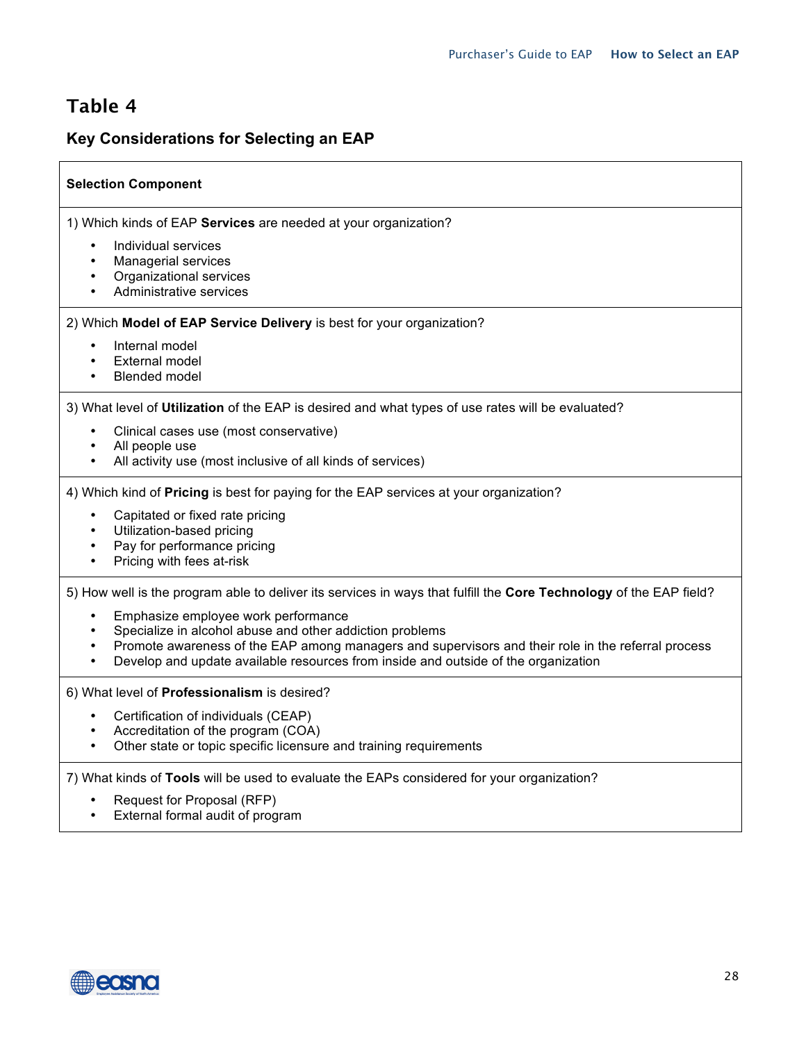# Table 4

## Key Considerations for Selecting an EAP

| Selection Component |
|---|
| 1) Which kinds of EAP **Services** are needed at your organization?<br>• Individual services<br>• Managerial services<br>• Organizational services<br>• Administrative services |
| 2) Which **Model of EAP Service Delivery** is best for your organization?<br>• Internal model<br>• External model<br>• Blended model |
| 3) What level of **Utilization** of the EAP is desired and what types of use rates will be evaluated?<br>• Clinical cases use (most conservative)<br>• All people use<br>• All activity use (most inclusive of all kinds of services) |
| 4) Which kind of **Pricing** is best for paying for the EAP services at your organization?<br>• Capitated or fixed rate pricing<br>• Utilization-based pricing<br>• Pay for performance pricing<br>• Pricing with fees at-risk |
| 5) How well is the program able to deliver its services in ways that fulfill the **Core Technology** of the EAP field?<br>• Emphasize employee work performance<br>• Specialize in alcohol abuse and other addiction problems<br>• Promote awareness of the EAP among managers and supervisors and their role in the referral process<br>• Develop and update available resources from inside and outside of the organization |
| 6) What level of **Professionalism** is desired?<br>• Certification of individuals (CEAP)<br>• Accreditation of the program (COA)<br>• Other state or topic specific licensure and training requirements |
| 7) What kinds of **Tools** will be used to evaluate the EAPs considered for your organization?<br>• Request for Proposal (RFP)<br>• External formal audit of program |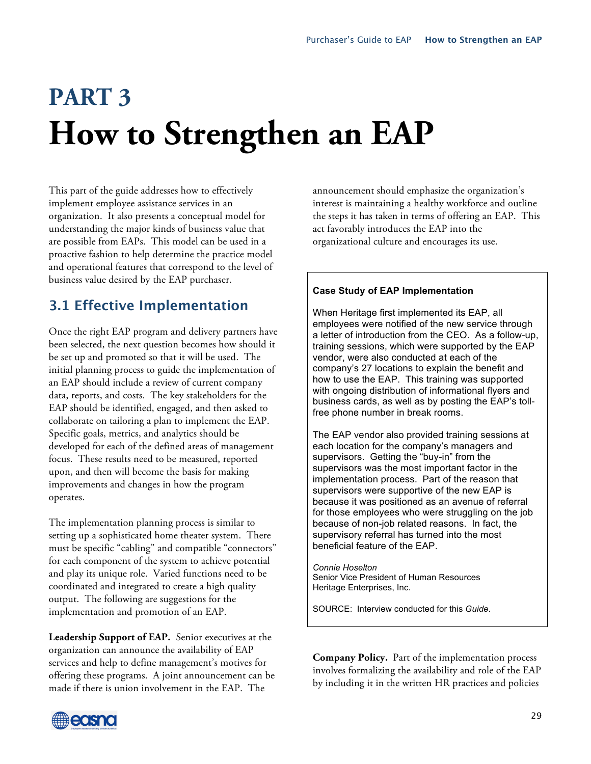# PART 3

# How to Strengthen an EAP

This part of the guide addresses how to effectively implement employee assistance services in an organization. It also presents a conceptual model for understanding the major kinds of business value that are possible from EAPs. This model can be used in a proactive fashion to help determine the practice model and operational features that correspond to the level of business value desired by the EAP purchaser.

## 3.1 Effective Implementation

Once the right EAP program and delivery partners have been selected, the next question becomes how should it be set up and promoted so that it will be used. The initial planning process to guide the implementation of an EAP should include a review of current company data, reports, and costs. The key stakeholders for the EAP should be identified, engaged, and then asked to collaborate on tailoring a plan to implement the EAP. Specific goals, metrics, and analytics should be developed for each of the defined areas of management focus. These results need to be measured, reported upon, and then will become the basis for making improvements and changes in how the program operates.

The implementation planning process is similar to setting up a sophisticated home theater system. There must be specific "cabling" and compatible "connectors" for each component of the system to achieve potential and play its unique role. Varied functions need to be coordinated and integrated to create a high quality output. The following are suggestions for the implementation and promotion of an EAP.

**Leadership Support of EAP.** Senior executives at the organization can announce the availability of EAP services and help to define management's motives for offering these programs. A joint announcement can be made if there is union involvement in the EAP. The announcement should emphasize the organization's interest is maintaining a healthy workforce and outline the steps it has taken in terms of offering an EAP. This act favorably introduces the EAP into the organizational culture and encourages its use.

> **Case Study of EAP Implementation**
>
> When Heritage first implemented its EAP, all employees were notified of the new service through a letter of introduction from the CEO. As a follow-up, training sessions, which were supported by the EAP vendor, were also conducted at each of the company's 27 locations to explain the benefit and how to use the EAP. This training was supported with ongoing distribution of informational flyers and business cards, as well as by posting the EAP's toll-free phone number in break rooms.
>
> The EAP vendor also provided training sessions at each location for the company's managers and supervisors. Getting the "buy-in" from the supervisors was the most important factor in the implementation process. Part of the reason that supervisors were supportive of the new EAP is because it was positioned as an avenue of referral for those employees who were struggling on the job because of non-job related reasons. In fact, the supervisory referral has turned into the most beneficial feature of the EAP.
>
> *Connie Hoselton*
> Senior Vice President of Human Resources
> Heritage Enterprises, Inc.
>
> SOURCE: Interview conducted for this *Guide*.

**Company Policy.** Part of the implementation process involves formalizing the availability and role of the EAP by including it in the written HR practices and policies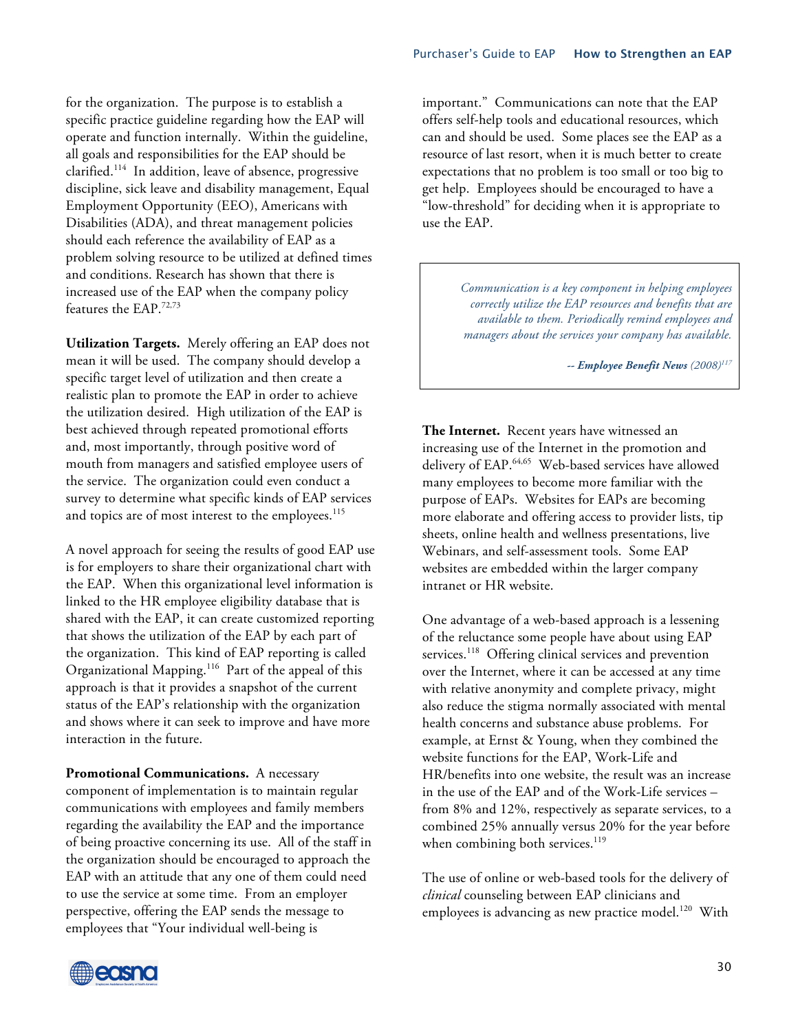for the organization. The purpose is to establish a specific practice guideline regarding how the EAP will operate and function internally. Within the guideline, all goals and responsibilities for the EAP should be clarified.[114] In addition, leave of absence, progressive discipline, sick leave and disability management, Equal Employment Opportunity (EEO), Americans with Disabilities (ADA), and threat management policies should each reference the availability of EAP as a problem solving resource to be utilized at defined times and conditions. Research has shown that there is increased use of the EAP when the company policy features the EAP.[72,73]

**Utilization Targets.** Merely offering an EAP does not mean it will be used. The company should develop a specific target level of utilization and then create a realistic plan to promote the EAP in order to achieve the utilization desired. High utilization of the EAP is best achieved through repeated promotional efforts and, most importantly, through positive word of mouth from managers and satisfied employee users of the service. The organization could even conduct a survey to determine what specific kinds of EAP services and topics are of most interest to the employees.[115]

A novel approach for seeing the results of good EAP use is for employers to share their organizational chart with the EAP. When this organizational level information is linked to the HR employee eligibility database that is shared with the EAP, it can create customized reporting that shows the utilization of the EAP by each part of the organization. This kind of EAP reporting is called Organizational Mapping.[116] Part of the appeal of this approach is that it provides a snapshot of the current status of the EAP's relationship with the organization and shows where it can seek to improve and have more interaction in the future.

**Promotional Communications.** A necessary component of implementation is to maintain regular communications with employees and family members regarding the availability the EAP and the importance of being proactive concerning its use. All of the staff in the organization should be encouraged to approach the EAP with an attitude that any one of them could need to use the service at some time. From an employer perspective, offering the EAP sends the message to employees that "Your individual well-being is important." Communications can note that the EAP offers self-help tools and educational resources, which can and should be used. Some places see the EAP as a resource of last resort, when it is much better to create expectations that no problem is too small or too big to get help. Employees should be encouraged to have a "low-threshold" for deciding when it is appropriate to use the EAP.

> *Communication is a key component in helping employees correctly utilize the EAP resources and benefits that are available to them. Periodically remind employees and managers about the services your company has available.*
>
> *-- **Employee Benefit News** (2008)*[117]

**The Internet.** Recent years have witnessed an increasing use of the Internet in the promotion and delivery of EAP.[64,65] Web-based services have allowed many employees to become more familiar with the purpose of EAPs. Websites for EAPs are becoming more elaborate and offering access to provider lists, tip sheets, online health and wellness presentations, live Webinars, and self-assessment tools. Some EAP websites are embedded within the larger company intranet or HR website.

One advantage of a web-based approach is a lessening of the reluctance some people have about using EAP services.[118] Offering clinical services and prevention over the Internet, where it can be accessed at any time with relative anonymity and complete privacy, might also reduce the stigma normally associated with mental health concerns and substance abuse problems. For example, at Ernst & Young, when they combined the website functions for the EAP, Work-Life and HR/benefits into one website, the result was an increase in the use of the EAP and of the Work-Life services – from 8% and 12%, respectively as separate services, to a combined 25% annually versus 20% for the year before when combining both services.[119]

The use of online or web-based tools for the delivery of *clinical* counseling between EAP clinicians and employees is advancing as new practice model.[120] With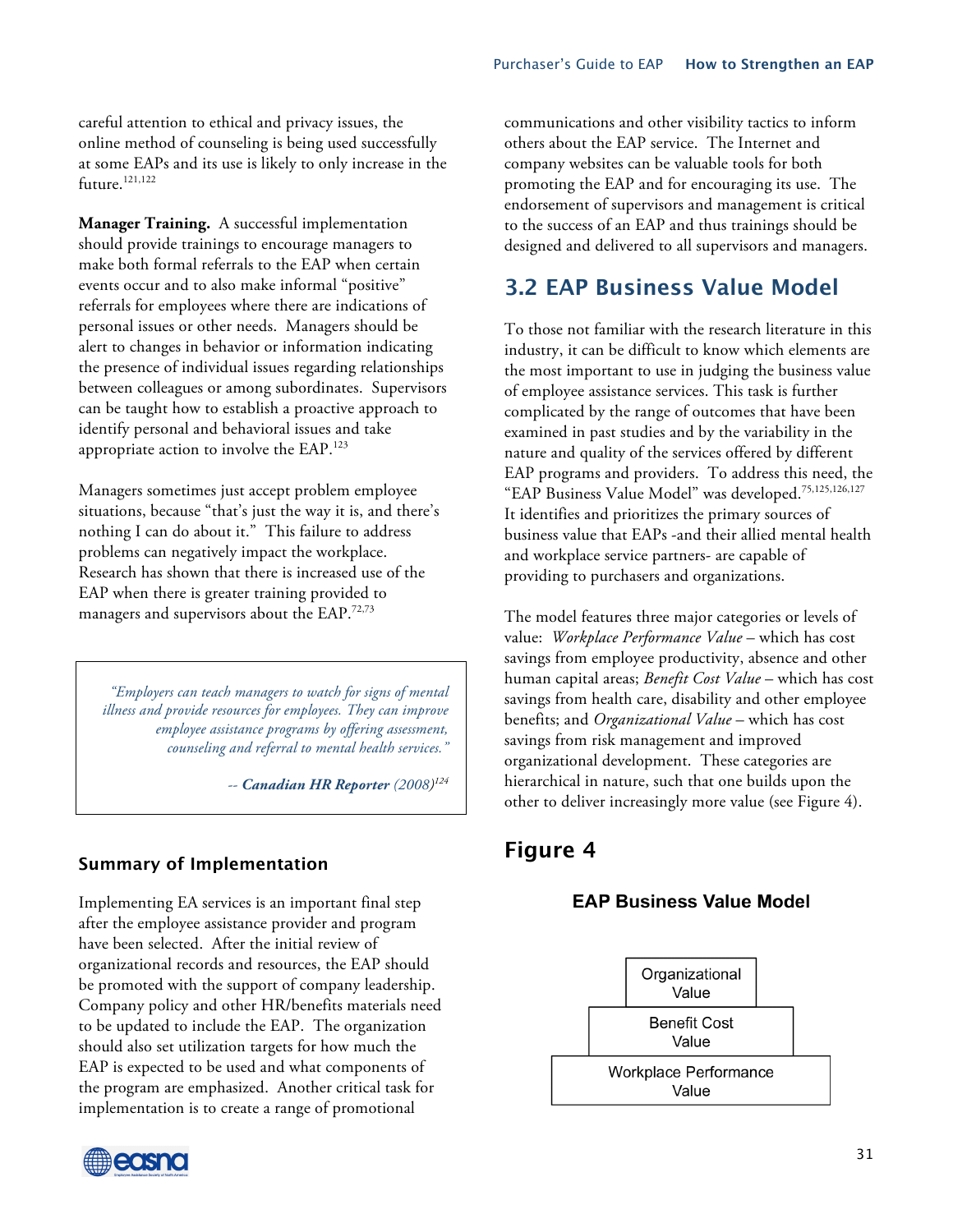careful attention to ethical and privacy issues, the online method of counseling is being used successfully at some EAPs and its use is likely to only increase in the future.[121,122]

**Manager Training.** A successful implementation should provide trainings to encourage managers to make both formal referrals to the EAP when certain events occur and to also make informal "positive" referrals for employees where there are indications of personal issues or other needs. Managers should be alert to changes in behavior or information indicating the presence of individual issues regarding relationships between colleagues or among subordinates. Supervisors can be taught how to establish a proactive approach to identify personal and behavioral issues and take appropriate action to involve the EAP.[123]

Managers sometimes just accept problem employee situations, because "that's just the way it is, and there's nothing I can do about it." This failure to address problems can negatively impact the workplace. Research has shown that there is increased use of the EAP when there is greater training provided to managers and supervisors about the EAP.[72,73]

> *"Employers can teach managers to watch for signs of mental illness and provide resources for employees. They can improve employee assistance programs by offering assessment, counseling and referral to mental health services."*
>
> -- ***Canadian HR Reporter*** *(2008)*[124]

### Summary of Implementation

Implementing EA services is an important final step after the employee assistance provider and program have been selected. After the initial review of organizational records and resources, the EAP should be promoted with the support of company leadership. Company policy and other HR/benefits materials need to be updated to include the EAP. The organization should also set utilization targets for how much the EAP is expected to be used and what components of the program are emphasized. Another critical task for implementation is to create a range of promotional communications and other visibility tactics to inform others about the EAP service. The Internet and company websites can be valuable tools for both promoting the EAP and for encouraging its use. The endorsement of supervisors and management is critical to the success of an EAP and thus trainings should be designed and delivered to all supervisors and managers.

## 3.2 EAP Business Value Model

To those not familiar with the research literature in this industry, it can be difficult to know which elements are the most important to use in judging the business value of employee assistance services. This task is further complicated by the range of outcomes that have been examined in past studies and by the variability in the nature and quality of the services offered by different EAP programs and providers. To address this need, the "EAP Business Value Model" was developed.[75,125,126,127] It identifies and prioritizes the primary sources of business value that EAPs -and their allied mental health and workplace service partners- are capable of providing to purchasers and organizations.

The model features three major categories or levels of value: *Workplace Performance Value* – which has cost savings from employee productivity, absence and other human capital areas; *Benefit Cost Value* – which has cost savings from health care, disability and other employee benefits; and *Organizational Value* – which has cost savings from risk management and improved organizational development. These categories are hierarchical in nature, such that one builds upon the other to deliver increasingly more value (see Figure 4).

## Figure 4

**EAP Business Value Model**

| |
|---|
| Organizational Value |
| Benefit Cost Value |
| Workplace Performance Value |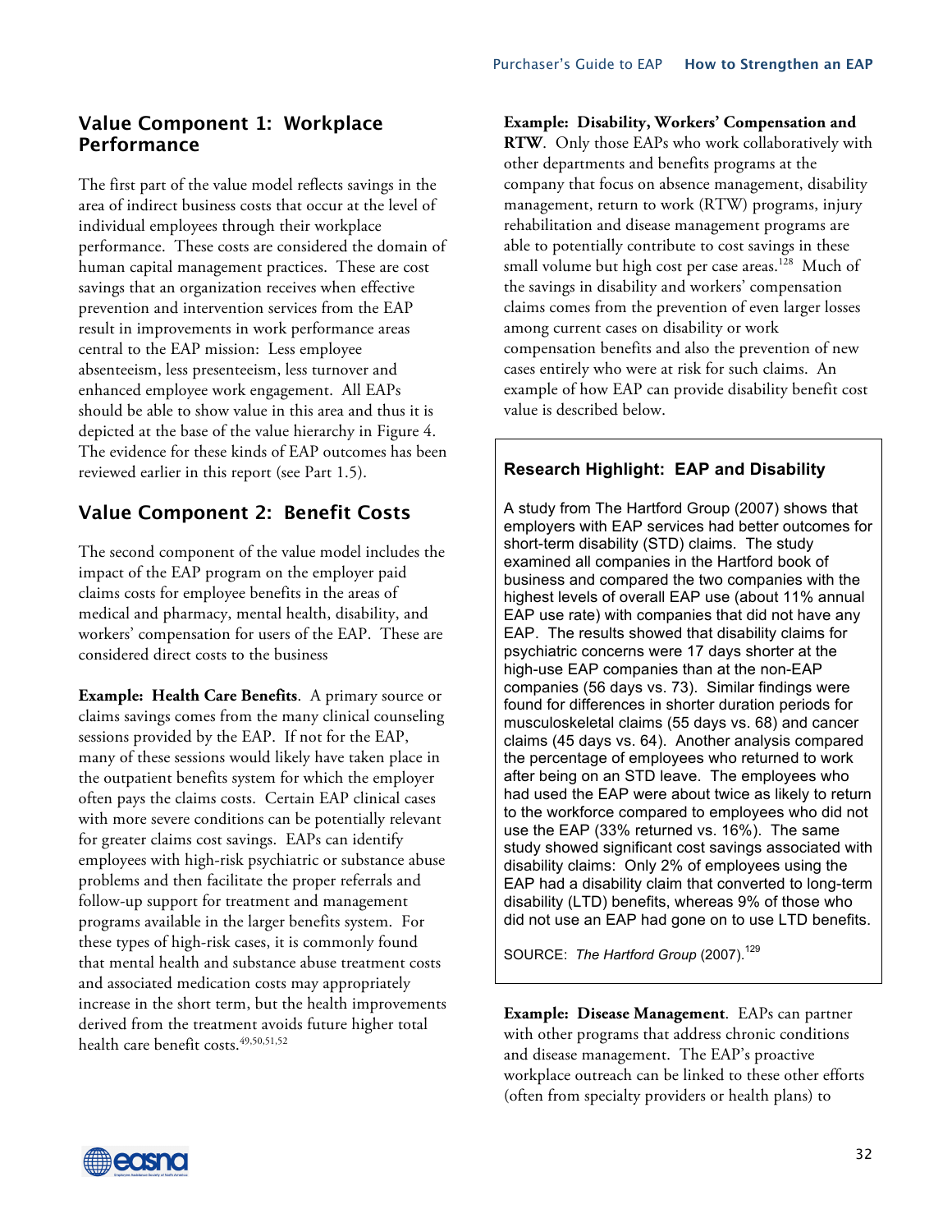## Value Component 1: Workplace Performance

The first part of the value model reflects savings in the area of indirect business costs that occur at the level of individual employees through their workplace performance. These costs are considered the domain of human capital management practices. These are cost savings that an organization receives when effective prevention and intervention services from the EAP result in improvements in work performance areas central to the EAP mission: Less employee absenteeism, less presenteeism, less turnover and enhanced employee work engagement. All EAPs should be able to show value in this area and thus it is depicted at the base of the value hierarchy in Figure 4. The evidence for these kinds of EAP outcomes has been reviewed earlier in this report (see Part 1.5).

## Value Component 2: Benefit Costs

The second component of the value model includes the impact of the EAP program on the employer paid claims costs for employee benefits in the areas of medical and pharmacy, mental health, disability, and workers' compensation for users of the EAP. These are considered direct costs to the business

**Example: Health Care Benefits**. A primary source or claims savings comes from the many clinical counseling sessions provided by the EAP. If not for the EAP, many of these sessions would likely have taken place in the outpatient benefits system for which the employer often pays the claims costs. Certain EAP clinical cases with more severe conditions can be potentially relevant for greater claims cost savings. EAPs can identify employees with high-risk psychiatric or substance abuse problems and then facilitate the proper referrals and follow-up support for treatment and management programs available in the larger benefits system. For these types of high-risk cases, it is commonly found that mental health and substance abuse treatment costs and associated medication costs may appropriately increase in the short term, but the health improvements derived from the treatment avoids future higher total health care benefit costs.[49,50,51,52]

**Example: Disability, Workers' Compensation and RTW**. Only those EAPs who work collaboratively with other departments and benefits programs at the company that focus on absence management, disability management, return to work (RTW) programs, injury rehabilitation and disease management programs are able to potentially contribute to cost savings in these small volume but high cost per case areas.[128] Much of the savings in disability and workers' compensation claims comes from the prevention of even larger losses among current cases on disability or work compensation benefits and also the prevention of new cases entirely who were at risk for such claims. An example of how EAP can provide disability benefit cost value is described below.

### Research Highlight: EAP and Disability

A study from The Hartford Group (2007) shows that employers with EAP services had better outcomes for short-term disability (STD) claims. The study examined all companies in the Hartford book of business and compared the two companies with the highest levels of overall EAP use (about 11% annual EAP use rate) with companies that did not have any EAP. The results showed that disability claims for psychiatric concerns were 17 days shorter at the high-use EAP companies than at the non-EAP companies (56 days vs. 73). Similar findings were found for differences in shorter duration periods for musculoskeletal claims (55 days vs. 68) and cancer claims (45 days vs. 64). Another analysis compared the percentage of employees who returned to work after being on an STD leave. The employees who had used the EAP were about twice as likely to return to the workforce compared to employees who did not use the EAP (33% returned vs. 16%). The same study showed significant cost savings associated with disability claims: Only 2% of employees using the EAP had a disability claim that converted to long-term disability (LTD) benefits, whereas 9% of those who did not use an EAP had gone on to use LTD benefits.

SOURCE: *The Hartford Group* (2007).[129]

**Example: Disease Management**. EAPs can partner with other programs that address chronic conditions and disease management. The EAP's proactive workplace outreach can be linked to these other efforts (often from specialty providers or health plans) to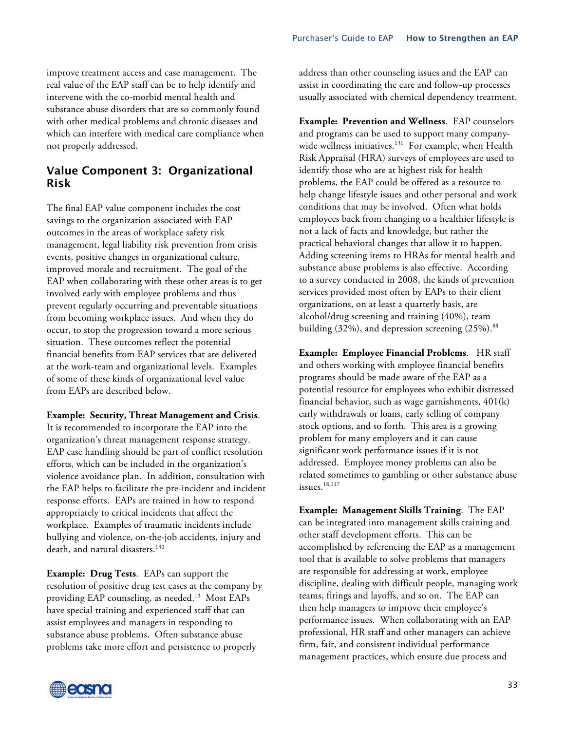improve treatment access and case management. The real value of the EAP staff can be to help identify and intervene with the co-morbid mental health and substance abuse disorders that are so commonly found with other medical problems and chronic diseases and which can interfere with medical care compliance when not properly addressed.

## Value Component 3: Organizational Risk

The final EAP value component includes the cost savings to the organization associated with EAP outcomes in the areas of workplace safety risk management, legal liability risk prevention from crisis events, positive changes in organizational culture, improved morale and recruitment. The goal of the EAP when collaborating with these other areas is to get involved early with employee problems and thus prevent regularly occurring and preventable situations from becoming workplace issues. And when they do occur, to stop the progression toward a more serious situation. These outcomes reflect the potential financial benefits from EAP services that are delivered at the work-team and organizational levels. Examples of some of these kinds of organizational level value from EAPs are described below.

**Example: Security, Threat Management and Crisis**. It is recommended to incorporate the EAP into the organization's threat management response strategy. EAP case handling should be part of conflict resolution efforts, which can be included in the organization's violence avoidance plan. In addition, consultation with the EAP helps to facilitate the pre-incident and incident response efforts. EAPs are trained in how to respond appropriately to critical incidents that affect the workplace. Examples of traumatic incidents include bullying and violence, on-the-job accidents, injury and death, and natural disasters.[130]

**Example: Drug Tests**. EAPs can support the resolution of positive drug test cases at the company by providing EAP counseling, as needed.[13] Most EAPs have special training and experienced staff that can assist employees and managers in responding to substance abuse problems. Often substance abuse problems take more effort and persistence to properly address than other counseling issues and the EAP can assist in coordinating the care and follow-up processes usually associated with chemical dependency treatment.

**Example: Prevention and Wellness**. EAP counselors and programs can be used to support many company-wide wellness initiatives.[131] For example, when Health Risk Appraisal (HRA) surveys of employees are used to identify those who are at highest risk for health problems, the EAP could be offered as a resource to help change lifestyle issues and other personal and work conditions that may be involved. Often what holds employees back from changing to a healthier lifestyle is not a lack of facts and knowledge, but rather the practical behavioral changes that allow it to happen. Adding screening items to HRAs for mental health and substance abuse problems is also effective. According to a survey conducted in 2008, the kinds of prevention services provided most often by EAPs to their client organizations, on at least a quarterly basis, are alcohol/drug screening and training (40%), team building (32%), and depression screening (25%).[88]

**Example: Employee Financial Problems**. HR staff and others working with employee financial benefits programs should be made aware of the EAP as a potential resource for employees who exhibit distressed financial behavior, such as wage garnishments, 401(k) early withdrawals or loans, early selling of company stock options, and so forth. This area is a growing problem for many employers and it can cause significant work performance issues if it is not addressed. Employee money problems can also be related sometimes to gambling or other substance abuse issues.[18,117]

**Example: Management Skills Training**. The EAP can be integrated into management skills training and other staff development efforts. This can be accomplished by referencing the EAP as a management tool that is available to solve problems that managers are responsible for addressing at work, employee discipline, dealing with difficult people, managing work teams, firings and layoffs, and so on. The EAP can then help managers to improve their employee's performance issues. When collaborating with an EAP professional, HR staff and other managers can achieve firm, fair, and consistent individual performance management practices, which ensure due process and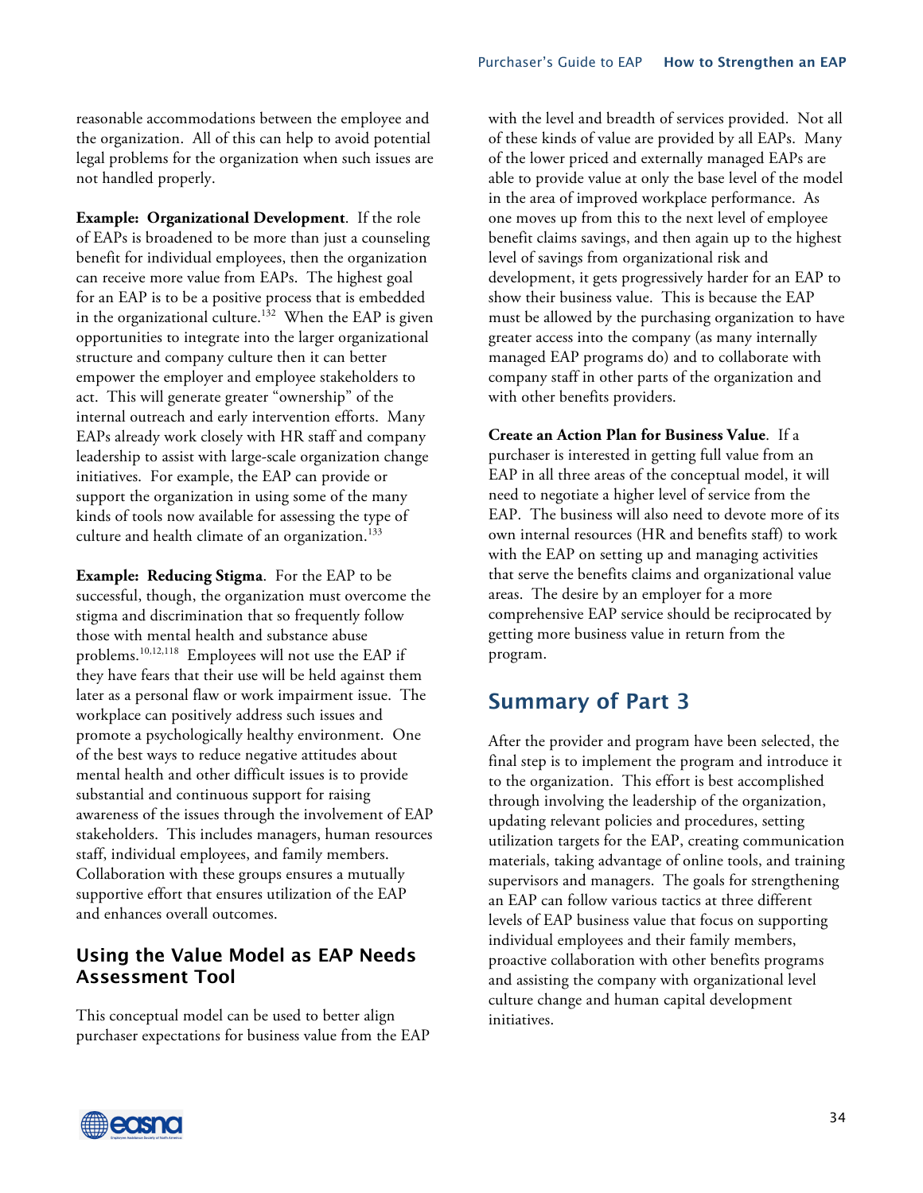reasonable accommodations between the employee and the organization. All of this can help to avoid potential legal problems for the organization when such issues are not handled properly.

**Example: Organizational Development**. If the role of EAPs is broadened to be more than just a counseling benefit for individual employees, then the organization can receive more value from EAPs. The highest goal for an EAP is to be a positive process that is embedded in the organizational culture.[132] When the EAP is given opportunities to integrate into the larger organizational structure and company culture then it can better empower the employer and employee stakeholders to act. This will generate greater "ownership" of the internal outreach and early intervention efforts. Many EAPs already work closely with HR staff and company leadership to assist with large-scale organization change initiatives. For example, the EAP can provide or support the organization in using some of the many kinds of tools now available for assessing the type of culture and health climate of an organization.[133]

**Example: Reducing Stigma**. For the EAP to be successful, though, the organization must overcome the stigma and discrimination that so frequently follow those with mental health and substance abuse problems.[10,12,118] Employees will not use the EAP if they have fears that their use will be held against them later as a personal flaw or work impairment issue. The workplace can positively address such issues and promote a psychologically healthy environment. One of the best ways to reduce negative attitudes about mental health and other difficult issues is to provide substantial and continuous support for raising awareness of the issues through the involvement of EAP stakeholders. This includes managers, human resources staff, individual employees, and family members. Collaboration with these groups ensures a mutually supportive effort that ensures utilization of the EAP and enhances overall outcomes.

### Using the Value Model as EAP Needs Assessment Tool

This conceptual model can be used to better align purchaser expectations for business value from the EAP with the level and breadth of services provided. Not all of these kinds of value are provided by all EAPs. Many of the lower priced and externally managed EAPs are able to provide value at only the base level of the model in the area of improved workplace performance. As one moves up from this to the next level of employee benefit claims savings, and then again up to the highest level of savings from organizational risk and development, it gets progressively harder for an EAP to show their business value. This is because the EAP must be allowed by the purchasing organization to have greater access into the company (as many internally managed EAP programs do) and to collaborate with company staff in other parts of the organization and with other benefits providers.

**Create an Action Plan for Business Value**. If a purchaser is interested in getting full value from an EAP in all three areas of the conceptual model, it will need to negotiate a higher level of service from the EAP. The business will also need to devote more of its own internal resources (HR and benefits staff) to work with the EAP on setting up and managing activities that serve the benefits claims and organizational value areas. The desire by an employer for a more comprehensive EAP service should be reciprocated by getting more business value in return from the program.

## Summary of Part 3

After the provider and program have been selected, the final step is to implement the program and introduce it to the organization. This effort is best accomplished through involving the leadership of the organization, updating relevant policies and procedures, setting utilization targets for the EAP, creating communication materials, taking advantage of online tools, and training supervisors and managers. The goals for strengthening an EAP can follow various tactics at three different levels of EAP business value that focus on supporting individual employees and their family members, proactive collaboration with other benefits programs and assisting the company with organizational level culture change and human capital development initiatives.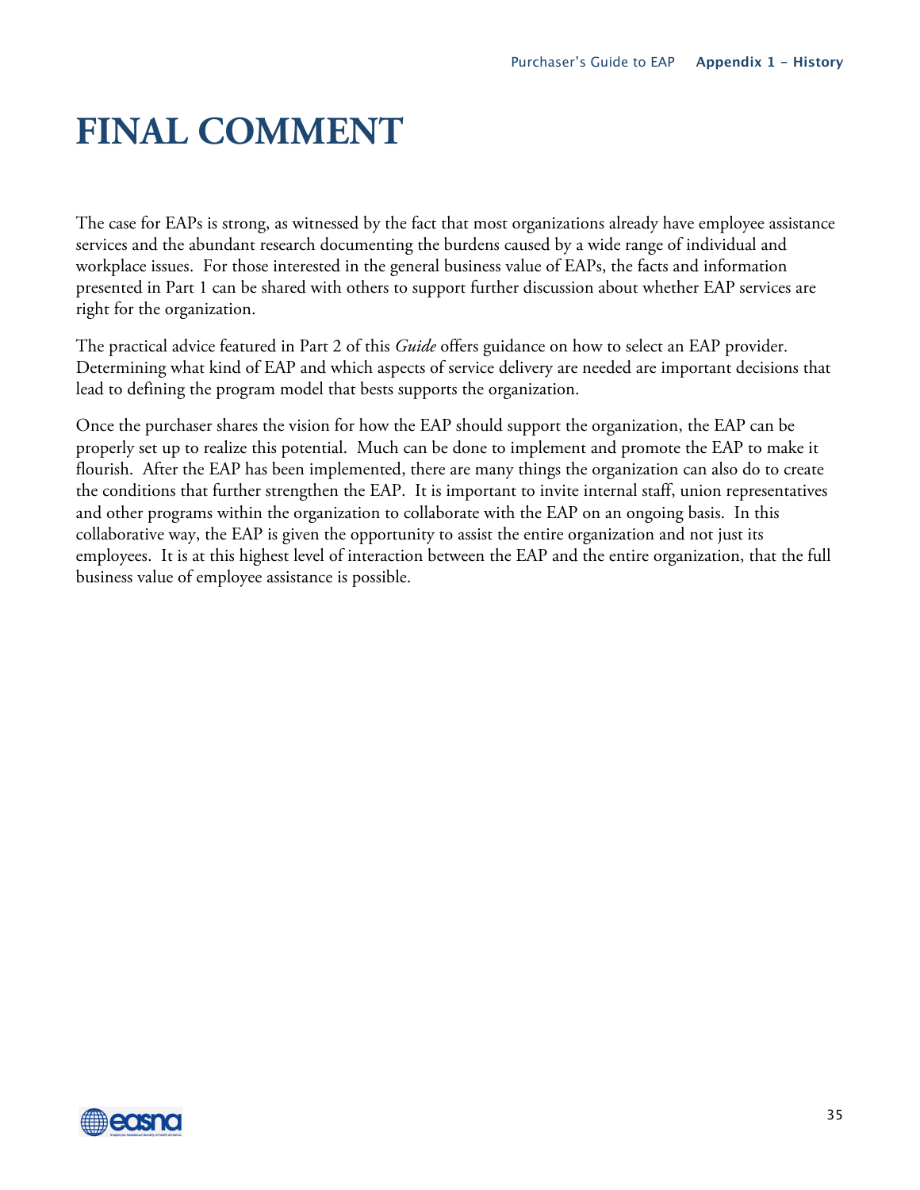# FINAL COMMENT

The case for EAPs is strong, as witnessed by the fact that most organizations already have employee assistance services and the abundant research documenting the burdens caused by a wide range of individual and workplace issues. For those interested in the general business value of EAPs, the facts and information presented in Part 1 can be shared with others to support further discussion about whether EAP services are right for the organization.

The practical advice featured in Part 2 of this *Guide* offers guidance on how to select an EAP provider. Determining what kind of EAP and which aspects of service delivery are needed are important decisions that lead to defining the program model that bests supports the organization.

Once the purchaser shares the vision for how the EAP should support the organization, the EAP can be properly set up to realize this potential. Much can be done to implement and promote the EAP to make it flourish. After the EAP has been implemented, there are many things the organization can also do to create the conditions that further strengthen the EAP. It is important to invite internal staff, union representatives and other programs within the organization to collaborate with the EAP on an ongoing basis. In this collaborative way, the EAP is given the opportunity to assist the entire organization and not just its employees. It is at this highest level of interaction between the EAP and the entire organization, that the full business value of employee assistance is possible.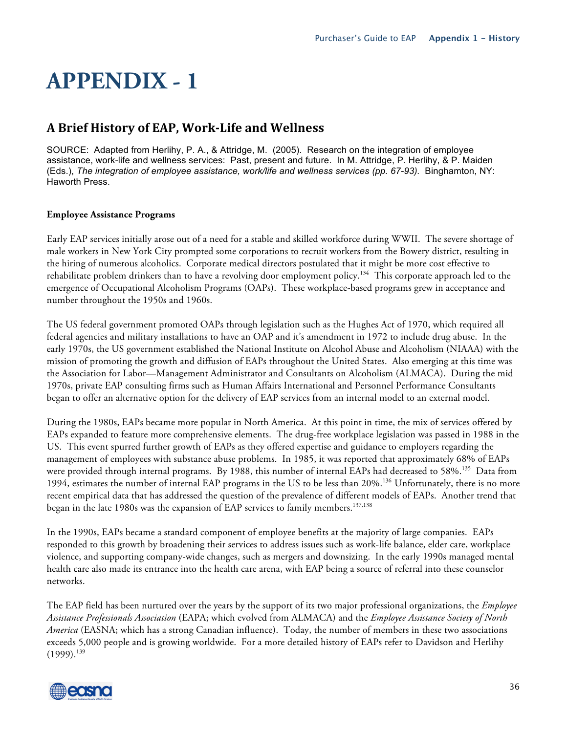# APPENDIX - 1

## A Brief History of EAP, Work-Life and Wellness

SOURCE: Adapted from Herlihy, P. A., & Attridge, M. (2005). Research on the integration of employee assistance, work-life and wellness services: Past, present and future. In M. Attridge, P. Herlihy, & P. Maiden (Eds.), *The integration of employee assistance, work/life and wellness services (pp. 67-93).* Binghamton, NY: Haworth Press.

**Employee Assistance Programs**

Early EAP services initially arose out of a need for a stable and skilled workforce during WWII. The severe shortage of male workers in New York City prompted some corporations to recruit workers from the Bowery district, resulting in the hiring of numerous alcoholics. Corporate medical directors postulated that it might be more cost effective to rehabilitate problem drinkers than to have a revolving door employment policy.[134] This corporate approach led to the emergence of Occupational Alcoholism Programs (OAPs). These workplace-based programs grew in acceptance and number throughout the 1950s and 1960s.

The US federal government promoted OAPs through legislation such as the Hughes Act of 1970, which required all federal agencies and military installations to have an OAP and it's amendment in 1972 to include drug abuse. In the early 1970s, the US government established the National Institute on Alcohol Abuse and Alcoholism (NIAAA) with the mission of promoting the growth and diffusion of EAPs throughout the United States. Also emerging at this time was the Association for Labor—Management Administrator and Consultants on Alcoholism (ALMACA). During the mid 1970s, private EAP consulting firms such as Human Affairs International and Personnel Performance Consultants began to offer an alternative option for the delivery of EAP services from an internal model to an external model.

During the 1980s, EAPs became more popular in North America. At this point in time, the mix of services offered by EAPs expanded to feature more comprehensive elements. The drug-free workplace legislation was passed in 1988 in the US. This event spurred further growth of EAPs as they offered expertise and guidance to employers regarding the management of employees with substance abuse problems. In 1985, it was reported that approximately 68% of EAPs were provided through internal programs. By 1988, this number of internal EAPs had decreased to 58%.[135] Data from 1994, estimates the number of internal EAP programs in the US to be less than 20%.[136] Unfortunately, there is no more recent empirical data that has addressed the question of the prevalence of different models of EAPs. Another trend that began in the late 1980s was the expansion of EAP services to family members.[137,138]

In the 1990s, EAPs became a standard component of employee benefits at the majority of large companies. EAPs responded to this growth by broadening their services to address issues such as work-life balance, elder care, workplace violence, and supporting company-wide changes, such as mergers and downsizing. In the early 1990s managed mental health care also made its entrance into the health care arena, with EAP being a source of referral into these counselor networks.

The EAP field has been nurtured over the years by the support of its two major professional organizations, the *Employee Assistance Professionals Association* (EAPA; which evolved from ALMACA) and the *Employee Assistance Society of North America* (EASNA; which has a strong Canadian influence). Today, the number of members in these two associations exceeds 5,000 people and is growing worldwide. For a more detailed history of EAPs refer to Davidson and Herlihy (1999).[139]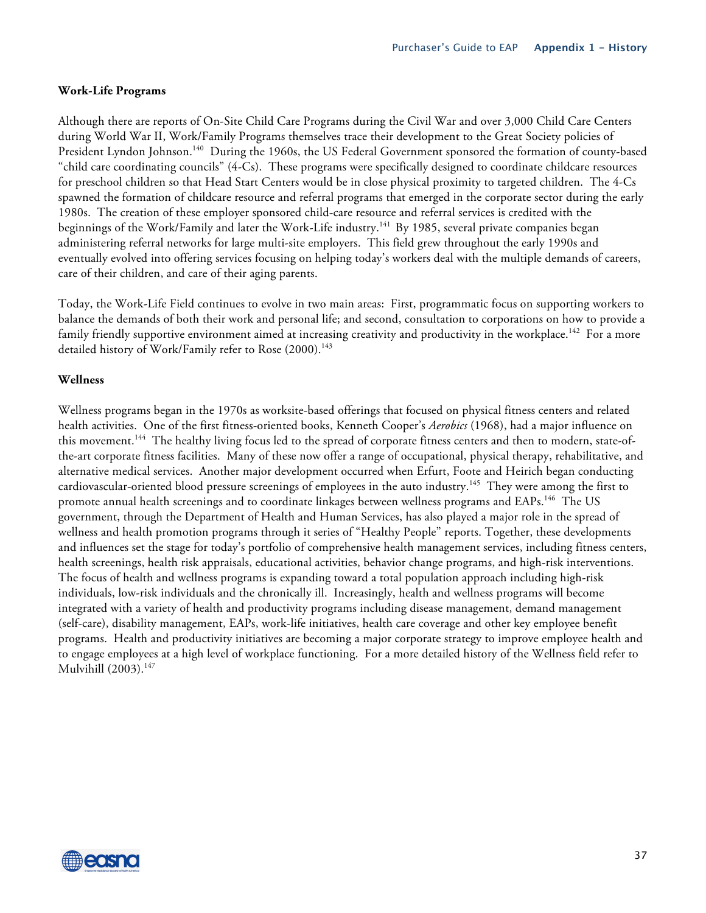**Work-Life Programs**

Although there are reports of On-Site Child Care Programs during the Civil War and over 3,000 Child Care Centers during World War II, Work/Family Programs themselves trace their development to the Great Society policies of President Lyndon Johnson.[140] During the 1960s, the US Federal Government sponsored the formation of county-based "child care coordinating councils" (4-Cs). These programs were specifically designed to coordinate childcare resources for preschool children so that Head Start Centers would be in close physical proximity to targeted children. The 4-Cs spawned the formation of childcare resource and referral programs that emerged in the corporate sector during the early 1980s. The creation of these employer sponsored child-care resource and referral services is credited with the beginnings of the Work/Family and later the Work-Life industry.[141] By 1985, several private companies began administering referral networks for large multi-site employers. This field grew throughout the early 1990s and eventually evolved into offering services focusing on helping today's workers deal with the multiple demands of careers, care of their children, and care of their aging parents.

Today, the Work-Life Field continues to evolve in two main areas: First, programmatic focus on supporting workers to balance the demands of both their work and personal life; and second, consultation to corporations on how to provide a family friendly supportive environment aimed at increasing creativity and productivity in the workplace.[142] For a more detailed history of Work/Family refer to Rose (2000).[143]

**Wellness**

Wellness programs began in the 1970s as worksite-based offerings that focused on physical fitness centers and related health activities. One of the first fitness-oriented books, Kenneth Cooper's *Aerobics* (1968), had a major influence on this movement.[144] The healthy living focus led to the spread of corporate fitness centers and then to modern, state-of-the-art corporate fitness facilities. Many of these now offer a range of occupational, physical therapy, rehabilitative, and alternative medical services. Another major development occurred when Erfurt, Foote and Heirich began conducting cardiovascular-oriented blood pressure screenings of employees in the auto industry.[145] They were among the first to promote annual health screenings and to coordinate linkages between wellness programs and EAPs.[146] The US government, through the Department of Health and Human Services, has also played a major role in the spread of wellness and health promotion programs through it series of "Healthy People" reports. Together, these developments and influences set the stage for today's portfolio of comprehensive health management services, including fitness centers, health screenings, health risk appraisals, educational activities, behavior change programs, and high-risk interventions. The focus of health and wellness programs is expanding toward a total population approach including high-risk individuals, low-risk individuals and the chronically ill. Increasingly, health and wellness programs will become integrated with a variety of health and productivity programs including disease management, demand management (self-care), disability management, EAPs, work-life initiatives, health care coverage and other key employee benefit programs. Health and productivity initiatives are becoming a major corporate strategy to improve employee health and to engage employees at a high level of workplace functioning. For a more detailed history of the Wellness field refer to Mulvihill (2003).[147]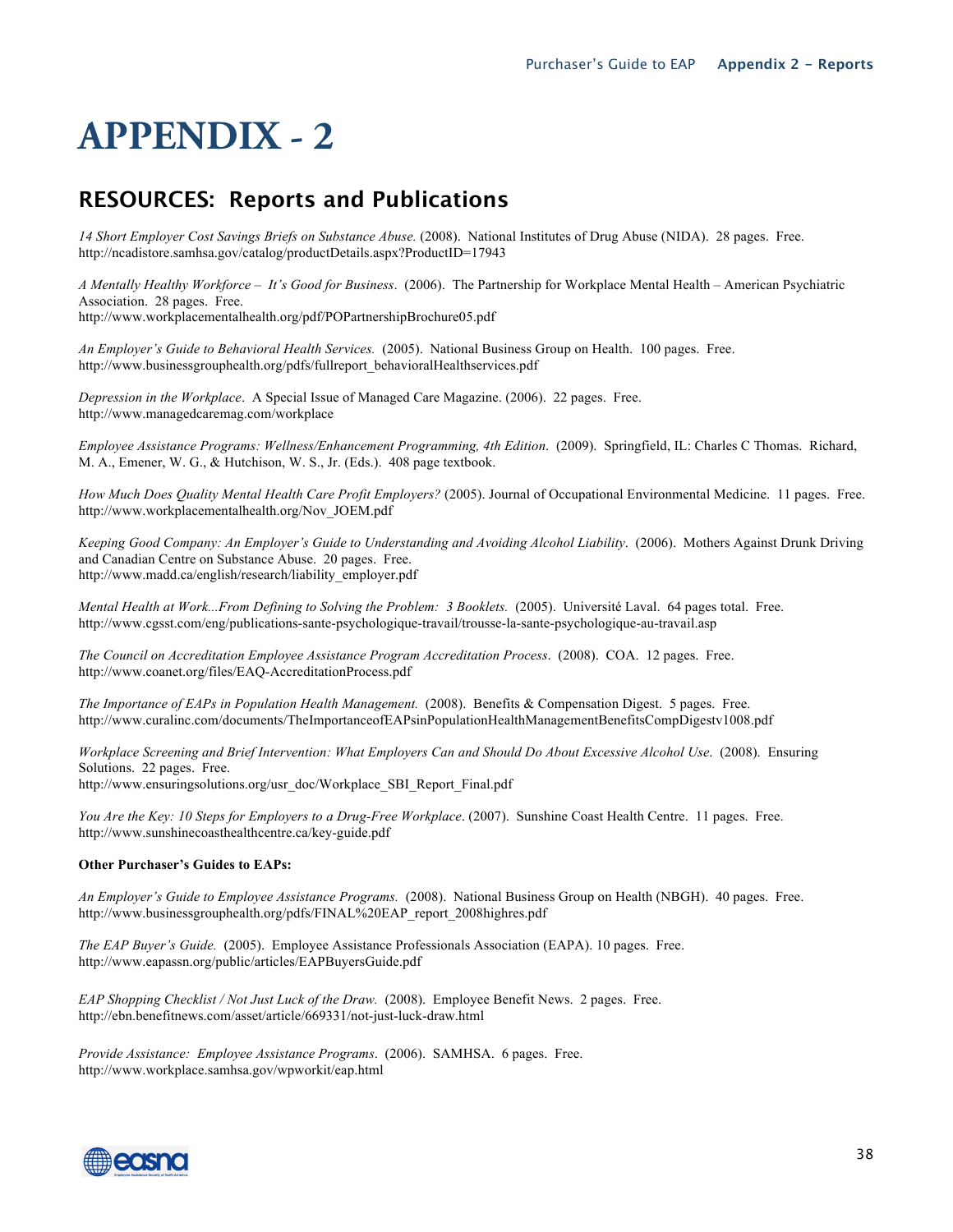# APPENDIX - 2

## RESOURCES: Reports and Publications

*14 Short Employer Cost Savings Briefs on Substance Abuse.* (2008). National Institutes of Drug Abuse (NIDA). 28 pages. Free.
http://ncadistore.samhsa.gov/catalog/productDetails.aspx?ProductID=17943

*A Mentally Healthy Workforce – It's Good for Business*. (2006). The Partnership for Workplace Mental Health – American Psychiatric Association. 28 pages. Free.
http://www.workplacementalhealth.org/pdf/POPartnershipBrochure05.pdf

*An Employer's Guide to Behavioral Health Services.* (2005). National Business Group on Health. 100 pages. Free.
http://www.businessgrouphealth.org/pdfs/fullreport_behavioralHealthservices.pdf

*Depression in the Workplace*. A Special Issue of Managed Care Magazine. (2006). 22 pages. Free.
http://www.managedcaremag.com/workplace

*Employee Assistance Programs: Wellness/Enhancement Programming, 4th Edition*. (2009). Springfield, IL: Charles C Thomas. Richard, M. A., Emener, W. G., & Hutchison, W. S., Jr. (Eds.). 408 page textbook.

*How Much Does Quality Mental Health Care Profit Employers?* (2005). Journal of Occupational Environmental Medicine. 11 pages. Free.
http://www.workplacementalhealth.org/Nov_JOEM.pdf

*Keeping Good Company: An Employer's Guide to Understanding and Avoiding Alcohol Liability*. (2006). Mothers Against Drunk Driving and Canadian Centre on Substance Abuse. 20 pages. Free.
http://www.madd.ca/english/research/liability_employer.pdf

*Mental Health at Work...From Defining to Solving the Problem: 3 Booklets.* (2005). Université Laval. 64 pages total. Free.
http://www.cgsst.com/eng/publications-sante-psychologique-travail/trousse-la-sante-psychologique-au-travail.asp

*The Council on Accreditation Employee Assistance Program Accreditation Process*. (2008). COA. 12 pages. Free.
http://www.coanet.org/files/EAQ-AccreditationProcess.pdf

*The Importance of EAPs in Population Health Management.* (2008). Benefits & Compensation Digest. 5 pages. Free.
http://www.curalinc.com/documents/TheImportanceofEAPsinPopulationHealthManagementBenefitsCompDigestv1008.pdf

*Workplace Screening and Brief Intervention: What Employers Can and Should Do About Excessive Alcohol Use*. (2008). Ensuring Solutions. 22 pages. Free.
http://www.ensuringsolutions.org/usr_doc/Workplace_SBI_Report_Final.pdf

*You Are the Key: 10 Steps for Employers to a Drug-Free Workplace*. (2007). Sunshine Coast Health Centre. 11 pages. Free.
http://www.sunshinecoasthealthcentre.ca/key-guide.pdf

**Other Purchaser's Guides to EAPs:**

*An Employer's Guide to Employee Assistance Programs.* (2008). National Business Group on Health (NBGH). 40 pages. Free.
http://www.businessgrouphealth.org/pdfs/FINAL%20EAP_report_2008highres.pdf

*The EAP Buyer's Guide.* (2005). Employee Assistance Professionals Association (EAPA). 10 pages. Free.
http://www.eapassn.org/public/articles/EAPBuyersGuide.pdf

*EAP Shopping Checklist / Not Just Luck of the Draw.* (2008). Employee Benefit News. 2 pages. Free.
http://ebn.benefitnews.com/asset/article/669331/not-just-luck-draw.html

*Provide Assistance: Employee Assistance Programs*. (2006). SAMHSA. 6 pages. Free.
http://www.workplace.samhsa.gov/wpworkit/eap.html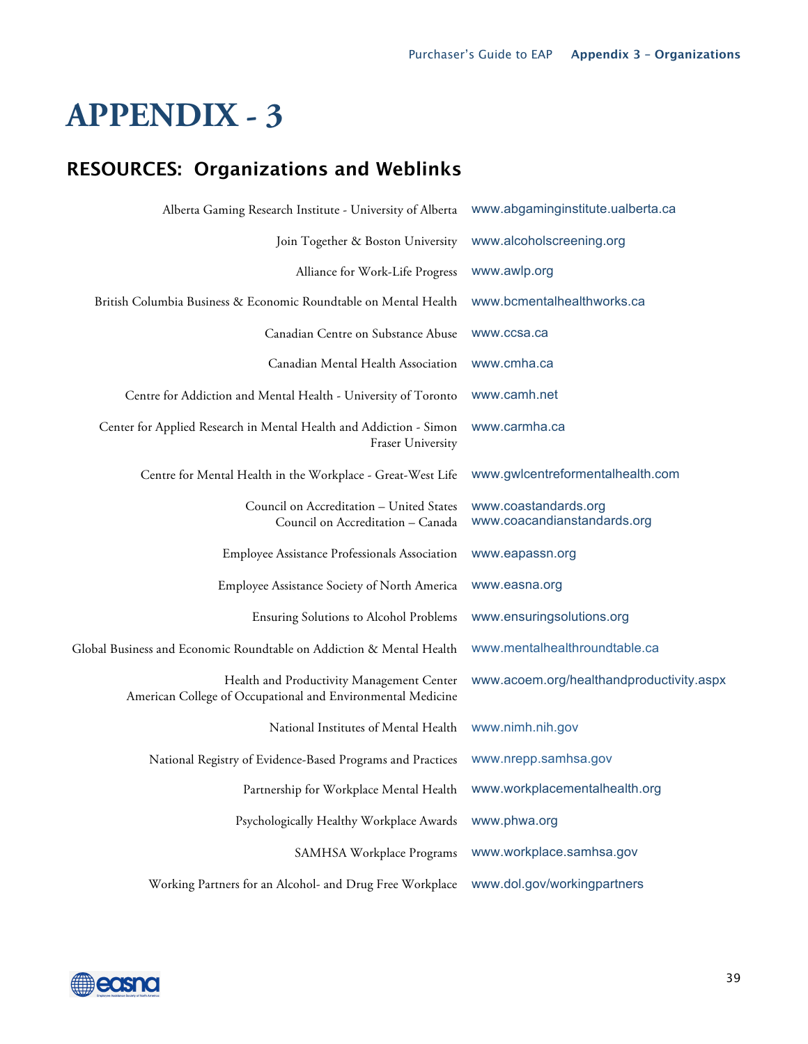# APPENDIX - 3

## RESOURCES: Organizations and Weblinks

| Organization | Weblink |
|---|---|
| Alberta Gaming Research Institute - University of Alberta | www.abgaminginstitute.ualberta.ca |
| Join Together & Boston University | www.alcoholscreening.org |
| Alliance for Work-Life Progress | www.awlp.org |
| British Columbia Business & Economic Roundtable on Mental Health | www.bcmentalhealthworks.ca |
| Canadian Centre on Substance Abuse | www.ccsa.ca |
| Canadian Mental Health Association | www.cmha.ca |
| Centre for Addiction and Mental Health - University of Toronto | www.camh.net |
| Center for Applied Research in Mental Health and Addiction - Simon Fraser University | www.carmha.ca |
| Centre for Mental Health in the Workplace - Great-West Life | www.gwlcentreformentalhealth.com |
| Council on Accreditation – United States<br>Council on Accreditation – Canada | www.coastandards.org<br>www.coacandianstandards.org |
| Employee Assistance Professionals Association | www.eapassn.org |
| Employee Assistance Society of North America | www.easna.org |
| Ensuring Solutions to Alcohol Problems | www.ensuringsolutions.org |
| Global Business and Economic Roundtable on Addiction & Mental Health | www.mentalhealthroundtable.ca |
| Health and Productivity Management Center<br>American College of Occupational and Environmental Medicine | www.acoem.org/healthandproductivity.aspx |
| National Institutes of Mental Health | www.nimh.nih.gov |
| National Registry of Evidence-Based Programs and Practices | www.nrepp.samhsa.gov |
| Partnership for Workplace Mental Health | www.workplacementalhealth.org |
| Psychologically Healthy Workplace Awards | www.phwa.org |
| SAMHSA Workplace Programs | www.workplace.samhsa.gov |
| Working Partners for an Alcohol- and Drug Free Workplace | www.dol.gov/workingpartners |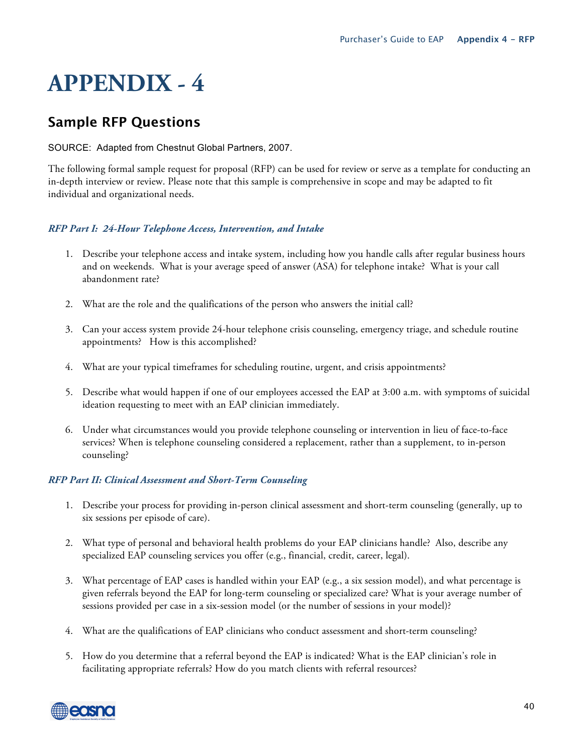# APPENDIX - 4

## Sample RFP Questions

SOURCE: Adapted from Chestnut Global Partners, 2007.

The following formal sample request for proposal (RFP) can be used for review or serve as a template for conducting an in-depth interview or review. Please note that this sample is comprehensive in scope and may be adapted to fit individual and organizational needs.

### *RFP Part I: 24-Hour Telephone Access, Intervention, and Intake*

1. Describe your telephone access and intake system, including how you handle calls after regular business hours and on weekends. What is your average speed of answer (ASA) for telephone intake? What is your call abandonment rate?

2. What are the role and the qualifications of the person who answers the initial call?

3. Can your access system provide 24-hour telephone crisis counseling, emergency triage, and schedule routine appointments? How is this accomplished?

4. What are your typical timeframes for scheduling routine, urgent, and crisis appointments?

5. Describe what would happen if one of our employees accessed the EAP at 3:00 a.m. with symptoms of suicidal ideation requesting to meet with an EAP clinician immediately.

6. Under what circumstances would you provide telephone counseling or intervention in lieu of face-to-face services? When is telephone counseling considered a replacement, rather than a supplement, to in-person counseling?

### *RFP Part II: Clinical Assessment and Short-Term Counseling*

1. Describe your process for providing in-person clinical assessment and short-term counseling (generally, up to six sessions per episode of care).

2. What type of personal and behavioral health problems do your EAP clinicians handle? Also, describe any specialized EAP counseling services you offer (e.g., financial, credit, career, legal).

3. What percentage of EAP cases is handled within your EAP (e.g., a six session model), and what percentage is given referrals beyond the EAP for long-term counseling or specialized care? What is your average number of sessions provided per case in a six-session model (or the number of sessions in your model)?

4. What are the qualifications of EAP clinicians who conduct assessment and short-term counseling?

5. How do you determine that a referral beyond the EAP is indicated? What is the EAP clinician's role in facilitating appropriate referrals? How do you match clients with referral resources?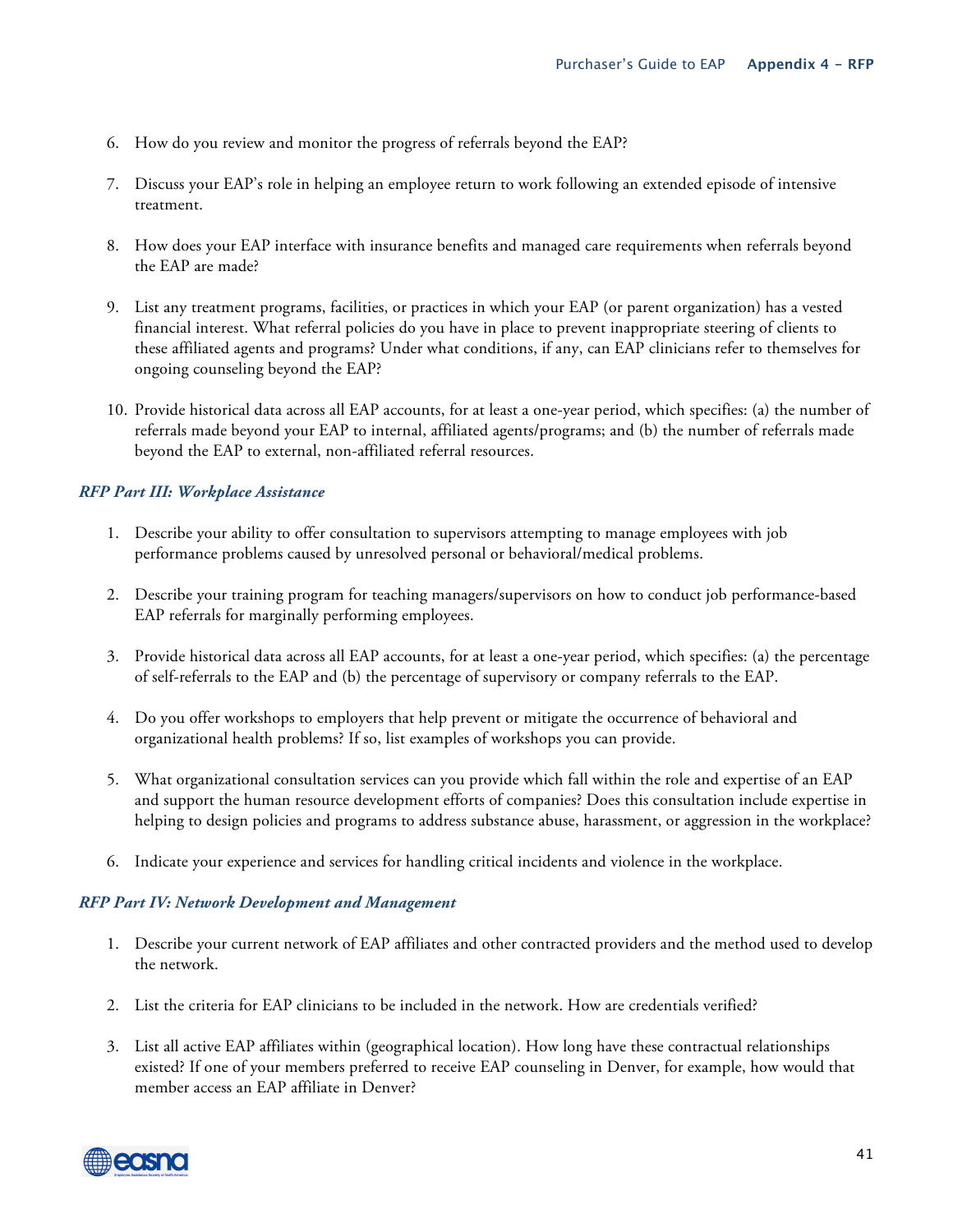6. How do you review and monitor the progress of referrals beyond the EAP?

7. Discuss your EAP's role in helping an employee return to work following an extended episode of intensive treatment.

8. How does your EAP interface with insurance benefits and managed care requirements when referrals beyond the EAP are made?

9. List any treatment programs, facilities, or practices in which your EAP (or parent organization) has a vested financial interest. What referral policies do you have in place to prevent inappropriate steering of clients to these affiliated agents and programs? Under what conditions, if any, can EAP clinicians refer to themselves for ongoing counseling beyond the EAP?

10. Provide historical data across all EAP accounts, for at least a one-year period, which specifies: (a) the number of referrals made beyond your EAP to internal, affiliated agents/programs; and (b) the number of referrals made beyond the EAP to external, non-affiliated referral resources.

### *RFP Part III: Workplace Assistance*

1. Describe your ability to offer consultation to supervisors attempting to manage employees with job performance problems caused by unresolved personal or behavioral/medical problems.

2. Describe your training program for teaching managers/supervisors on how to conduct job performance-based EAP referrals for marginally performing employees.

3. Provide historical data across all EAP accounts, for at least a one-year period, which specifies: (a) the percentage of self-referrals to the EAP and (b) the percentage of supervisory or company referrals to the EAP.

4. Do you offer workshops to employers that help prevent or mitigate the occurrence of behavioral and organizational health problems? If so, list examples of workshops you can provide.

5. What organizational consultation services can you provide which fall within the role and expertise of an EAP and support the human resource development efforts of companies? Does this consultation include expertise in helping to design policies and programs to address substance abuse, harassment, or aggression in the workplace?

6. Indicate your experience and services for handling critical incidents and violence in the workplace.

### *RFP Part IV: Network Development and Management*

1. Describe your current network of EAP affiliates and other contracted providers and the method used to develop the network.

2. List the criteria for EAP clinicians to be included in the network. How are credentials verified?

3. List all active EAP affiliates within (geographical location). How long have these contractual relationships existed? If one of your members preferred to receive EAP counseling in Denver, for example, how would that member access an EAP affiliate in Denver?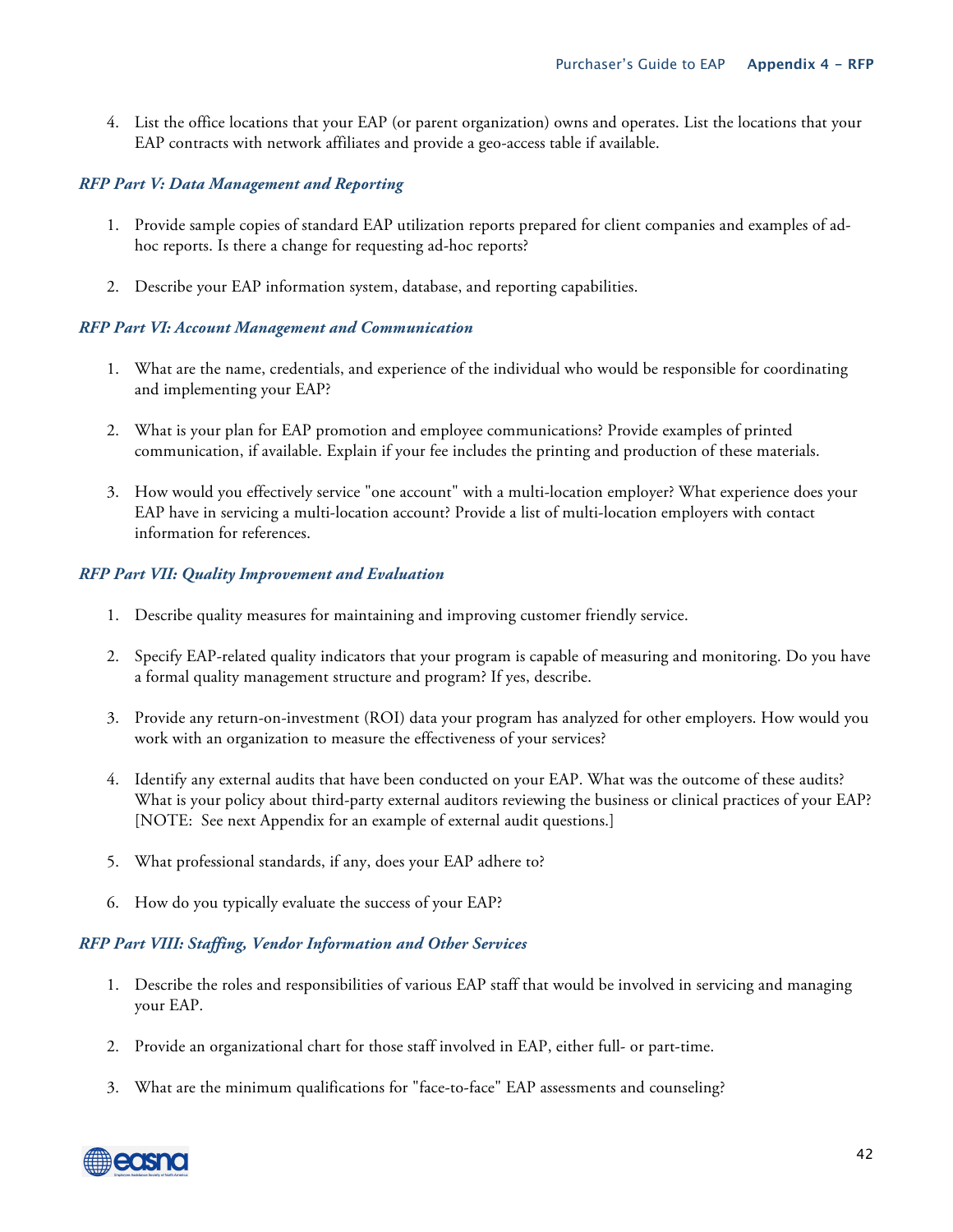4. List the office locations that your EAP (or parent organization) owns and operates. List the locations that your EAP contracts with network affiliates and provide a geo-access table if available.

### *RFP Part V: Data Management and Reporting*

1. Provide sample copies of standard EAP utilization reports prepared for client companies and examples of ad-hoc reports. Is there a change for requesting ad-hoc reports?

2. Describe your EAP information system, database, and reporting capabilities.

### *RFP Part VI: Account Management and Communication*

1. What are the name, credentials, and experience of the individual who would be responsible for coordinating and implementing your EAP?

2. What is your plan for EAP promotion and employee communications? Provide examples of printed communication, if available. Explain if your fee includes the printing and production of these materials.

3. How would you effectively service "one account" with a multi-location employer? What experience does your EAP have in servicing a multi-location account? Provide a list of multi-location employers with contact information for references.

### *RFP Part VII: Quality Improvement and Evaluation*

1. Describe quality measures for maintaining and improving customer friendly service.

2. Specify EAP-related quality indicators that your program is capable of measuring and monitoring. Do you have a formal quality management structure and program? If yes, describe.

3. Provide any return-on-investment (ROI) data your program has analyzed for other employers. How would you work with an organization to measure the effectiveness of your services?

4. Identify any external audits that have been conducted on your EAP. What was the outcome of these audits? What is your policy about third-party external auditors reviewing the business or clinical practices of your EAP? [NOTE: See next Appendix for an example of external audit questions.]

5. What professional standards, if any, does your EAP adhere to?

6. How do you typically evaluate the success of your EAP?

### *RFP Part VIII: Staffing, Vendor Information and Other Services*

1. Describe the roles and responsibilities of various EAP staff that would be involved in servicing and managing your EAP.

2. Provide an organizational chart for those staff involved in EAP, either full- or part-time.

3. What are the minimum qualifications for "face-to-face" EAP assessments and counseling?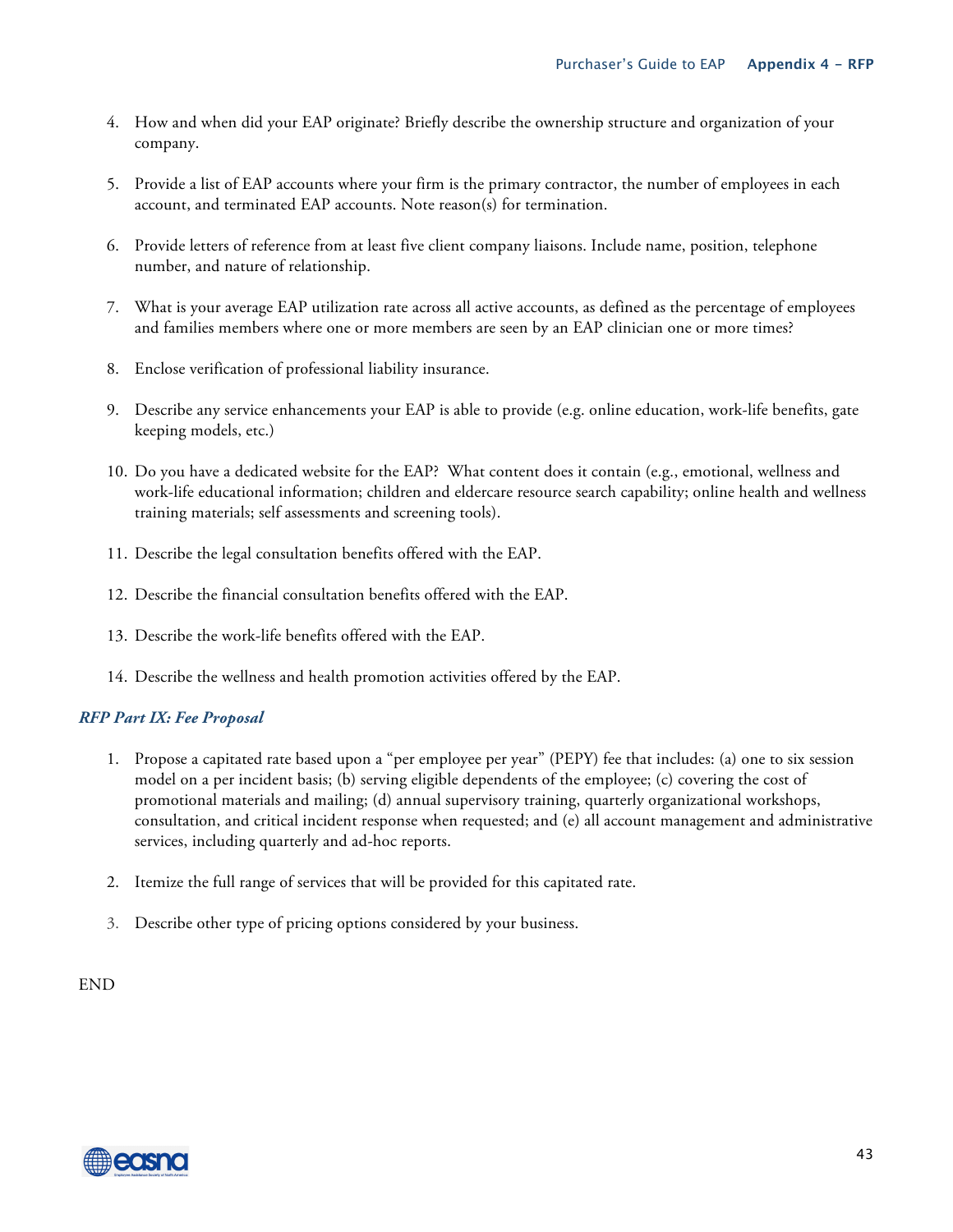4. How and when did your EAP originate? Briefly describe the ownership structure and organization of your company.

5. Provide a list of EAP accounts where your firm is the primary contractor, the number of employees in each account, and terminated EAP accounts. Note reason(s) for termination.

6. Provide letters of reference from at least five client company liaisons. Include name, position, telephone number, and nature of relationship.

7. What is your average EAP utilization rate across all active accounts, as defined as the percentage of employees and families members where one or more members are seen by an EAP clinician one or more times?

8. Enclose verification of professional liability insurance.

9. Describe any service enhancements your EAP is able to provide (e.g. online education, work-life benefits, gate keeping models, etc.)

10. Do you have a dedicated website for the EAP? What content does it contain (e.g., emotional, wellness and work-life educational information; children and eldercare resource search capability; online health and wellness training materials; self assessments and screening tools).

11. Describe the legal consultation benefits offered with the EAP.

12. Describe the financial consultation benefits offered with the EAP.

13. Describe the work-life benefits offered with the EAP.

14. Describe the wellness and health promotion activities offered by the EAP.

### *RFP Part IX: Fee Proposal*

1. Propose a capitated rate based upon a "per employee per year" (PEPY) fee that includes: (a) one to six session model on a per incident basis; (b) serving eligible dependents of the employee; (c) covering the cost of promotional materials and mailing; (d) annual supervisory training, quarterly organizational workshops, consultation, and critical incident response when requested; and (e) all account management and administrative services, including quarterly and ad-hoc reports.

2. Itemize the full range of services that will be provided for this capitated rate.

3. Describe other type of pricing options considered by your business.

END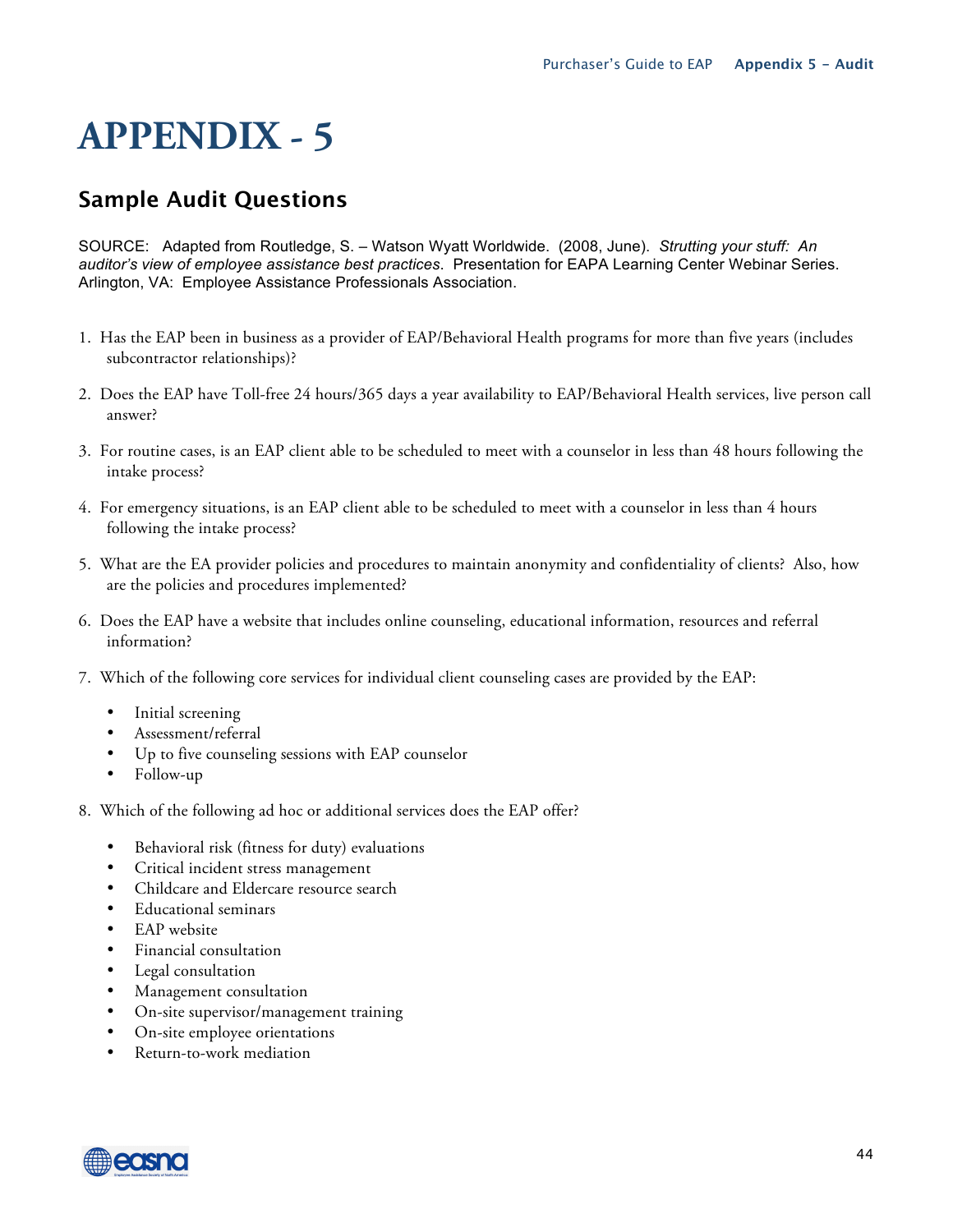# APPENDIX - 5

## Sample Audit Questions

SOURCE: Adapted from Routledge, S. – Watson Wyatt Worldwide. (2008, June). *Strutting your stuff: An auditor's view of employee assistance best practices*. Presentation for EAPA Learning Center Webinar Series. Arlington, VA: Employee Assistance Professionals Association.

1. Has the EAP been in business as a provider of EAP/Behavioral Health programs for more than five years (includes subcontractor relationships)?

2. Does the EAP have Toll-free 24 hours/365 days a year availability to EAP/Behavioral Health services, live person call answer?

3. For routine cases, is an EAP client able to be scheduled to meet with a counselor in less than 48 hours following the intake process?

4. For emergency situations, is an EAP client able to be scheduled to meet with a counselor in less than 4 hours following the intake process?

5. What are the EA provider policies and procedures to maintain anonymity and confidentiality of clients? Also, how are the policies and procedures implemented?

6. Does the EAP have a website that includes online counseling, educational information, resources and referral information?

7. Which of the following core services for individual client counseling cases are provided by the EAP:
   - Initial screening
   - Assessment/referral
   - Up to five counseling sessions with EAP counselor
   - Follow-up

8. Which of the following ad hoc or additional services does the EAP offer?
   - Behavioral risk (fitness for duty) evaluations
   - Critical incident stress management
   - Childcare and Eldercare resource search
   - Educational seminars
   - EAP website
   - Financial consultation
   - Legal consultation
   - Management consultation
   - On-site supervisor/management training
   - On-site employee orientations
   - Return-to-work mediation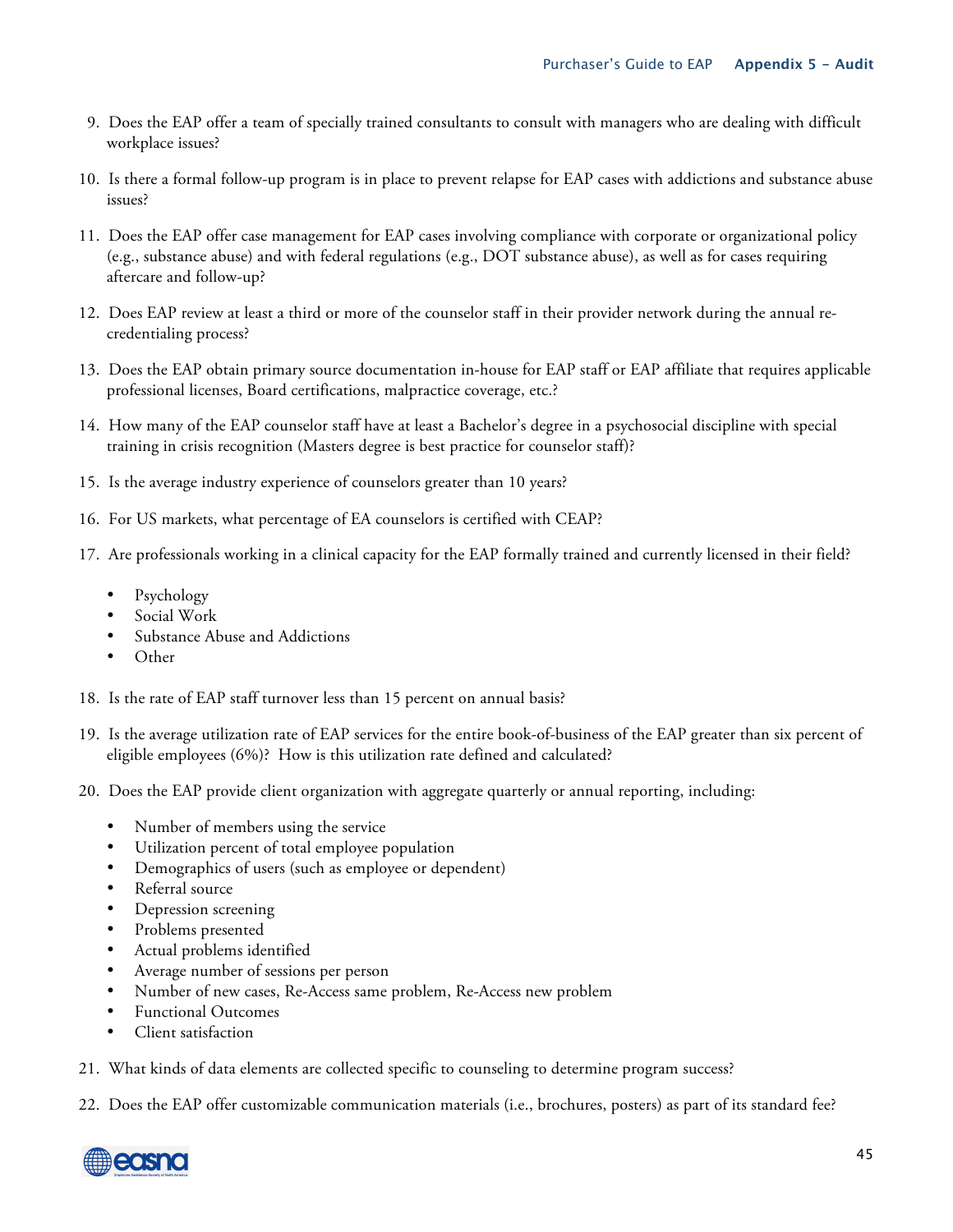9. Does the EAP offer a team of specially trained consultants to consult with managers who are dealing with difficult workplace issues?

10. Is there a formal follow-up program is in place to prevent relapse for EAP cases with addictions and substance abuse issues?

11. Does the EAP offer case management for EAP cases involving compliance with corporate or organizational policy (e.g., substance abuse) and with federal regulations (e.g., DOT substance abuse), as well as for cases requiring aftercare and follow-up?

12. Does EAP review at least a third or more of the counselor staff in their provider network during the annual re-credentialing process?

13. Does the EAP obtain primary source documentation in-house for EAP staff or EAP affiliate that requires applicable professional licenses, Board certifications, malpractice coverage, etc.?

14. How many of the EAP counselor staff have at least a Bachelor's degree in a psychosocial discipline with special training in crisis recognition (Masters degree is best practice for counselor staff)?

15. Is the average industry experience of counselors greater than 10 years?

16. For US markets, what percentage of EA counselors is certified with CEAP?

17. Are professionals working in a clinical capacity for the EAP formally trained and currently licensed in their field?
    - Psychology
    - Social Work
    - Substance Abuse and Addictions
    - Other

18. Is the rate of EAP staff turnover less than 15 percent on annual basis?

19. Is the average utilization rate of EAP services for the entire book-of-business of the EAP greater than six percent of eligible employees (6%)? How is this utilization rate defined and calculated?

20. Does the EAP provide client organization with aggregate quarterly or annual reporting, including:
    - Number of members using the service
    - Utilization percent of total employee population
    - Demographics of users (such as employee or dependent)
    - Referral source
    - Depression screening
    - Problems presented
    - Actual problems identified
    - Average number of sessions per person
    - Number of new cases, Re-Access same problem, Re-Access new problem
    - Functional Outcomes
    - Client satisfaction

21. What kinds of data elements are collected specific to counseling to determine program success?

22. Does the EAP offer customizable communication materials (i.e., brochures, posters) as part of its standard fee?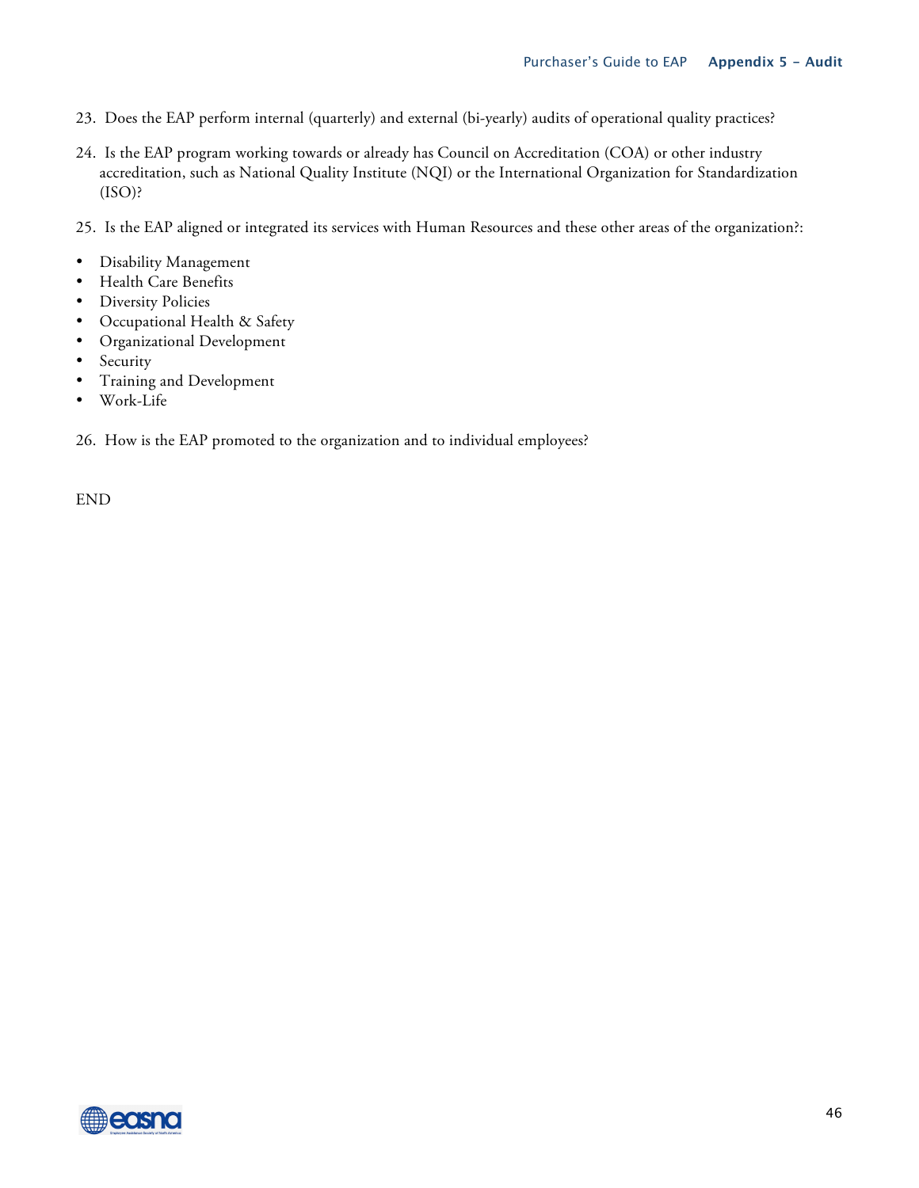23. Does the EAP perform internal (quarterly) and external (bi-yearly) audits of operational quality practices?

24. Is the EAP program working towards or already has Council on Accreditation (COA) or other industry accreditation, such as National Quality Institute (NQI) or the International Organization for Standardization (ISO)?

25. Is the EAP aligned or integrated its services with Human Resources and these other areas of the organization?:

- Disability Management
- Health Care Benefits
- Diversity Policies
- Occupational Health & Safety
- Organizational Development
- Security
- Training and Development
- Work-Life

26. How is the EAP promoted to the organization and to individual employees?

END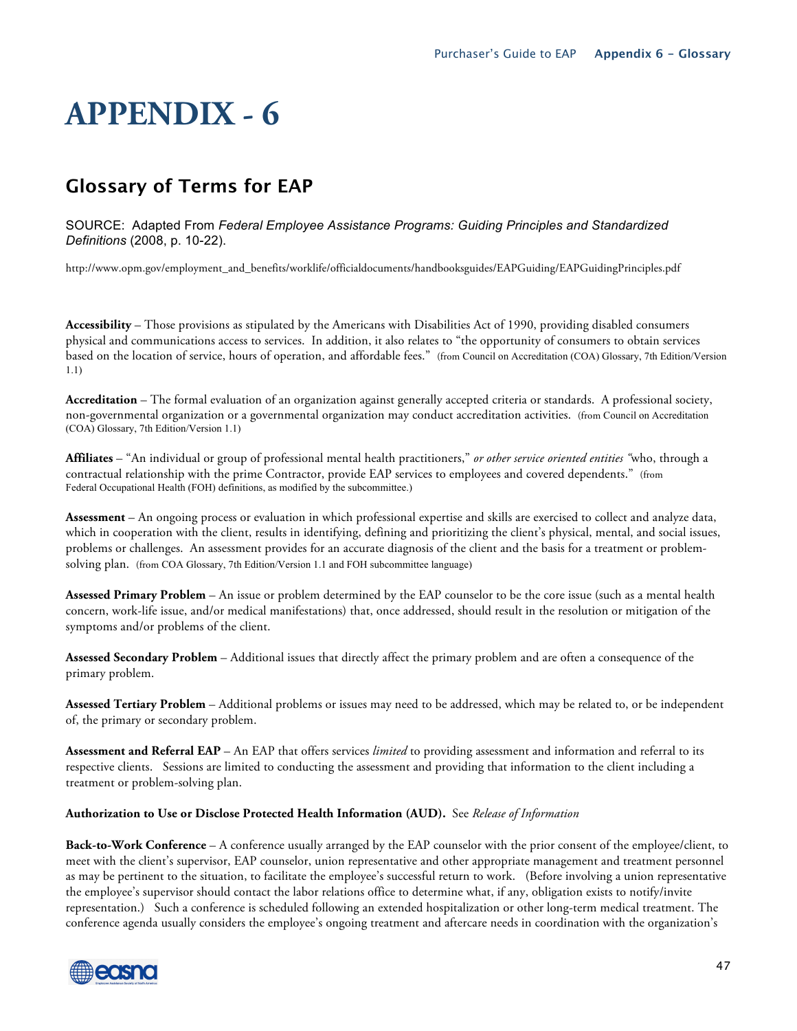# APPENDIX - 6

## Glossary of Terms for EAP

SOURCE: Adapted From *Federal Employee Assistance Programs: Guiding Principles and Standardized Definitions* (2008, p. 10-22).

http://www.opm.gov/employment_and_benefits/worklife/officialdocuments/handbooksguides/EAPGuiding/EAPGuidingPrinciples.pdf

**Accessibility** – Those provisions as stipulated by the Americans with Disabilities Act of 1990, providing disabled consumers physical and communications access to services. In addition, it also relates to "the opportunity of consumers to obtain services based on the location of service, hours of operation, and affordable fees." (from Council on Accreditation (COA) Glossary, 7th Edition/Version 1.1)

**Accreditation** – The formal evaluation of an organization against generally accepted criteria or standards. A professional society, non-governmental organization or a governmental organization may conduct accreditation activities. (from Council on Accreditation (COA) Glossary, 7th Edition/Version 1.1)

**Affiliates** – "An individual or group of professional mental health practitioners," *or other service oriented entities* "who, through a contractual relationship with the prime Contractor, provide EAP services to employees and covered dependents." (from Federal Occupational Health (FOH) definitions, as modified by the subcommittee.)

**Assessment** – An ongoing process or evaluation in which professional expertise and skills are exercised to collect and analyze data, which in cooperation with the client, results in identifying, defining and prioritizing the client's physical, mental, and social issues, problems or challenges. An assessment provides for an accurate diagnosis of the client and the basis for a treatment or problem-solving plan. (from COA Glossary, 7th Edition/Version 1.1 and FOH subcommittee language)

**Assessed Primary Problem** – An issue or problem determined by the EAP counselor to be the core issue (such as a mental health concern, work-life issue, and/or medical manifestations) that, once addressed, should result in the resolution or mitigation of the symptoms and/or problems of the client.

**Assessed Secondary Problem** – Additional issues that directly affect the primary problem and are often a consequence of the primary problem.

**Assessed Tertiary Problem** – Additional problems or issues may need to be addressed, which may be related to, or be independent of, the primary or secondary problem.

**Assessment and Referral EAP** – An EAP that offers services *limited* to providing assessment and information and referral to its respective clients. Sessions are limited to conducting the assessment and providing that information to the client including a treatment or problem-solving plan.

**Authorization to Use or Disclose Protected Health Information (AUD).** See *Release of Information*

**Back-to-Work Conference** – A conference usually arranged by the EAP counselor with the prior consent of the employee/client, to meet with the client's supervisor, EAP counselor, union representative and other appropriate management and treatment personnel as may be pertinent to the situation, to facilitate the employee's successful return to work. (Before involving a union representative the employee's supervisor should contact the labor relations office to determine what, if any, obligation exists to notify/invite representation.) Such a conference is scheduled following an extended hospitalization or other long-term medical treatment. The conference agenda usually considers the employee's ongoing treatment and aftercare needs in coordination with the organization's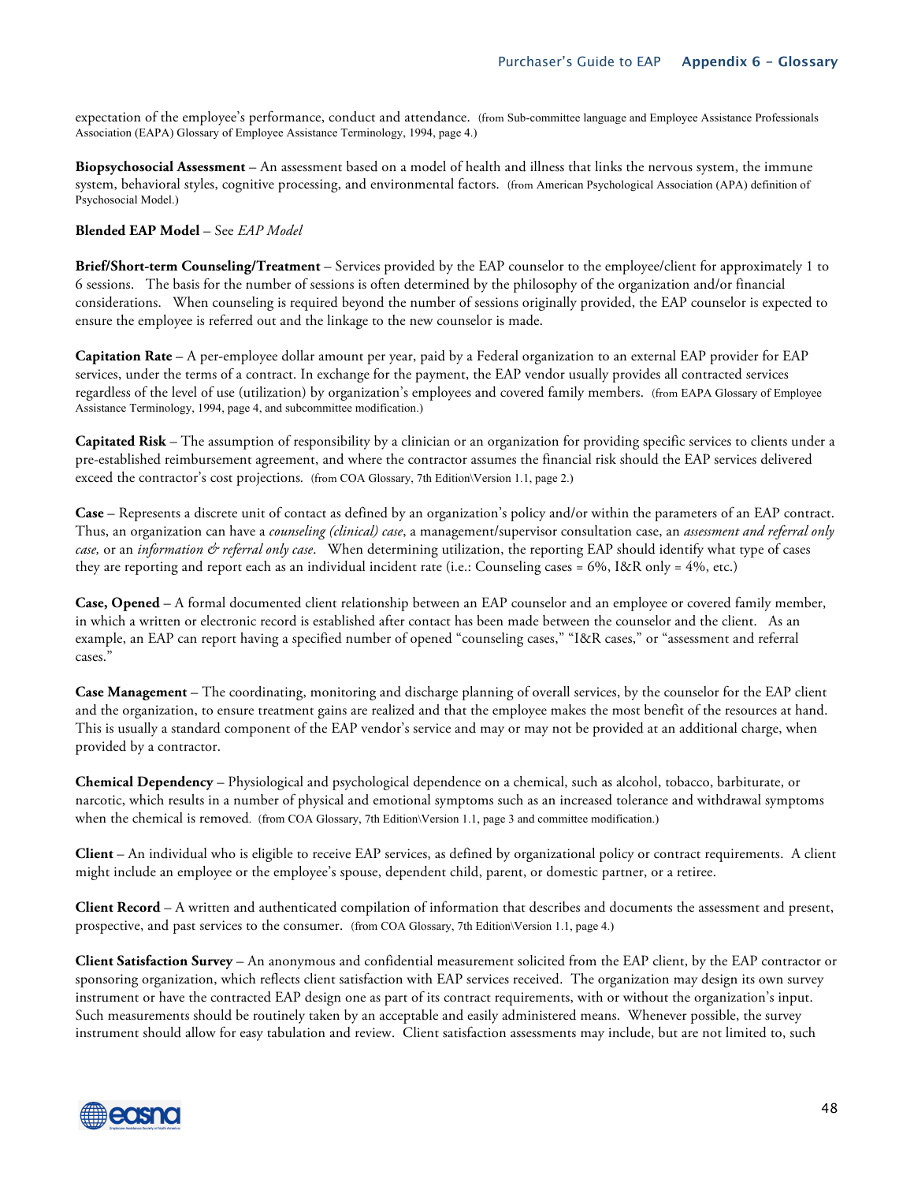expectation of the employee's performance, conduct and attendance. (from Sub-committee language and Employee Assistance Professionals Association (EAPA) Glossary of Employee Assistance Terminology, 1994, page 4.)

**Biopsychosocial Assessment** – An assessment based on a model of health and illness that links the nervous system, the immune system, behavioral styles, cognitive processing, and environmental factors. (from American Psychological Association (APA) definition of Psychosocial Model.)

**Blended EAP Model** – See *EAP Model*

**Brief/Short-term Counseling/Treatment** – Services provided by the EAP counselor to the employee/client for approximately 1 to 6 sessions. The basis for the number of sessions is often determined by the philosophy of the organization and/or financial considerations. When counseling is required beyond the number of sessions originally provided, the EAP counselor is expected to ensure the employee is referred out and the linkage to the new counselor is made.

**Capitation Rate** – A per-employee dollar amount per year, paid by a Federal organization to an external EAP provider for EAP services, under the terms of a contract. In exchange for the payment, the EAP vendor usually provides all contracted services regardless of the level of use (utilization) by organization's employees and covered family members. (from EAPA Glossary of Employee Assistance Terminology, 1994, page 4, and subcommittee modification.)

**Capitated Risk** – The assumption of responsibility by a clinician or an organization for providing specific services to clients under a pre-established reimbursement agreement, and where the contractor assumes the financial risk should the EAP services delivered exceed the contractor's cost projections. (from COA Glossary, 7th Edition\Version 1.1, page 2.)

**Case** – Represents a discrete unit of contact as defined by an organization's policy and/or within the parameters of an EAP contract. Thus, an organization can have a *counseling (clinical) case*, a management/supervisor consultation case, an *assessment and referral only case,* or an *information & referral only case*. When determining utilization, the reporting EAP should identify what type of cases they are reporting and report each as an individual incident rate (i.e.: Counseling cases = 6%, I&R only = 4%, etc.)

**Case, Opened** – A formal documented client relationship between an EAP counselor and an employee or covered family member, in which a written or electronic record is established after contact has been made between the counselor and the client. As an example, an EAP can report having a specified number of opened "counseling cases," "I&R cases," or "assessment and referral cases."

**Case Management** – The coordinating, monitoring and discharge planning of overall services, by the counselor for the EAP client and the organization, to ensure treatment gains are realized and that the employee makes the most benefit of the resources at hand. This is usually a standard component of the EAP vendor's service and may or may not be provided at an additional charge, when provided by a contractor.

**Chemical Dependency** – Physiological and psychological dependence on a chemical, such as alcohol, tobacco, barbiturate, or narcotic, which results in a number of physical and emotional symptoms such as an increased tolerance and withdrawal symptoms when the chemical is removed. (from COA Glossary, 7th Edition\Version 1.1, page 3 and committee modification.)

**Client** – An individual who is eligible to receive EAP services, as defined by organizational policy or contract requirements. A client might include an employee or the employee's spouse, dependent child, parent, or domestic partner, or a retiree.

**Client Record** – A written and authenticated compilation of information that describes and documents the assessment and present, prospective, and past services to the consumer. (from COA Glossary, 7th Edition\Version 1.1, page 4.)

**Client Satisfaction Survey** – An anonymous and confidential measurement solicited from the EAP client, by the EAP contractor or sponsoring organization, which reflects client satisfaction with EAP services received. The organization may design its own survey instrument or have the contracted EAP design one as part of its contract requirements, with or without the organization's input. Such measurements should be routinely taken by an acceptable and easily administered means. Whenever possible, the survey instrument should allow for easy tabulation and review. Client satisfaction assessments may include, but are not limited to, such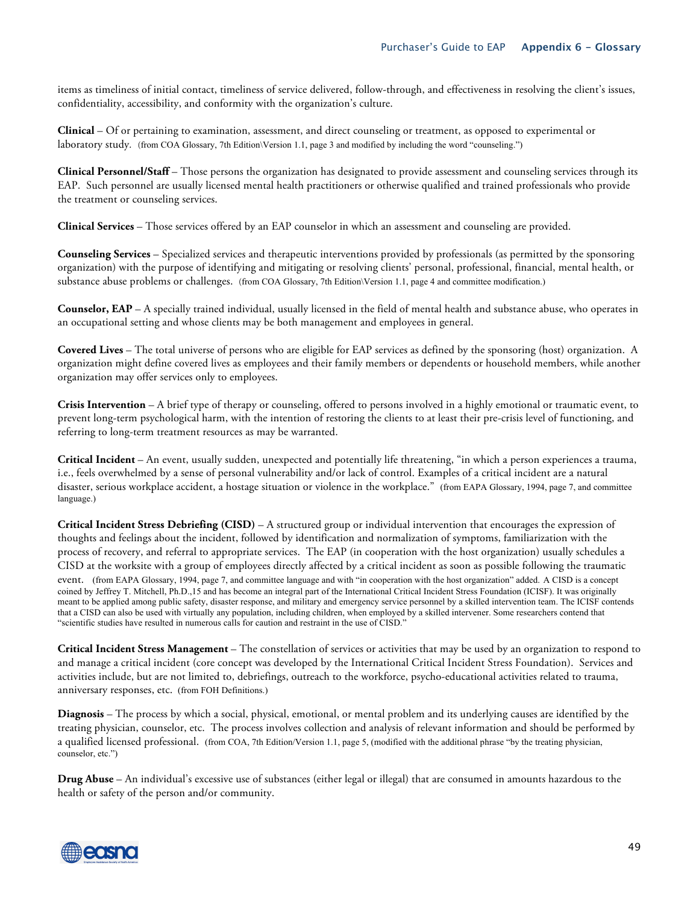items as timeliness of initial contact, timeliness of service delivered, follow-through, and effectiveness in resolving the client's issues, confidentiality, accessibility, and conformity with the organization's culture.

**Clinical** – Of or pertaining to examination, assessment, and direct counseling or treatment, as opposed to experimental or laboratory study. (from COA Glossary, 7th Edition\Version 1.1, page 3 and modified by including the word "counseling.")

**Clinical Personnel/Staff** – Those persons the organization has designated to provide assessment and counseling services through its EAP. Such personnel are usually licensed mental health practitioners or otherwise qualified and trained professionals who provide the treatment or counseling services.

**Clinical Services** – Those services offered by an EAP counselor in which an assessment and counseling are provided.

**Counseling Services** – Specialized services and therapeutic interventions provided by professionals (as permitted by the sponsoring organization) with the purpose of identifying and mitigating or resolving clients' personal, professional, financial, mental health, or substance abuse problems or challenges. (from COA Glossary, 7th Edition\Version 1.1, page 4 and committee modification.)

**Counselor, EAP** – A specially trained individual, usually licensed in the field of mental health and substance abuse, who operates in an occupational setting and whose clients may be both management and employees in general.

**Covered Lives** – The total universe of persons who are eligible for EAP services as defined by the sponsoring (host) organization. A organization might define covered lives as employees and their family members or dependents or household members, while another organization may offer services only to employees.

**Crisis Intervention** – A brief type of therapy or counseling, offered to persons involved in a highly emotional or traumatic event, to prevent long-term psychological harm, with the intention of restoring the clients to at least their pre-crisis level of functioning, and referring to long-term treatment resources as may be warranted.

**Critical Incident** – An event, usually sudden, unexpected and potentially life threatening, "in which a person experiences a trauma, i.e., feels overwhelmed by a sense of personal vulnerability and/or lack of control. Examples of a critical incident are a natural disaster, serious workplace accident, a hostage situation or violence in the workplace." (from EAPA Glossary, 1994, page 7, and committee language.)

**Critical Incident Stress Debriefing (CISD)** – A structured group or individual intervention that encourages the expression of thoughts and feelings about the incident, followed by identification and normalization of symptoms, familiarization with the process of recovery, and referral to appropriate services. The EAP (in cooperation with the host organization) usually schedules a CISD at the worksite with a group of employees directly affected by a critical incident as soon as possible following the traumatic event. (from EAPA Glossary, 1994, page 7, and committee language and with "in cooperation with the host organization" added. A CISD is a concept coined by Jeffrey T. Mitchell, Ph.D.,15 and has become an integral part of the International Critical Incident Stress Foundation (ICISF). It was originally meant to be applied among public safety, disaster response, and military and emergency service personnel by a skilled intervention team. The ICISF contends that a CISD can also be used with virtually any population, including children, when employed by a skilled intervener. Some researchers contend that "scientific studies have resulted in numerous calls for caution and restraint in the use of CISD."

**Critical Incident Stress Management** – The constellation of services or activities that may be used by an organization to respond to and manage a critical incident (core concept was developed by the International Critical Incident Stress Foundation). Services and activities include, but are not limited to, debriefings, outreach to the workforce, psycho-educational activities related to trauma, anniversary responses, etc. (from FOH Definitions.)

**Diagnosis** – The process by which a social, physical, emotional, or mental problem and its underlying causes are identified by the treating physician, counselor, etc. The process involves collection and analysis of relevant information and should be performed by a qualified licensed professional. (from COA, 7th Edition/Version 1.1, page 5, (modified with the additional phrase "by the treating physician, counselor, etc.")

**Drug Abuse** – An individual's excessive use of substances (either legal or illegal) that are consumed in amounts hazardous to the health or safety of the person and/or community.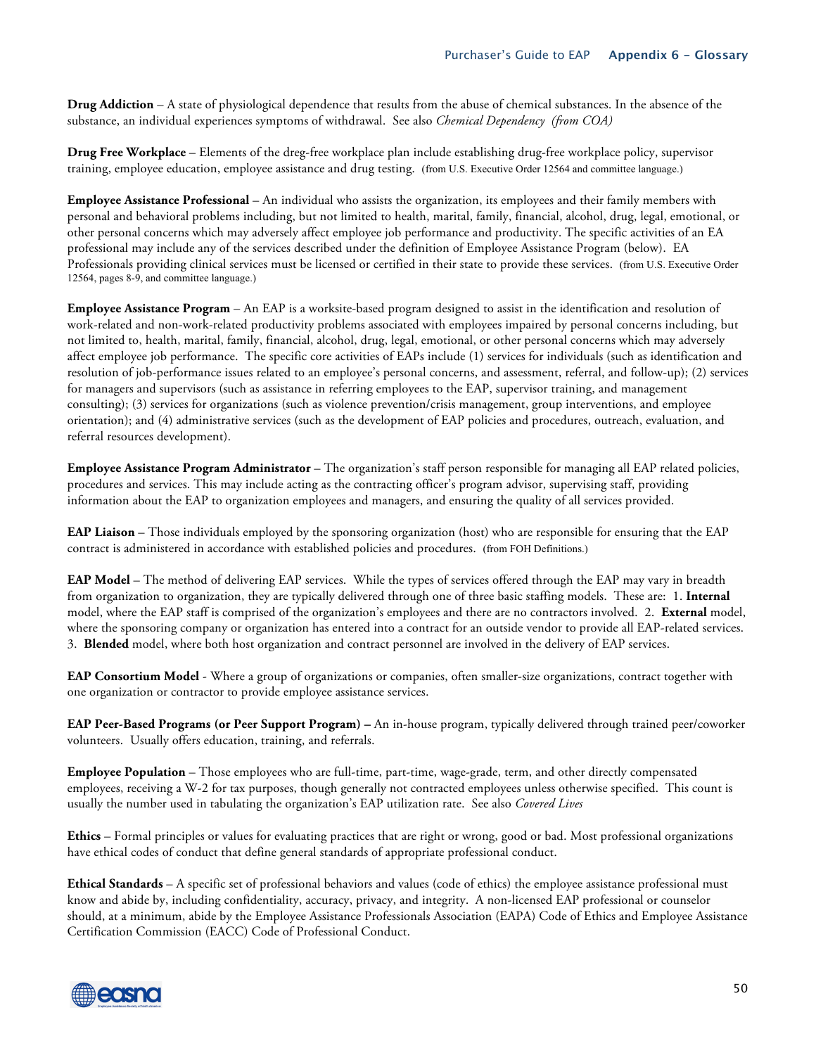**Drug Addiction** – A state of physiological dependence that results from the abuse of chemical substances. In the absence of the substance, an individual experiences symptoms of withdrawal. See also *Chemical Dependency (from COA)*

**Drug Free Workplace** – Elements of the dreg-free workplace plan include establishing drug-free workplace policy, supervisor training, employee education, employee assistance and drug testing. (from U.S. Executive Order 12564 and committee language.)

**Employee Assistance Professional** – An individual who assists the organization, its employees and their family members with personal and behavioral problems including, but not limited to health, marital, family, financial, alcohol, drug, legal, emotional, or other personal concerns which may adversely affect employee job performance and productivity. The specific activities of an EA professional may include any of the services described under the definition of Employee Assistance Program (below). EA Professionals providing clinical services must be licensed or certified in their state to provide these services. (from U.S. Executive Order 12564, pages 8-9, and committee language.)

**Employee Assistance Program** – An EAP is a worksite-based program designed to assist in the identification and resolution of work-related and non-work-related productivity problems associated with employees impaired by personal concerns including, but not limited to, health, marital, family, financial, alcohol, drug, legal, emotional, or other personal concerns which may adversely affect employee job performance. The specific core activities of EAPs include (1) services for individuals (such as identification and resolution of job-performance issues related to an employee's personal concerns, and assessment, referral, and follow-up); (2) services for managers and supervisors (such as assistance in referring employees to the EAP, supervisor training, and management consulting); (3) services for organizations (such as violence prevention/crisis management, group interventions, and employee orientation); and (4) administrative services (such as the development of EAP policies and procedures, outreach, evaluation, and referral resources development).

**Employee Assistance Program Administrator** – The organization's staff person responsible for managing all EAP related policies, procedures and services. This may include acting as the contracting officer's program advisor, supervising staff, providing information about the EAP to organization employees and managers, and ensuring the quality of all services provided.

**EAP Liaison** – Those individuals employed by the sponsoring organization (host) who are responsible for ensuring that the EAP contract is administered in accordance with established policies and procedures. (from FOH Definitions.)

**EAP Model** – The method of delivering EAP services. While the types of services offered through the EAP may vary in breadth from organization to organization, they are typically delivered through one of three basic staffing models. These are: 1. **Internal** model, where the EAP staff is comprised of the organization's employees and there are no contractors involved. 2. **External** model, where the sponsoring company or organization has entered into a contract for an outside vendor to provide all EAP-related services. 3. **Blended** model, where both host organization and contract personnel are involved in the delivery of EAP services.

**EAP Consortium Model** - Where a group of organizations or companies, often smaller-size organizations, contract together with one organization or contractor to provide employee assistance services.

**EAP Peer-Based Programs (or Peer Support Program) –** An in-house program, typically delivered through trained peer/coworker volunteers. Usually offers education, training, and referrals.

**Employee Population** – Those employees who are full-time, part-time, wage-grade, term, and other directly compensated employees, receiving a W-2 for tax purposes, though generally not contracted employees unless otherwise specified. This count is usually the number used in tabulating the organization's EAP utilization rate. See also *Covered Lives*

**Ethics** – Formal principles or values for evaluating practices that are right or wrong, good or bad. Most professional organizations have ethical codes of conduct that define general standards of appropriate professional conduct.

**Ethical Standards** – A specific set of professional behaviors and values (code of ethics) the employee assistance professional must know and abide by, including confidentiality, accuracy, privacy, and integrity. A non-licensed EAP professional or counselor should, at a minimum, abide by the Employee Assistance Professionals Association (EAPA) Code of Ethics and Employee Assistance Certification Commission (EACC) Code of Professional Conduct.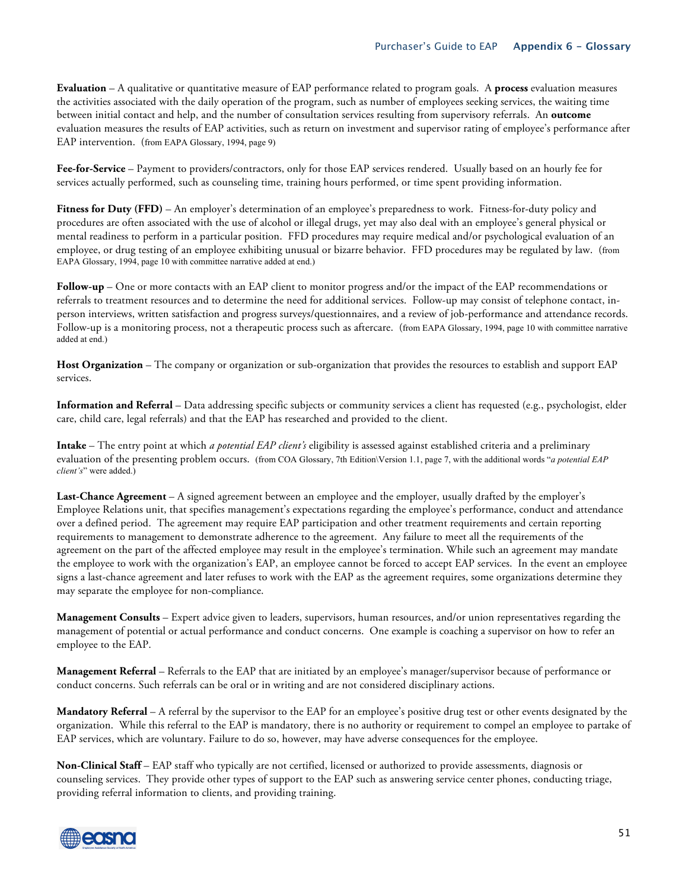**Evaluation** – A qualitative or quantitative measure of EAP performance related to program goals. A **process** evaluation measures the activities associated with the daily operation of the program, such as number of employees seeking services, the waiting time between initial contact and help, and the number of consultation services resulting from supervisory referrals. An **outcome** evaluation measures the results of EAP activities, such as return on investment and supervisor rating of employee's performance after EAP intervention. (from EAPA Glossary, 1994, page 9)

**Fee-for-Service** – Payment to providers/contractors, only for those EAP services rendered. Usually based on an hourly fee for services actually performed, such as counseling time, training hours performed, or time spent providing information.

**Fitness for Duty (FFD)** – An employer's determination of an employee's preparedness to work. Fitness-for-duty policy and procedures are often associated with the use of alcohol or illegal drugs, yet may also deal with an employee's general physical or mental readiness to perform in a particular position. FFD procedures may require medical and/or psychological evaluation of an employee, or drug testing of an employee exhibiting unusual or bizarre behavior. FFD procedures may be regulated by law. (from EAPA Glossary, 1994, page 10 with committee narrative added at end.)

**Follow-up** – One or more contacts with an EAP client to monitor progress and/or the impact of the EAP recommendations or referrals to treatment resources and to determine the need for additional services. Follow-up may consist of telephone contact, in-person interviews, written satisfaction and progress surveys/questionnaires, and a review of job-performance and attendance records. Follow-up is a monitoring process, not a therapeutic process such as aftercare. (from EAPA Glossary, 1994, page 10 with committee narrative added at end.)

**Host Organization** – The company or organization or sub-organization that provides the resources to establish and support EAP services.

**Information and Referral** – Data addressing specific subjects or community services a client has requested (e.g., psychologist, elder care, child care, legal referrals) and that the EAP has researched and provided to the client.

**Intake** – The entry point at which *a potential EAP client's* eligibility is assessed against established criteria and a preliminary evaluation of the presenting problem occurs. (from COA Glossary, 7th Edition\Version 1.1, page 7, with the additional words "*a potential EAP client's*" were added.)

**Last-Chance Agreement** – A signed agreement between an employee and the employer, usually drafted by the employer's Employee Relations unit, that specifies management's expectations regarding the employee's performance, conduct and attendance over a defined period. The agreement may require EAP participation and other treatment requirements and certain reporting requirements to management to demonstrate adherence to the agreement. Any failure to meet all the requirements of the agreement on the part of the affected employee may result in the employee's termination. While such an agreement may mandate the employee to work with the organization's EAP, an employee cannot be forced to accept EAP services. In the event an employee signs a last-chance agreement and later refuses to work with the EAP as the agreement requires, some organizations determine they may separate the employee for non-compliance.

**Management Consults** – Expert advice given to leaders, supervisors, human resources, and/or union representatives regarding the management of potential or actual performance and conduct concerns. One example is coaching a supervisor on how to refer an employee to the EAP.

**Management Referral** – Referrals to the EAP that are initiated by an employee's manager/supervisor because of performance or conduct concerns. Such referrals can be oral or in writing and are not considered disciplinary actions.

**Mandatory Referral** – A referral by the supervisor to the EAP for an employee's positive drug test or other events designated by the organization. While this referral to the EAP is mandatory, there is no authority or requirement to compel an employee to partake of EAP services, which are voluntary. Failure to do so, however, may have adverse consequences for the employee.

**Non-Clinical Staff** – EAP staff who typically are not certified, licensed or authorized to provide assessments, diagnosis or counseling services. They provide other types of support to the EAP such as answering service center phones, conducting triage, providing referral information to clients, and providing training.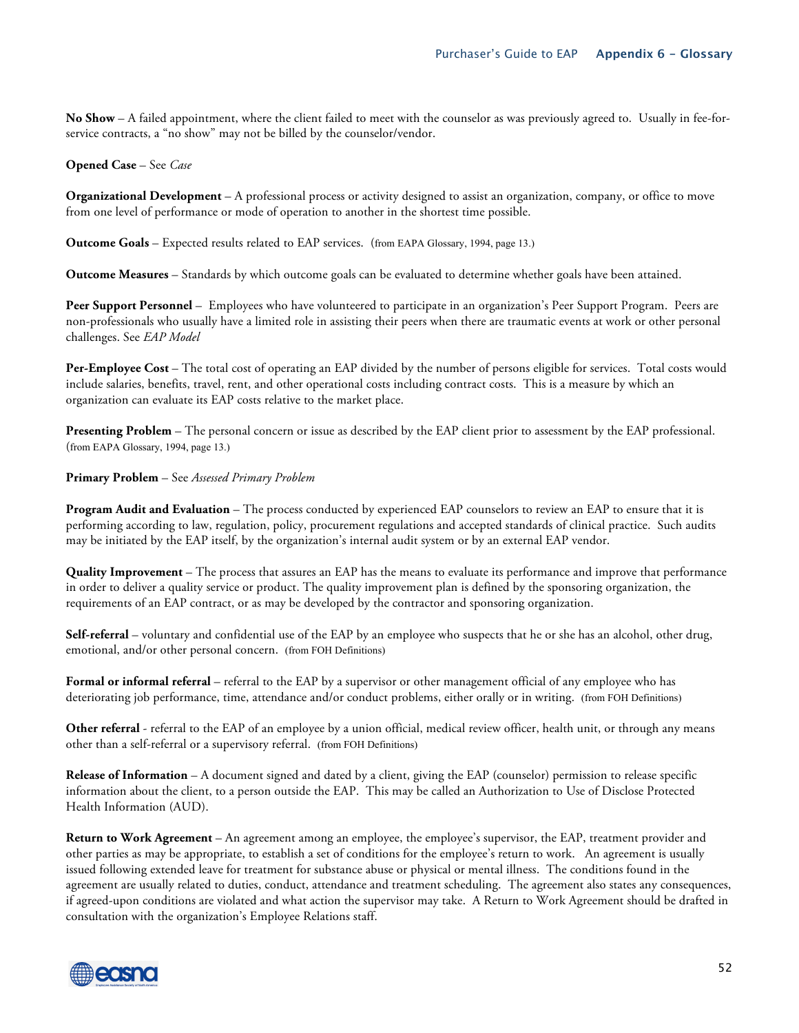**No Show** – A failed appointment, where the client failed to meet with the counselor as was previously agreed to. Usually in fee-for-service contracts, a "no show" may not be billed by the counselor/vendor.

**Opened Case** – See *Case*

**Organizational Development** – A professional process or activity designed to assist an organization, company, or office to move from one level of performance or mode of operation to another in the shortest time possible.

**Outcome Goals** – Expected results related to EAP services. (from EAPA Glossary, 1994, page 13.)

**Outcome Measures** – Standards by which outcome goals can be evaluated to determine whether goals have been attained.

**Peer Support Personnel** – Employees who have volunteered to participate in an organization's Peer Support Program. Peers are non-professionals who usually have a limited role in assisting their peers when there are traumatic events at work or other personal challenges. See *EAP Model*

**Per-Employee Cost** – The total cost of operating an EAP divided by the number of persons eligible for services. Total costs would include salaries, benefits, travel, rent, and other operational costs including contract costs. This is a measure by which an organization can evaluate its EAP costs relative to the market place.

**Presenting Problem** – The personal concern or issue as described by the EAP client prior to assessment by the EAP professional. (from EAPA Glossary, 1994, page 13.)

**Primary Problem** – See *Assessed Primary Problem*

**Program Audit and Evaluation** – The process conducted by experienced EAP counselors to review an EAP to ensure that it is performing according to law, regulation, policy, procurement regulations and accepted standards of clinical practice. Such audits may be initiated by the EAP itself, by the organization's internal audit system or by an external EAP vendor.

**Quality Improvement** – The process that assures an EAP has the means to evaluate its performance and improve that performance in order to deliver a quality service or product. The quality improvement plan is defined by the sponsoring organization, the requirements of an EAP contract, or as may be developed by the contractor and sponsoring organization.

**Self-referral** – voluntary and confidential use of the EAP by an employee who suspects that he or she has an alcohol, other drug, emotional, and/or other personal concern. (from FOH Definitions)

**Formal or informal referral** – referral to the EAP by a supervisor or other management official of any employee who has deteriorating job performance, time, attendance and/or conduct problems, either orally or in writing. (from FOH Definitions)

**Other referral** - referral to the EAP of an employee by a union official, medical review officer, health unit, or through any means other than a self-referral or a supervisory referral. (from FOH Definitions)

**Release of Information** – A document signed and dated by a client, giving the EAP (counselor) permission to release specific information about the client, to a person outside the EAP. This may be called an Authorization to Use of Disclose Protected Health Information (AUD).

**Return to Work Agreement** – An agreement among an employee, the employee's supervisor, the EAP, treatment provider and other parties as may be appropriate, to establish a set of conditions for the employee's return to work. An agreement is usually issued following extended leave for treatment for substance abuse or physical or mental illness. The conditions found in the agreement are usually related to duties, conduct, attendance and treatment scheduling. The agreement also states any consequences, if agreed-upon conditions are violated and what action the supervisor may take. A Return to Work Agreement should be drafted in consultation with the organization's Employee Relations staff.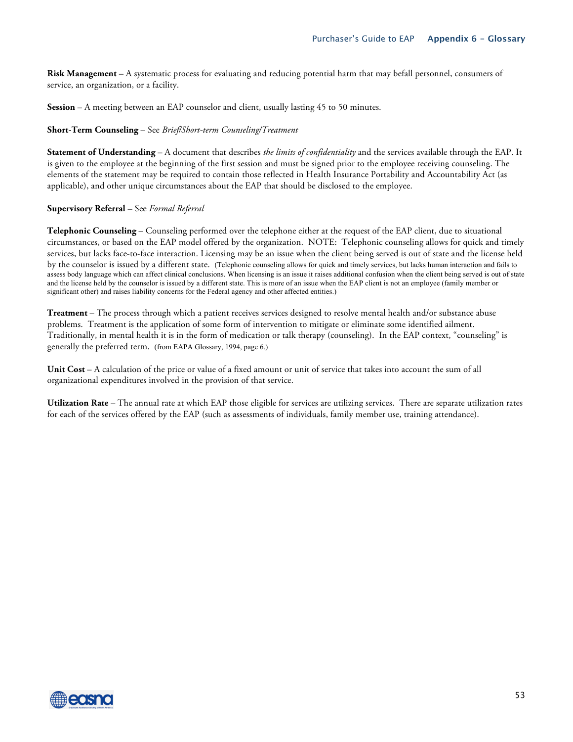**Risk Management** – A systematic process for evaluating and reducing potential harm that may befall personnel, consumers of service, an organization, or a facility.

**Session** – A meeting between an EAP counselor and client, usually lasting 45 to 50 minutes.

**Short-Term Counseling** – See *Brief/Short-term Counseling/Treatment*

**Statement of Understanding** – A document that describes *the limits of confidentiality* and the services available through the EAP. It is given to the employee at the beginning of the first session and must be signed prior to the employee receiving counseling. The elements of the statement may be required to contain those reflected in Health Insurance Portability and Accountability Act (as applicable), and other unique circumstances about the EAP that should be disclosed to the employee.

**Supervisory Referral** – See *Formal Referral*

**Telephonic Counseling** – Counseling performed over the telephone either at the request of the EAP client, due to situational circumstances, or based on the EAP model offered by the organization. NOTE: Telephonic counseling allows for quick and timely services, but lacks face-to-face interaction. Licensing may be an issue when the client being served is out of state and the license held by the counselor is issued by a different state. (Telephonic counseling allows for quick and timely services, but lacks human interaction and fails to assess body language which can affect clinical conclusions. When licensing is an issue it raises additional confusion when the client being served is out of state and the license held by the counselor is issued by a different state. This is more of an issue when the EAP client is not an employee (family member or significant other) and raises liability concerns for the Federal agency and other affected entities.)

**Treatment** – The process through which a patient receives services designed to resolve mental health and/or substance abuse problems. Treatment is the application of some form of intervention to mitigate or eliminate some identified ailment. Traditionally, in mental health it is in the form of medication or talk therapy (counseling). In the EAP context, "counseling" is generally the preferred term. (from EAPA Glossary, 1994, page 6.)

**Unit Cost** – A calculation of the price or value of a fixed amount or unit of service that takes into account the sum of all organizational expenditures involved in the provision of that service.

**Utilization Rate** – The annual rate at which EAP those eligible for services are utilizing services. There are separate utilization rates for each of the services offered by the EAP (such as assessments of individuals, family member use, training attendance).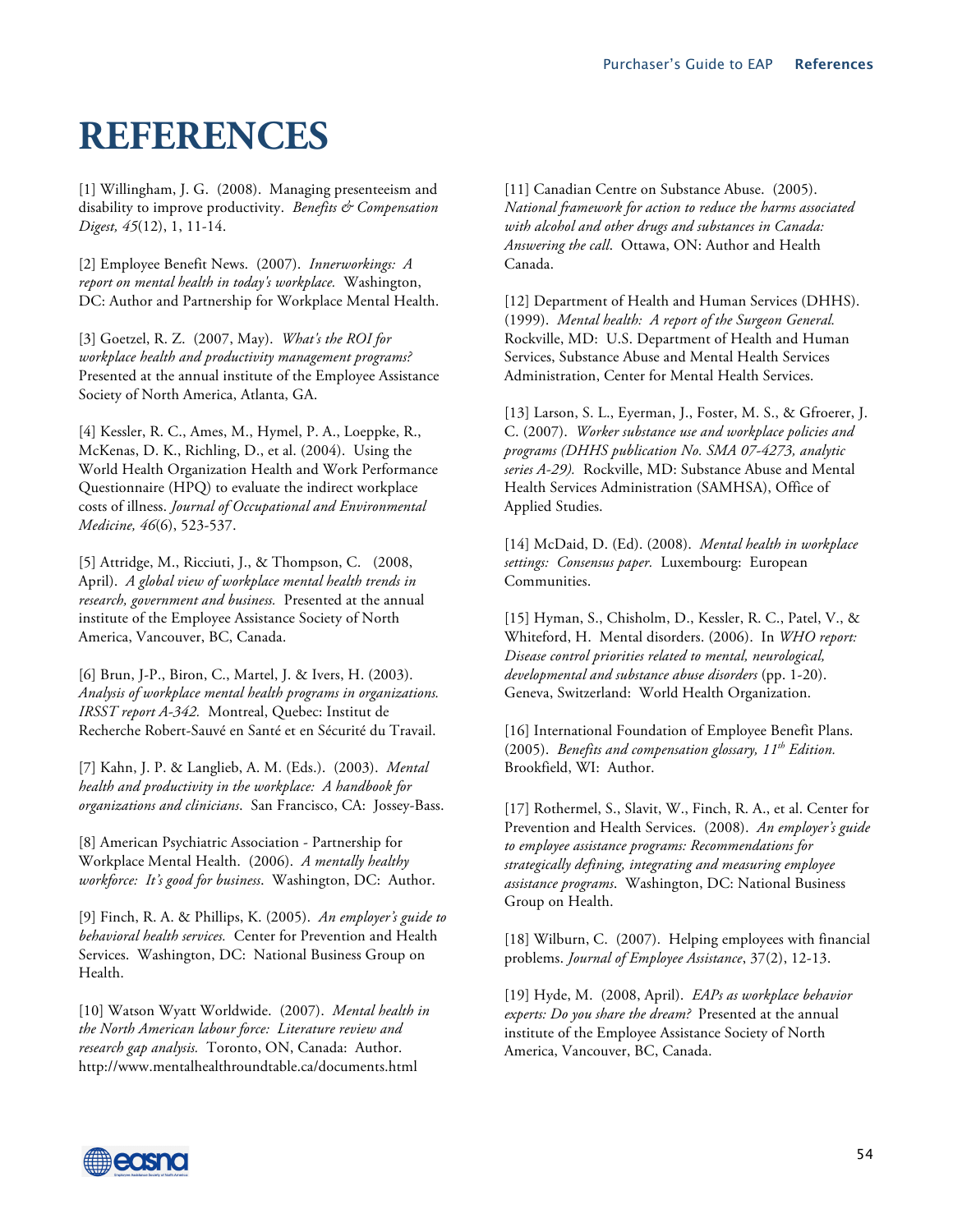# REFERENCES

[1] Willingham, J. G. (2008). Managing presenteeism and disability to improve productivity. *Benefits & Compensation Digest, 45*(12), 1, 11-14.

[2] Employee Benefit News. (2007). *Innerworkings: A report on mental health in today's workplace.* Washington, DC: Author and Partnership for Workplace Mental Health.

[3] Goetzel, R. Z. (2007, May). *What's the ROI for workplace health and productivity management programs?* Presented at the annual institute of the Employee Assistance Society of North America, Atlanta, GA.

[4] Kessler, R. C., Ames, M., Hymel, P. A., Loeppke, R., McKenas, D. K., Richling, D., et al. (2004). Using the World Health Organization Health and Work Performance Questionnaire (HPQ) to evaluate the indirect workplace costs of illness. *Journal of Occupational and Environmental Medicine, 46*(6), 523-537.

[5] Attridge, M., Ricciuti, J., & Thompson, C. (2008, April). *A global view of workplace mental health trends in research, government and business.* Presented at the annual institute of the Employee Assistance Society of North America, Vancouver, BC, Canada.

[6] Brun, J-P., Biron, C., Martel, J. & Ivers, H. (2003). *Analysis of workplace mental health programs in organizations. IRSST report A-342.* Montreal, Quebec: Institut de Recherche Robert-Sauvé en Santé et en Sécurité du Travail.

[7] Kahn, J. P. & Langlieb, A. M. (Eds.). (2003). *Mental health and productivity in the workplace: A handbook for organizations and clinicians.* San Francisco, CA: Jossey-Bass.

[8] American Psychiatric Association - Partnership for Workplace Mental Health. (2006). *A mentally healthy workforce: It's good for business*. Washington, DC: Author.

[9] Finch, R. A. & Phillips, K. (2005). *An employer's guide to behavioral health services.* Center for Prevention and Health Services. Washington, DC: National Business Group on Health.

[10] Watson Wyatt Worldwide. (2007). *Mental health in the North American labour force: Literature review and research gap analysis.* Toronto, ON, Canada: Author. http://www.mentalhealthroundtable.ca/documents.html

[11] Canadian Centre on Substance Abuse. (2005). *National framework for action to reduce the harms associated with alcohol and other drugs and substances in Canada: Answering the call*. Ottawa, ON: Author and Health Canada.

[12] Department of Health and Human Services (DHHS). (1999). *Mental health: A report of the Surgeon General.* Rockville, MD: U.S. Department of Health and Human Services, Substance Abuse and Mental Health Services Administration, Center for Mental Health Services.

[13] Larson, S. L., Eyerman, J., Foster, M. S., & Gfroerer, J. C. (2007). *Worker substance use and workplace policies and programs (DHHS publication No. SMA 07-4273, analytic series A-29).* Rockville, MD: Substance Abuse and Mental Health Services Administration (SAMHSA), Office of Applied Studies.

[14] McDaid, D. (Ed). (2008). *Mental health in workplace settings: Consensus paper.* Luxembourg: European Communities.

[15] Hyman, S., Chisholm, D., Kessler, R. C., Patel, V., & Whiteford, H. Mental disorders. (2006). In *WHO report: Disease control priorities related to mental, neurological, developmental and substance abuse disorders* (pp. 1-20). Geneva, Switzerland: World Health Organization.

[16] International Foundation of Employee Benefit Plans. (2005). *Benefits and compensation glossary, 11th Edition.* Brookfield, WI: Author.

[17] Rothermel, S., Slavit, W., Finch, R. A., et al. Center for Prevention and Health Services. (2008). *An employer's guide to employee assistance programs: Recommendations for strategically defining, integrating and measuring employee assistance programs*. Washington, DC: National Business Group on Health.

[18] Wilburn, C. (2007). Helping employees with financial problems. *Journal of Employee Assistance*, 37(2), 12-13.

[19] Hyde, M. (2008, April). *EAPs as workplace behavior experts: Do you share the dream?* Presented at the annual institute of the Employee Assistance Society of North America, Vancouver, BC, Canada.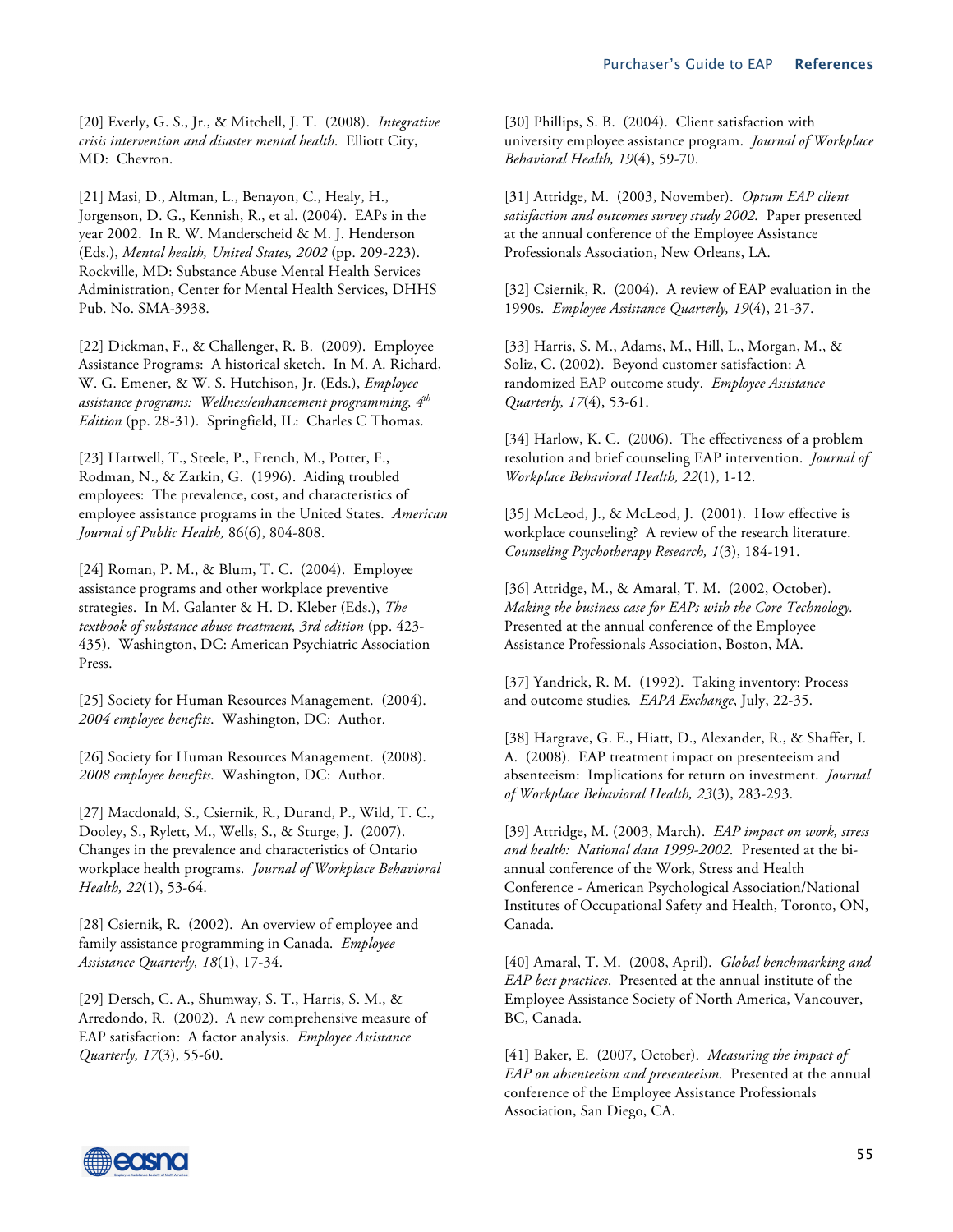[20] Everly, G. S., Jr., & Mitchell, J. T. (2008). *Integrative crisis intervention and disaster mental health*. Elliott City, MD: Chevron.

[21] Masi, D., Altman, L., Benayon, C., Healy, H., Jorgenson, D. G., Kennish, R., et al. (2004). EAPs in the year 2002. In R. W. Manderscheid & M. J. Henderson (Eds.), *Mental health, United States, 2002* (pp. 209-223). Rockville, MD: Substance Abuse Mental Health Services Administration, Center for Mental Health Services, DHHS Pub. No. SMA-3938.

[22] Dickman, F., & Challenger, R. B. (2009). Employee Assistance Programs: A historical sketch. In M. A. Richard, W. G. Emener, & W. S. Hutchison, Jr. (Eds.), *Employee assistance programs: Wellness/enhancement programming, 4th Edition* (pp. 28-31). Springfield, IL: Charles C Thomas.

[23] Hartwell, T., Steele, P., French, M., Potter, F., Rodman, N., & Zarkin, G. (1996). Aiding troubled employees: The prevalence, cost, and characteristics of employee assistance programs in the United States. *American Journal of Public Health,* 86(6), 804-808.

[24] Roman, P. M., & Blum, T. C. (2004). Employee assistance programs and other workplace preventive strategies. In M. Galanter & H. D. Kleber (Eds.), *The textbook of substance abuse treatment, 3rd edition* (pp. 423-435). Washington, DC: American Psychiatric Association Press.

[25] Society for Human Resources Management. (2004). *2004 employee benefits*. Washington, DC: Author.

[26] Society for Human Resources Management. (2008). *2008 employee benefits*. Washington, DC: Author.

[27] Macdonald, S., Csiernik, R., Durand, P., Wild, T. C., Dooley, S., Rylett, M., Wells, S., & Sturge, J. (2007). Changes in the prevalence and characteristics of Ontario workplace health programs. *Journal of Workplace Behavioral Health, 22*(1), 53-64.

[28] Csiernik, R. (2002). An overview of employee and family assistance programming in Canada. *Employee Assistance Quarterly, 18*(1), 17-34.

[29] Dersch, C. A., Shumway, S. T., Harris, S. M., & Arredondo, R. (2002). A new comprehensive measure of EAP satisfaction: A factor analysis. *Employee Assistance Quarterly, 17*(3), 55-60.

[30] Phillips, S. B. (2004). Client satisfaction with university employee assistance program. *Journal of Workplace Behavioral Health, 19*(4), 59-70.

[31] Attridge, M. (2003, November). *Optum EAP client satisfaction and outcomes survey study 2002.* Paper presented at the annual conference of the Employee Assistance Professionals Association, New Orleans, LA.

[32] Csiernik, R. (2004). A review of EAP evaluation in the 1990s. *Employee Assistance Quarterly, 19*(4), 21-37.

[33] Harris, S. M., Adams, M., Hill, L., Morgan, M., & Soliz, C. (2002). Beyond customer satisfaction: A randomized EAP outcome study. *Employee Assistance Quarterly, 17*(4), 53-61.

[34] Harlow, K. C. (2006). The effectiveness of a problem resolution and brief counseling EAP intervention. *Journal of Workplace Behavioral Health, 22*(1), 1-12.

[35] McLeod, J., & McLeod, J. (2001). How effective is workplace counseling? A review of the research literature. *Counseling Psychotherapy Research, 1*(3), 184-191.

[36] Attridge, M., & Amaral, T. M. (2002, October). *Making the business case for EAPs with the Core Technology.* Presented at the annual conference of the Employee Assistance Professionals Association, Boston, MA.

[37] Yandrick, R. M. (1992). Taking inventory: Process and outcome studies. *EAPA Exchange*, July, 22-35.

[38] Hargrave, G. E., Hiatt, D., Alexander, R., & Shaffer, I. A. (2008). EAP treatment impact on presenteeism and absenteeism: Implications for return on investment. *Journal of Workplace Behavioral Health, 23*(3), 283-293.

[39] Attridge, M. (2003, March). *EAP impact on work, stress and health: National data 1999-2002.* Presented at the bi-annual conference of the Work, Stress and Health Conference - American Psychological Association/National Institutes of Occupational Safety and Health, Toronto, ON, Canada.

[40] Amaral, T. M. (2008, April). *Global benchmarking and EAP best practices*. Presented at the annual institute of the Employee Assistance Society of North America, Vancouver, BC, Canada.

[41] Baker, E. (2007, October). *Measuring the impact of EAP on absenteeism and presenteeism.* Presented at the annual conference of the Employee Assistance Professionals Association, San Diego, CA.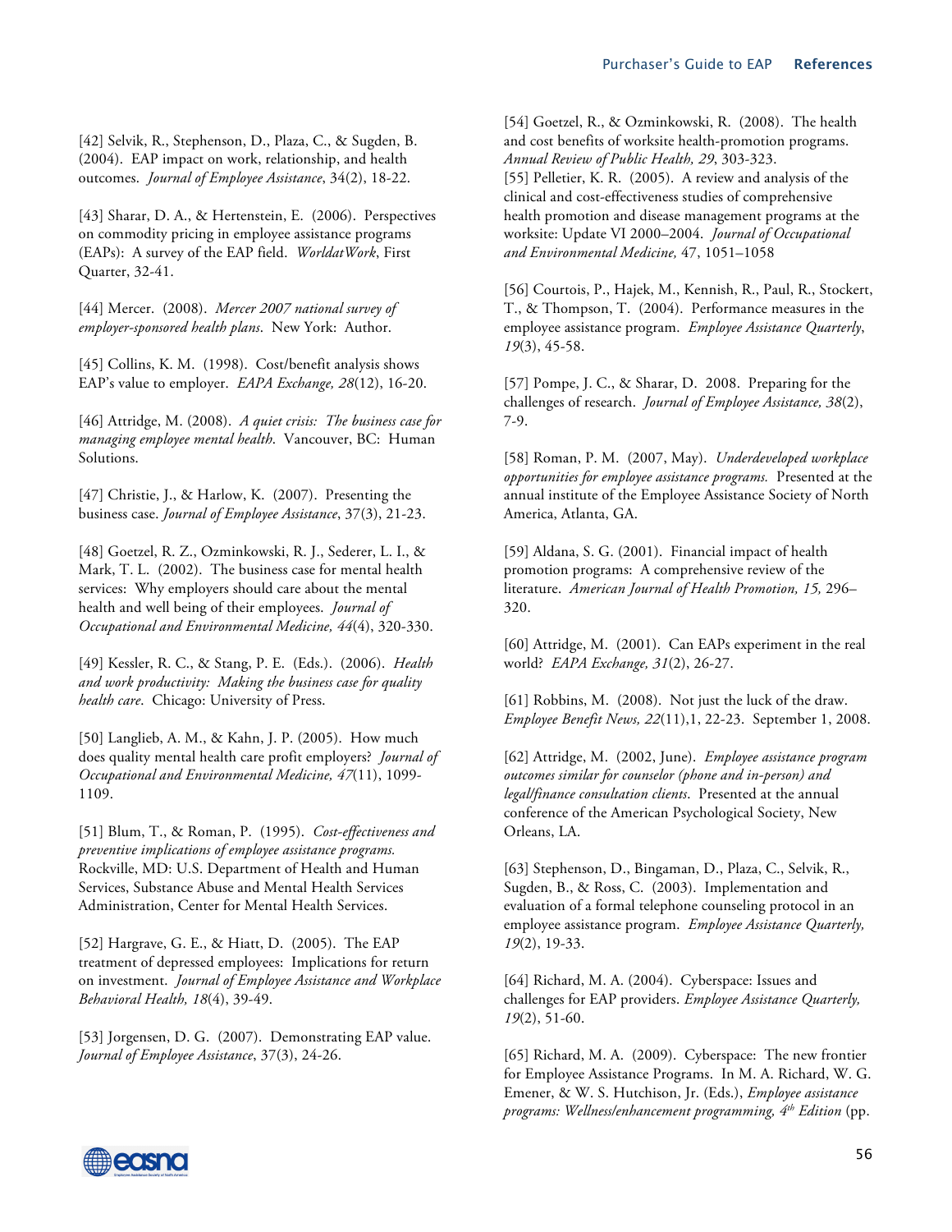[42] Selvik, R., Stephenson, D., Plaza, C., & Sugden, B. (2004). EAP impact on work, relationship, and health outcomes. *Journal of Employee Assistance*, 34(2), 18-22.

[43] Sharar, D. A., & Hertenstein, E. (2006). Perspectives on commodity pricing in employee assistance programs (EAPs): A survey of the EAP field. *WorldatWork*, First Quarter, 32-41.

[44] Mercer. (2008). *Mercer 2007 national survey of employer-sponsored health plans*. New York: Author.

[45] Collins, K. M. (1998). Cost/benefit analysis shows EAP's value to employer. *EAPA Exchange, 28*(12), 16-20.

[46] Attridge, M. (2008). *A quiet crisis: The business case for managing employee mental health*. Vancouver, BC: Human Solutions.

[47] Christie, J., & Harlow, K. (2007). Presenting the business case. *Journal of Employee Assistance*, 37(3), 21-23.

[48] Goetzel, R. Z., Ozminkowski, R. J., Sederer, L. I., & Mark, T. L. (2002). The business case for mental health services: Why employers should care about the mental health and well being of their employees. *Journal of Occupational and Environmental Medicine, 44*(4), 320-330.

[49] Kessler, R. C., & Stang, P. E. (Eds.). (2006). *Health and work productivity: Making the business case for quality health care*. Chicago: University of Press.

[50] Langlieb, A. M., & Kahn, J. P. (2005). How much does quality mental health care profit employers? *Journal of Occupational and Environmental Medicine, 47*(11), 1099-1109.

[51] Blum, T., & Roman, P. (1995). *Cost-effectiveness and preventive implications of employee assistance programs.* Rockville, MD: U.S. Department of Health and Human Services, Substance Abuse and Mental Health Services Administration, Center for Mental Health Services.

[52] Hargrave, G. E., & Hiatt, D. (2005). The EAP treatment of depressed employees: Implications for return on investment. *Journal of Employee Assistance and Workplace Behavioral Health, 18*(4), 39-49.

[53] Jorgensen, D. G. (2007). Demonstrating EAP value. *Journal of Employee Assistance*, 37(3), 24-26.

[54] Goetzel, R., & Ozminkowski, R. (2008). The health and cost benefits of worksite health-promotion programs. *Annual Review of Public Health, 29*, 303-323.
[55] Pelletier, K. R. (2005). A review and analysis of the clinical and cost-effectiveness studies of comprehensive health promotion and disease management programs at the worksite: Update VI 2000–2004. *Journal of Occupational and Environmental Medicine,* 47, 1051–1058

[56] Courtois, P., Hajek, M., Kennish, R., Paul, R., Stockert, T., & Thompson, T. (2004). Performance measures in the employee assistance program. *Employee Assistance Quarterly*, *19*(3), 45-58.

[57] Pompe, J. C., & Sharar, D. 2008. Preparing for the challenges of research. *Journal of Employee Assistance, 38*(2), 7-9.

[58] Roman, P. M. (2007, May). *Underdeveloped workplace opportunities for employee assistance programs.* Presented at the annual institute of the Employee Assistance Society of North America, Atlanta, GA.

[59] Aldana, S. G. (2001). Financial impact of health promotion programs: A comprehensive review of the literature. *American Journal of Health Promotion, 15,* 296–320.

[60] Attridge, M. (2001). Can EAPs experiment in the real world? *EAPA Exchange, 31*(2), 26-27.

[61] Robbins, M. (2008). Not just the luck of the draw. *Employee Benefit News, 22*(11),1, 22-23. September 1, 2008.

[62] Attridge, M. (2002, June). *Employee assistance program outcomes similar for counselor (phone and in-person) and legal/finance consultation clients*. Presented at the annual conference of the American Psychological Society, New Orleans, LA.

[63] Stephenson, D., Bingaman, D., Plaza, C., Selvik, R., Sugden, B., & Ross, C. (2003). Implementation and evaluation of a formal telephone counseling protocol in an employee assistance program. *Employee Assistance Quarterly, 19*(2), 19-33.

[64] Richard, M. A. (2004). Cyberspace: Issues and challenges for EAP providers. *Employee Assistance Quarterly, 19*(2), 51-60.

[65] Richard, M. A. (2009). Cyberspace: The new frontier for Employee Assistance Programs. In M. A. Richard, W. G. Emener, & W. S. Hutchison, Jr. (Eds.), *Employee assistance programs: Wellness/enhancement programming, 4th Edition* (pp.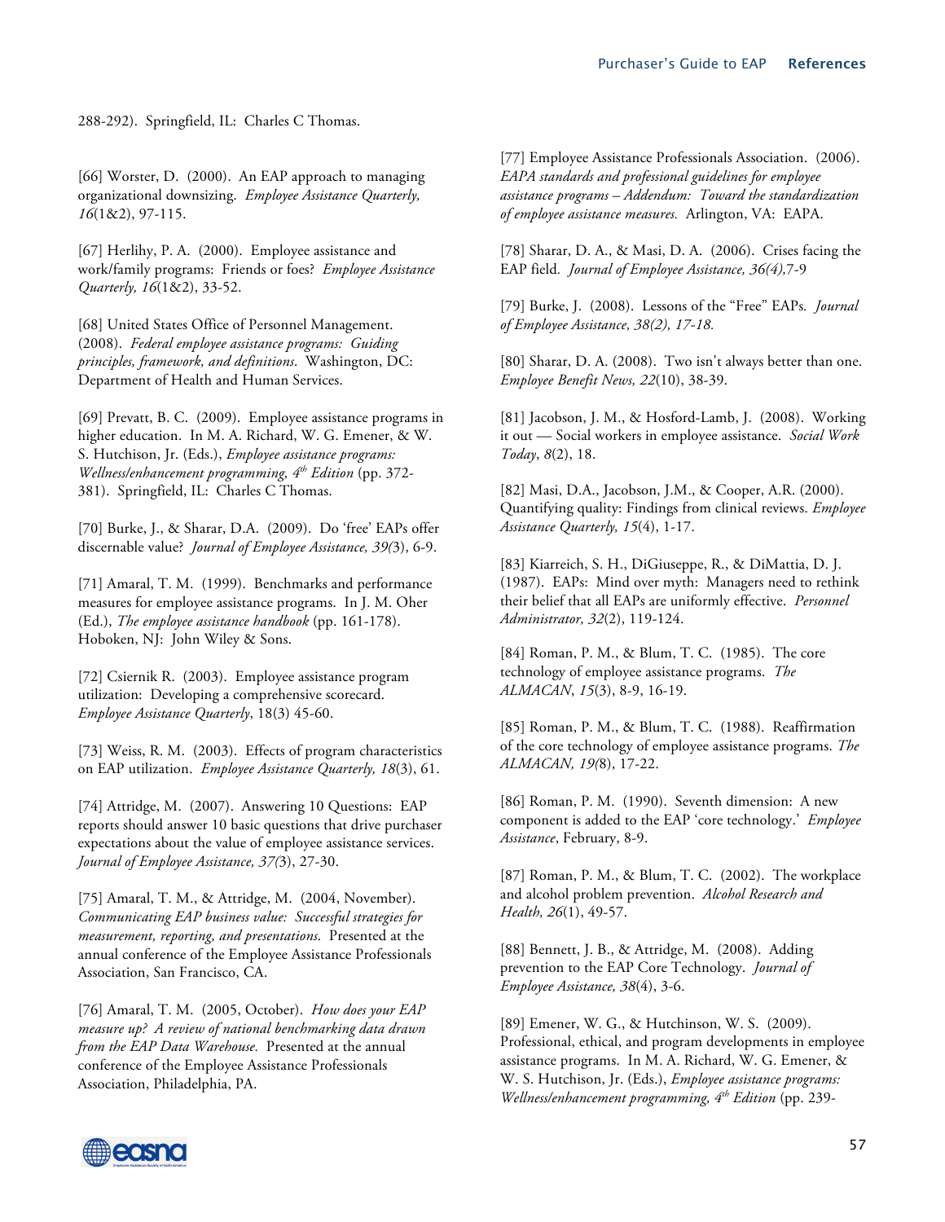288-292). Springfield, IL: Charles C Thomas.

[66] Worster, D. (2000). An EAP approach to managing organizational downsizing. *Employee Assistance Quarterly, 16*(1&2), 97-115.

[67] Herlihy, P. A. (2000). Employee assistance and work/family programs: Friends or foes? *Employee Assistance Quarterly, 16*(1&2), 33-52.

[68] United States Office of Personnel Management. (2008). *Federal employee assistance programs: Guiding principles, framework, and definitions*. Washington, DC: Department of Health and Human Services.

[69] Prevatt, B. C. (2009). Employee assistance programs in higher education. In M. A. Richard, W. G. Emener, & W. S. Hutchison, Jr. (Eds.), *Employee assistance programs: Wellness/enhancement programming, 4th Edition* (pp. 372-381). Springfield, IL: Charles C Thomas.

[70] Burke, J., & Sharar, D.A. (2009). Do 'free' EAPs offer discernable value? *Journal of Employee Assistance, 39(*3), 6-9.

[71] Amaral, T. M. (1999). Benchmarks and performance measures for employee assistance programs. In J. M. Oher (Ed.), *The employee assistance handbook* (pp. 161-178). Hoboken, NJ: John Wiley & Sons.

[72] Csiernik R. (2003). Employee assistance program utilization: Developing a comprehensive scorecard. *Employee Assistance Quarterly*, 18(3) 45-60.

[73] Weiss, R. M. (2003). Effects of program characteristics on EAP utilization. *Employee Assistance Quarterly, 18*(3), 61.

[74] Attridge, M. (2007). Answering 10 Questions: EAP reports should answer 10 basic questions that drive purchaser expectations about the value of employee assistance services. *Journal of Employee Assistance, 37(*3), 27-30.

[75] Amaral, T. M., & Attridge, M. (2004, November). *Communicating EAP business value: Successful strategies for measurement, reporting, and presentations*. Presented at the annual conference of the Employee Assistance Professionals Association, San Francisco, CA.

[76] Amaral, T. M. (2005, October). *How does your EAP measure up? A review of national benchmarking data drawn from the EAP Data Warehouse.* Presented at the annual conference of the Employee Assistance Professionals Association, Philadelphia, PA.

[77] Employee Assistance Professionals Association. (2006). *EAPA standards and professional guidelines for employee assistance programs – Addendum: Toward the standardization of employee assistance measures.* Arlington, VA: EAPA.

[78] Sharar, D. A., & Masi, D. A. (2006). Crises facing the EAP field. *Journal of Employee Assistance, 36(4),*7-9

[79] Burke, J. (2008). Lessons of the "Free" EAPs*. Journal of Employee Assistance, 38(2), 17-18.*

[80] Sharar, D. A. (2008). Two isn't always better than one. *Employee Benefit News, 22*(10), 38-39.

[81] Jacobson, J. M., & Hosford-Lamb, J. (2008). Working it out — Social workers in employee assistance. *Social Work Today*, *8*(2), 18.

[82] Masi, D.A., Jacobson, J.M., & Cooper, A.R. (2000). Quantifying quality: Findings from clinical reviews. *Employee Assistance Quarterly, 15*(4), 1-17.

[83] Kiarreich, S. H., DiGiuseppe, R., & DiMattia, D. J. (1987). EAPs: Mind over myth: Managers need to rethink their belief that all EAPs are uniformly effective. *Personnel Administrator, 32*(2), 119-124.

[84] Roman, P. M., & Blum, T. C. (1985). The core technology of employee assistance programs. *The ALMACAN*, *15*(3), 8-9, 16-19.

[85] Roman, P. M., & Blum, T. C. (1988). Reaffirmation of the core technology of employee assistance programs. *The ALMACAN, 19(*8), 17-22.

[86] Roman, P. M. (1990). Seventh dimension: A new component is added to the EAP 'core technology.' *Employee Assistance*, February, 8-9.

[87] Roman, P. M., & Blum, T. C. (2002). The workplace and alcohol problem prevention. *Alcohol Research and Health, 26*(1), 49-57.

[88] Bennett, J. B., & Attridge, M. (2008). Adding prevention to the EAP Core Technology. *Journal of Employee Assistance, 38*(4), 3-6.

[89] Emener, W. G., & Hutchinson, W. S. (2009). Professional, ethical, and program developments in employee assistance programs. In M. A. Richard, W. G. Emener, & W. S. Hutchison, Jr. (Eds.), *Employee assistance programs: Wellness/enhancement programming, 4th Edition* (pp. 239-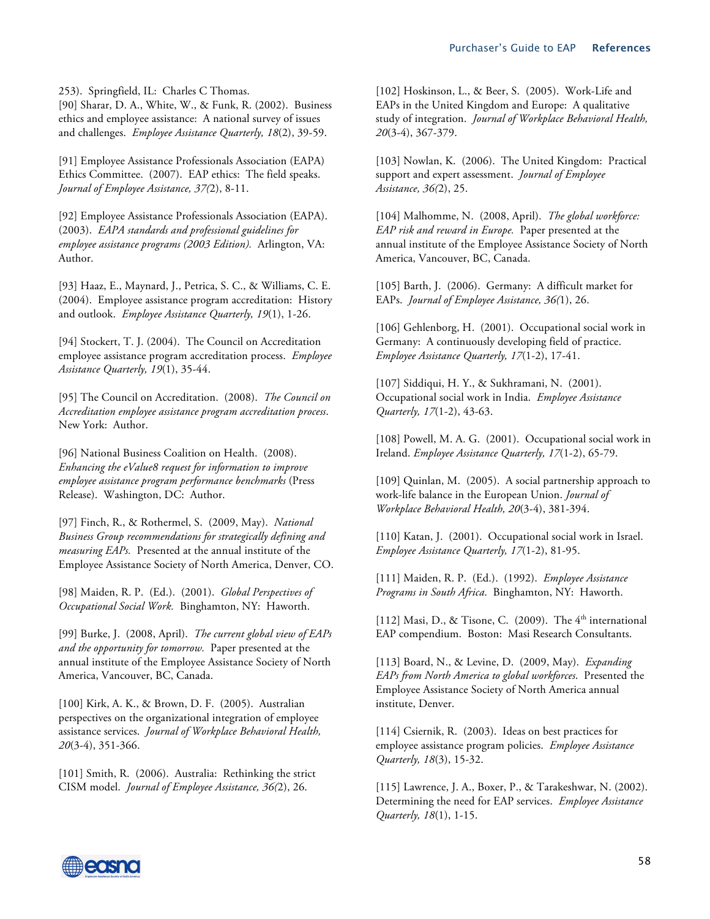253). Springfield, IL: Charles C Thomas.

[90] Sharar, D. A., White, W., & Funk, R. (2002). Business ethics and employee assistance: A national survey of issues and challenges. *Employee Assistance Quarterly, 18*(2), 39-59.

[91] Employee Assistance Professionals Association (EAPA) Ethics Committee. (2007). EAP ethics: The field speaks. *Journal of Employee Assistance, 37(*2), 8-11.

[92] Employee Assistance Professionals Association (EAPA). (2003). *EAPA standards and professional guidelines for employee assistance programs (2003 Edition).* Arlington, VA: Author.

[93] Haaz, E., Maynard, J., Petrica, S. C., & Williams, C. E. (2004). Employee assistance program accreditation: History and outlook. *Employee Assistance Quarterly, 19*(1), 1-26.

[94] Stockert, T. J. (2004). The Council on Accreditation employee assistance program accreditation process. *Employee Assistance Quarterly, 19*(1), 35-44.

[95] The Council on Accreditation. (2008). *The Council on Accreditation employee assistance program accreditation process*. New York: Author.

[96] National Business Coalition on Health. (2008). *Enhancing the eValue8 request for information to improve employee assistance program performance benchmarks* (Press Release). Washington, DC: Author.

[97] Finch, R., & Rothermel, S. (2009, May). *National Business Group recommendations for strategically defining and measuring EAPs.* Presented at the annual institute of the Employee Assistance Society of North America, Denver, CO.

[98] Maiden, R. P. (Ed.). (2001). *Global Perspectives of Occupational Social Work.* Binghamton, NY: Haworth.

[99] Burke, J. (2008, April). *The current global view of EAPs and the opportunity for tomorrow.* Paper presented at the annual institute of the Employee Assistance Society of North America, Vancouver, BC, Canada.

[100] Kirk, A. K., & Brown, D. F. (2005). Australian perspectives on the organizational integration of employee assistance services. *Journal of Workplace Behavioral Health, 20*(3-4), 351-366.

[101] Smith, R. (2006). Australia: Rethinking the strict CISM model. *Journal of Employee Assistance, 36(*2), 26.

[102] Hoskinson, L., & Beer, S. (2005). Work-Life and EAPs in the United Kingdom and Europe: A qualitative study of integration. *Journal of Workplace Behavioral Health, 20*(3-4), 367-379.

[103] Nowlan, K. (2006). The United Kingdom: Practical support and expert assessment. *Journal of Employee Assistance, 36(*2), 25.

[104] Malhomme, N. (2008, April). *The global workforce: EAP risk and reward in Europe.* Paper presented at the annual institute of the Employee Assistance Society of North America, Vancouver, BC, Canada.

[105] Barth, J. (2006). Germany: A difficult market for EAPs. *Journal of Employee Assistance, 36(*1), 26.

[106] Gehlenborg, H. (2001). Occupational social work in Germany: A continuously developing field of practice. *Employee Assistance Quarterly, 17*(1-2), 17-41.

[107] Siddiqui, H. Y., & Sukhramani, N. (2001). Occupational social work in India. *Employee Assistance Quarterly, 17*(1-2), 43-63.

[108] Powell, M. A. G. (2001). Occupational social work in Ireland. *Employee Assistance Quarterly, 17*(1-2), 65-79.

[109] Quinlan, M. (2005). A social partnership approach to work-life balance in the European Union. *Journal of Workplace Behavioral Health, 20*(3-4), 381-394.

[110] Katan, J. (2001). Occupational social work in Israel. *Employee Assistance Quarterly, 17*(1-2), 81-95.

[111] Maiden, R. P. (Ed.). (1992). *Employee Assistance Programs in South Africa*. Binghamton, NY: Haworth.

[112] Masi, D., & Tisone, C. (2009). The 4th international EAP compendium. Boston: Masi Research Consultants.

[113] Board, N., & Levine, D. (2009, May). *Expanding EAPs from North America to global workforces*. Presented the Employee Assistance Society of North America annual institute, Denver.

[114] Csiernik, R. (2003). Ideas on best practices for employee assistance program policies. *Employee Assistance Quarterly, 18*(3), 15-32.

[115] Lawrence, J. A., Boxer, P., & Tarakeshwar, N. (2002). Determining the need for EAP services. *Employee Assistance Quarterly, 18*(1), 1-15.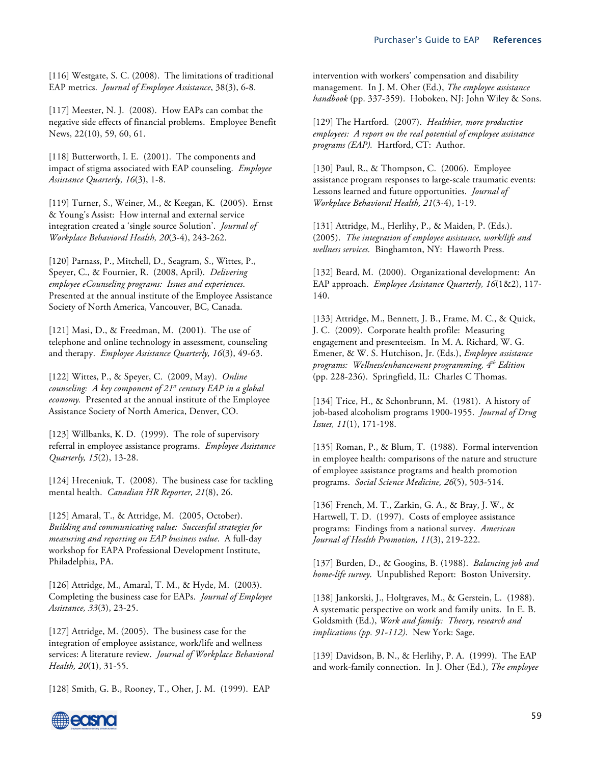[116] Westgate, S. C. (2008). The limitations of traditional EAP metrics. *Journal of Employee Assistance*, 38(3), 6-8.

[117] Meester, N. J. (2008). How EAPs can combat the negative side effects of financial problems. Employee Benefit News, 22(10), 59, 60, 61.

[118] Butterworth, I. E. (2001). The components and impact of stigma associated with EAP counseling. *Employee Assistance Quarterly, 16*(3), 1-8.

[119] Turner, S., Weiner, M., & Keegan, K. (2005). Ernst & Young's Assist: How internal and external service integration created a 'single source Solution'. *Journal of Workplace Behavioral Health, 20*(3-4), 243-262.

[120] Parnass, P., Mitchell, D., Seagram, S., Wittes, P., Speyer, C., & Fournier, R. (2008, April). *Delivering employee eCounseling programs: Issues and experiences*. Presented at the annual institute of the Employee Assistance Society of North America, Vancouver, BC, Canada.

[121] Masi, D., & Freedman, M. (2001). The use of telephone and online technology in assessment, counseling and therapy. *Employee Assistance Quarterly, 16*(3), 49-63.

[122] Wittes, P., & Speyer, C. (2009, May). *Online counseling: A key component of 21st century EAP in a global economy.* Presented at the annual institute of the Employee Assistance Society of North America, Denver, CO.

[123] Willbanks, K. D. (1999). The role of supervisory referral in employee assistance programs. *Employee Assistance Quarterly, 15*(2), 13-28.

[124] Hreceniuk, T. (2008). The business case for tackling mental health. *Canadian HR Reporter, 21*(8), 26.

[125] Amaral, T., & Attridge, M. (2005, October). *Building and communicating value: Successful strategies for measuring and reporting on EAP business value*. A full-day workshop for EAPA Professional Development Institute, Philadelphia, PA.

[126] Attridge, M., Amaral, T. M., & Hyde, M. (2003). Completing the business case for EAPs. *Journal of Employee Assistance, 33*(3), 23-25.

[127] Attridge, M. (2005). The business case for the integration of employee assistance, work/life and wellness services: A literature review. *Journal of Workplace Behavioral Health, 20*(1), 31-55.

[128] Smith, G. B., Rooney, T., Oher, J. M. (1999). EAP intervention with workers' compensation and disability management. In J. M. Oher (Ed.), *The employee assistance handbook* (pp. 337-359). Hoboken, NJ: John Wiley & Sons.

[129] The Hartford. (2007). *Healthier, more productive employees: A report on the real potential of employee assistance programs (EAP).* Hartford, CT: Author.

[130] Paul, R., & Thompson, C. (2006). Employee assistance program responses to large-scale traumatic events: Lessons learned and future opportunities. *Journal of Workplace Behavioral Health, 21*(3-4), 1-19.

[131] Attridge, M., Herlihy, P., & Maiden, P. (Eds.). (2005). *The integration of employee assistance, work/life and wellness services.* Binghamton, NY: Haworth Press.

[132] Beard, M. (2000). Organizational development: An EAP approach. *Employee Assistance Quarterly, 16*(1&2), 117-140.

[133] Attridge, M., Bennett, J. B., Frame, M. C., & Quick, J. C. (2009). Corporate health profile: Measuring engagement and presenteeism. In M. A. Richard, W. G. Emener, & W. S. Hutchison, Jr. (Eds.), *Employee assistance programs: Wellness/enhancement programming, 4th Edition* (pp. 228-236). Springfield, IL: Charles C Thomas.

[134] Trice, H., & Schonbrunn, M. (1981). A history of job-based alcoholism programs 1900-1955. *Journal of Drug Issues, 11*(1), 171-198.

[135] Roman, P., & Blum, T. (1988). Formal intervention in employee health: comparisons of the nature and structure of employee assistance programs and health promotion programs. *Social Science Medicine, 26*(5), 503-514.

[136] French, M. T., Zarkin, G. A., & Bray, J. W., & Hartwell, T. D. (1997). Costs of employee assistance programs: Findings from a national survey. *American Journal of Health Promotion, 11*(3), 219-222.

[137] Burden, D., & Googins, B. (1988). *Balancing job and home-life survey*. Unpublished Report: Boston University.

[138] Jankorski, J., Holtgraves, M., & Gerstein, L. (1988). A systematic perspective on work and family units. In E. B. Goldsmith (Ed.), *Work and family: Theory, research and implications (pp. 91-112)*. New York: Sage.

[139] Davidson, B. N., & Herlihy, P. A. (1999). The EAP and work-family connection. In J. Oher (Ed.), *The employee*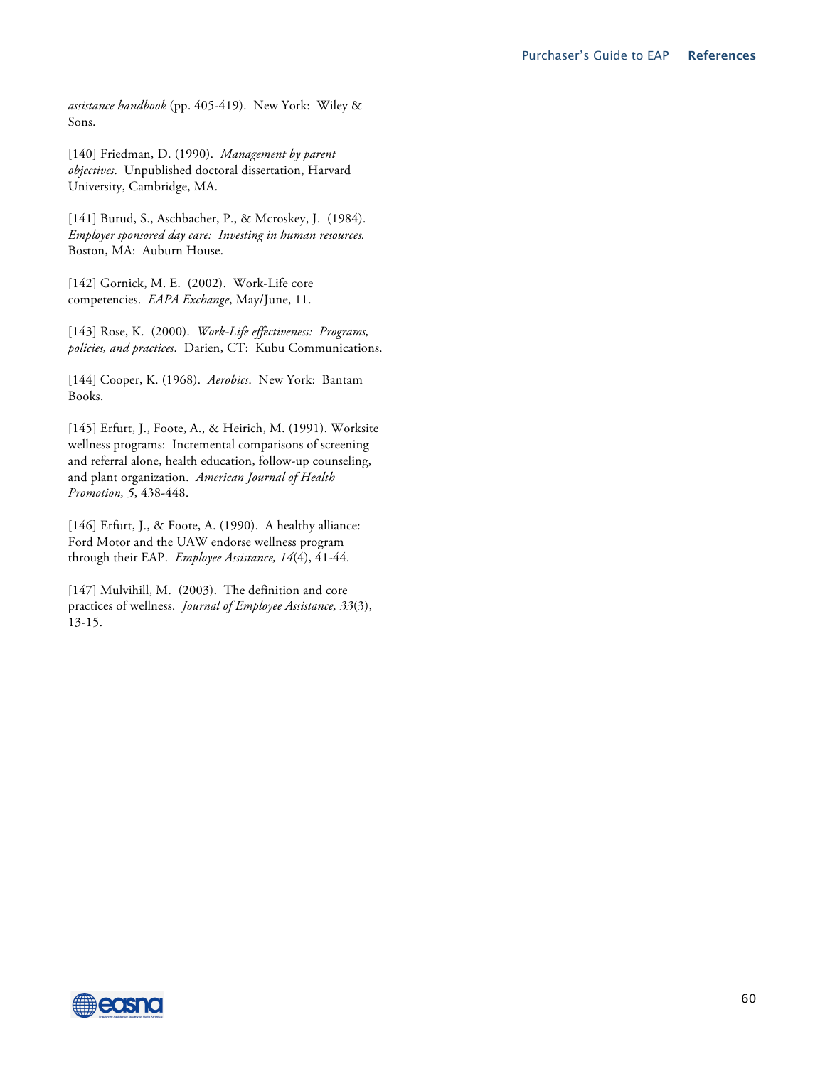*assistance handbook* (pp. 405-419). New York: Wiley & Sons.

[140] Friedman, D. (1990). *Management by parent objectives*. Unpublished doctoral dissertation, Harvard University, Cambridge, MA.

[141] Burud, S., Aschbacher, P., & Mcroskey, J. (1984). *Employer sponsored day care: Investing in human resources.* Boston, MA: Auburn House.

[142] Gornick, M. E. (2002). Work-Life core competencies. *EAPA Exchange*, May/June, 11.

[143] Rose, K. (2000). *Work-Life effectiveness: Programs, policies, and practices*. Darien, CT: Kubu Communications.

[144] Cooper, K. (1968). *Aerobics*. New York: Bantam Books.

[145] Erfurt, J., Foote, A., & Heirich, M. (1991). Worksite wellness programs: Incremental comparisons of screening and referral alone, health education, follow-up counseling, and plant organization. *American Journal of Health Promotion, 5*, 438-448.

[146] Erfurt, J., & Foote, A. (1990). A healthy alliance: Ford Motor and the UAW endorse wellness program through their EAP. *Employee Assistance, 14*(4), 41-44.

[147] Mulvihill, M. (2003). The definition and core practices of wellness. *Journal of Employee Assistance, 33*(3), 13-15.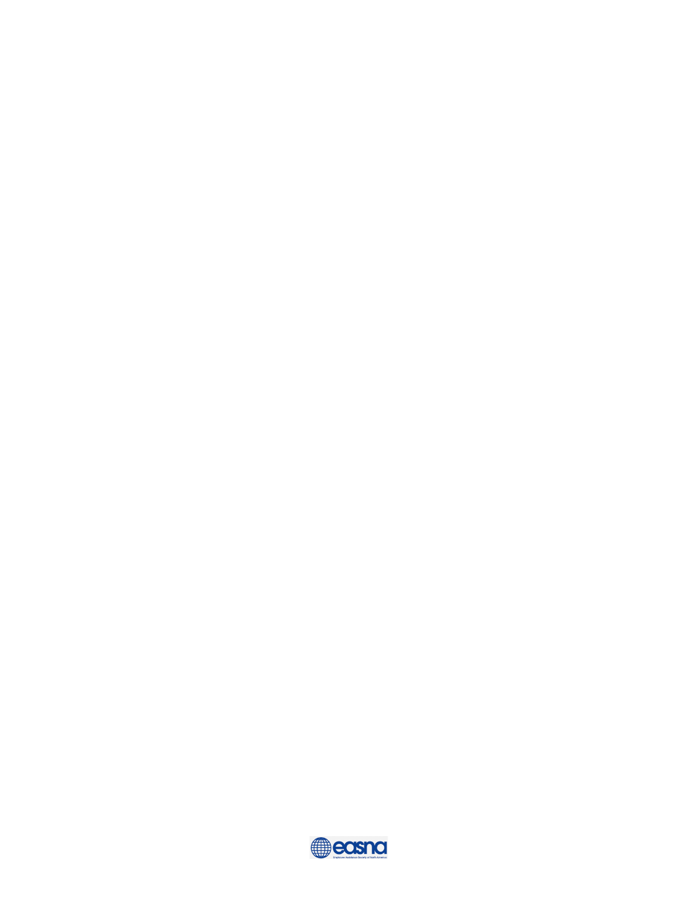easna

Employee Assistance Society of North America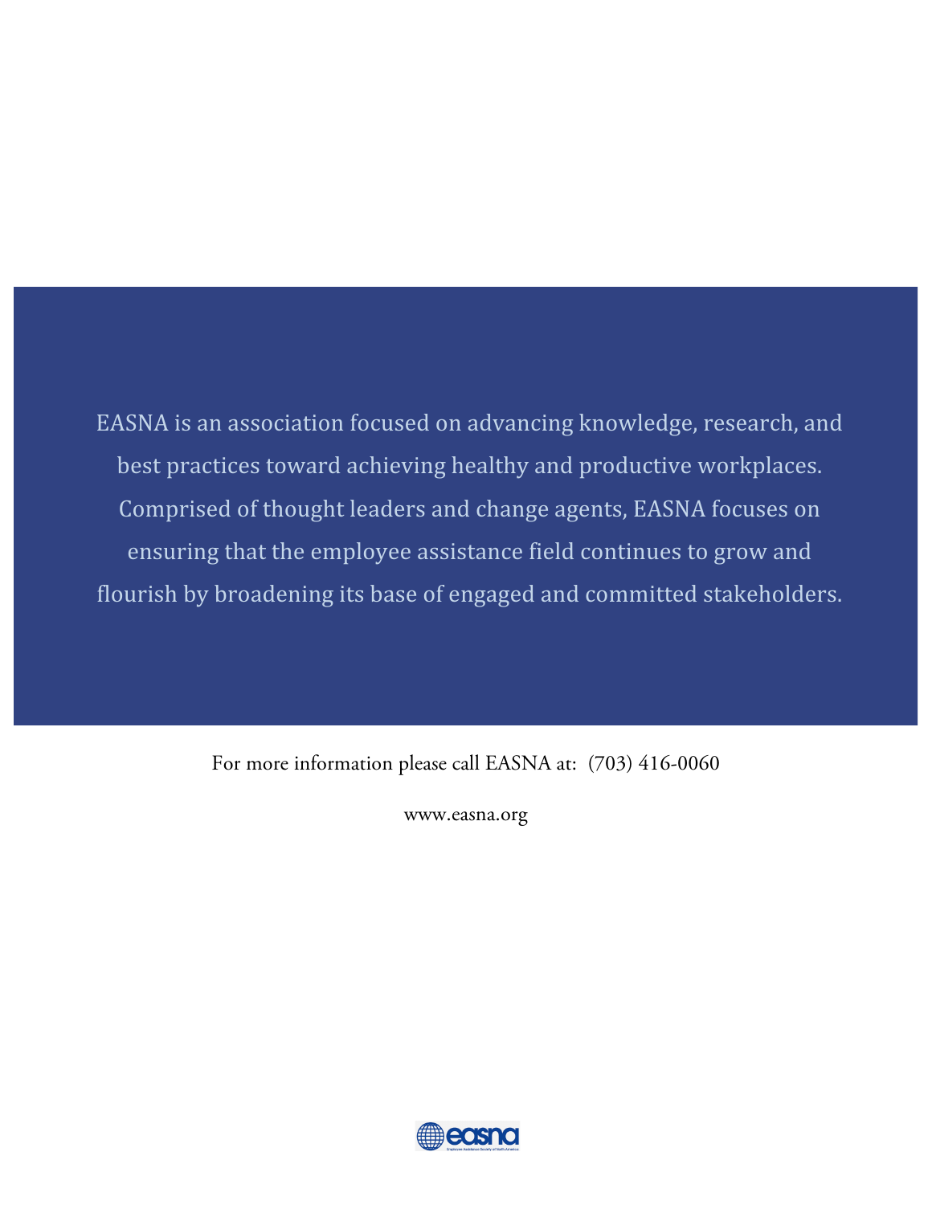EASNA is an association focused on advancing knowledge, research, and best practices toward achieving healthy and productive workplaces. Comprised of thought leaders and change agents, EASNA focuses on ensuring that the employee assistance field continues to grow and flourish by broadening its base of engaged and committed stakeholders.

For more information please call EASNA at: (703) 416-0060

www.easna.org